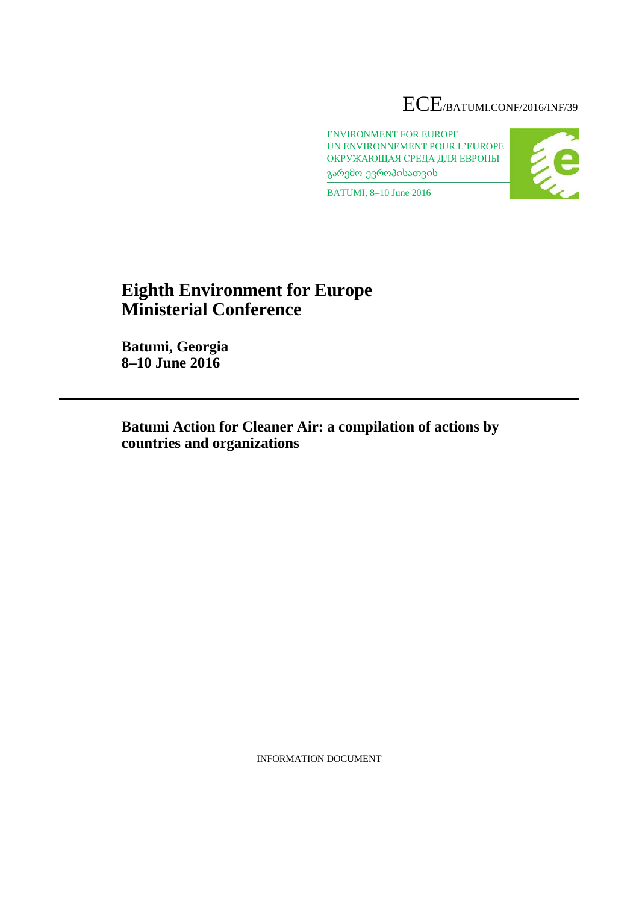ECE/BATUMI.CONF/2016/INF/39

ENVIRONMENT FOR EUROPE
UN ENVIRONNEMENT POUR L'EUROPE
ОКРУЖАЮЩАЯ СРЕДА ДЛЯ ЕВРОПЫ
გარემო ევროპისათვის

BATUMI, 8–10 June 2016

# Eighth Environment for Europe Ministerial Conference

**Batumi, Georgia**
**8–10 June 2016**

## Batumi Action for Cleaner Air: a compilation of actions by countries and organizations

INFORMATION DOCUMENT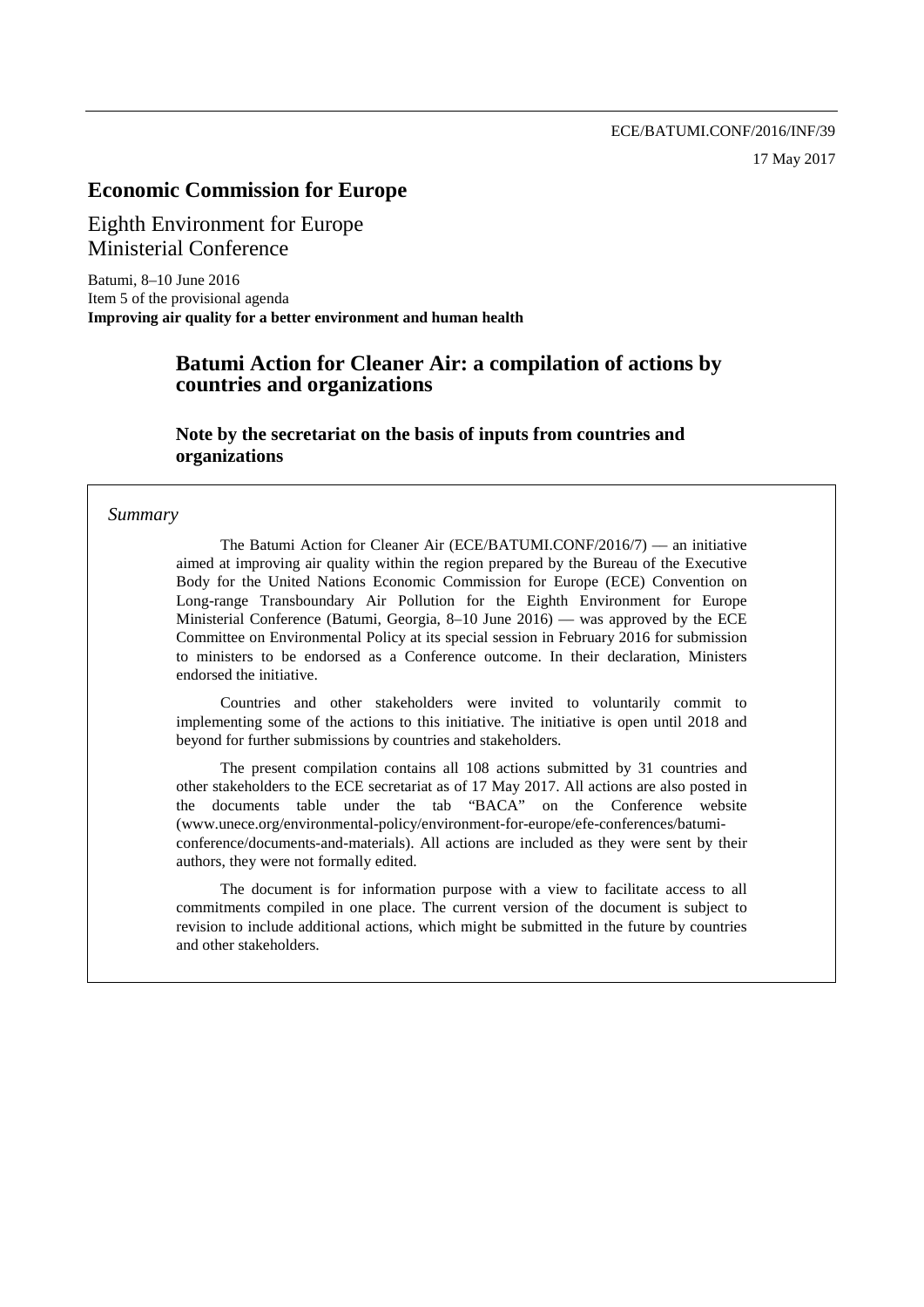ECE/BATUMI.CONF/2016/INF/39

17 May 2017

# Economic Commission for Europe

Eighth Environment for Europe
Ministerial Conference

Batumi, 8–10 June 2016
Item 5 of the provisional agenda
**Improving air quality for a better environment and human health**

## Batumi Action for Cleaner Air: a compilation of actions by countries and organizations

### Note by the secretariat on the basis of inputs from countries and organizations

*Summary*

The Batumi Action for Cleaner Air (ECE/BATUMI.CONF/2016/7) — an initiative aimed at improving air quality within the region prepared by the Bureau of the Executive Body for the United Nations Economic Commission for Europe (ECE) Convention on Long-range Transboundary Air Pollution for the Eighth Environment for Europe Ministerial Conference (Batumi, Georgia, 8–10 June 2016) — was approved by the ECE Committee on Environmental Policy at its special session in February 2016 for submission to ministers to be endorsed as a Conference outcome. In their declaration, Ministers endorsed the initiative.

Countries and other stakeholders were invited to voluntarily commit to implementing some of the actions to this initiative. The initiative is open until 2018 and beyond for further submissions by countries and stakeholders.

The present compilation contains all 108 actions submitted by 31 countries and other stakeholders to the ECE secretariat as of 17 May 2017. All actions are also posted in the documents table under the tab "BACA" on the Conference website (www.unece.org/environmental-policy/environment-for-europe/efe-conferences/batumi-conference/documents-and-materials). All actions are included as they were sent by their authors, they were not formally edited.

The document is for information purpose with a view to facilitate access to all commitments compiled in one place. The current version of the document is subject to revision to include additional actions, which might be submitted in the future by countries and other stakeholders.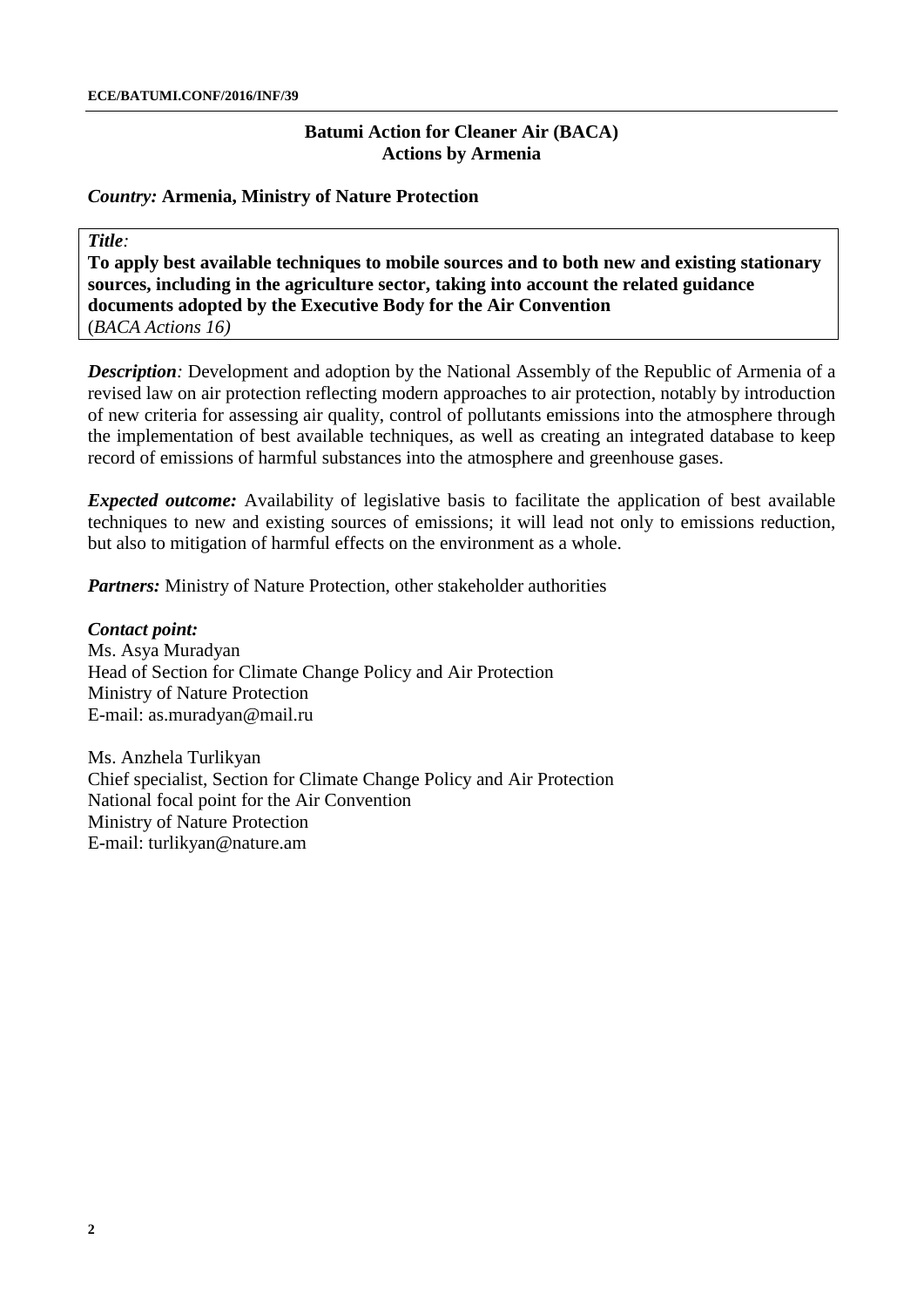## Batumi Action for Cleaner Air (BACA)
## Actions by Armenia

***Country:*** **Armenia, Ministry of Nature Protection**

***Title:***
**To apply best available techniques to mobile sources and to both new and existing stationary sources, including in the agriculture sector, taking into account the related guidance documents adopted by the Executive Body for the Air Convention**
(*BACA Actions 16)*

***Description:*** Development and adoption by the National Assembly of the Republic of Armenia of a revised law on air protection reflecting modern approaches to air protection, notably by introduction of new criteria for assessing air quality, control of pollutants emissions into the atmosphere through the implementation of best available techniques, as well as creating an integrated database to keep record of emissions of harmful substances into the atmosphere and greenhouse gases.

***Expected outcome:*** Availability of legislative basis to facilitate the application of best available techniques to new and existing sources of emissions; it will lead not only to emissions reduction, but also to mitigation of harmful effects on the environment as a whole.

***Partners:*** Ministry of Nature Protection, other stakeholder authorities

***Contact point:***
Ms. Asya Muradyan
Head of Section for Climate Change Policy and Air Protection
Ministry of Nature Protection
E-mail: as.muradyan@mail.ru

Ms. Anzhela Turlikyan
Chief specialist, Section for Climate Change Policy and Air Protection
National focal point for the Air Convention
Ministry of Nature Protection
E-mail: turlikyan@nature.am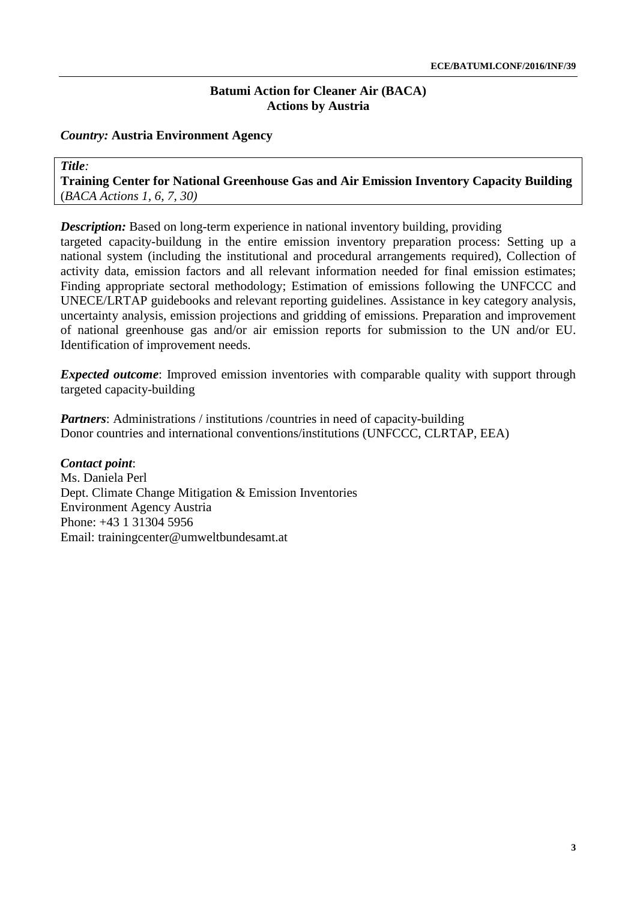## Batumi Action for Cleaner Air (BACA)
## Actions by Austria

***Country:*** **Austria Environment Agency**

***Title*:**
**Training Center for National Greenhouse Gas and Air Emission Inventory Capacity Building** (*BACA Actions 1, 6, 7, 30)*

***Description:*** Based on long-term experience in national inventory building, providing targeted capacity-buildung in the entire emission inventory preparation process: Setting up a national system (including the institutional and procedural arrangements required), Collection of activity data, emission factors and all relevant information needed for final emission estimates; Finding appropriate sectoral methodology; Estimation of emissions following the UNFCCC and UNECE/LRTAP guidebooks and relevant reporting guidelines. Assistance in key category analysis, uncertainty analysis, emission projections and gridding of emissions. Preparation and improvement of national greenhouse gas and/or air emission reports for submission to the UN and/or EU. Identification of improvement needs.

***Expected outcome***: Improved emission inventories with comparable quality with support through targeted capacity-building

***Partners***: Administrations / institutions /countries in need of capacity-building
Donor countries and international conventions/institutions (UNFCCC, CLRTAP, EEA)

***Contact point***:
Ms. Daniela Perl
Dept. Climate Change Mitigation & Emission Inventories
Environment Agency Austria
Phone: +43 1 31304 5956
Email: trainingcenter@umweltbundesamt.at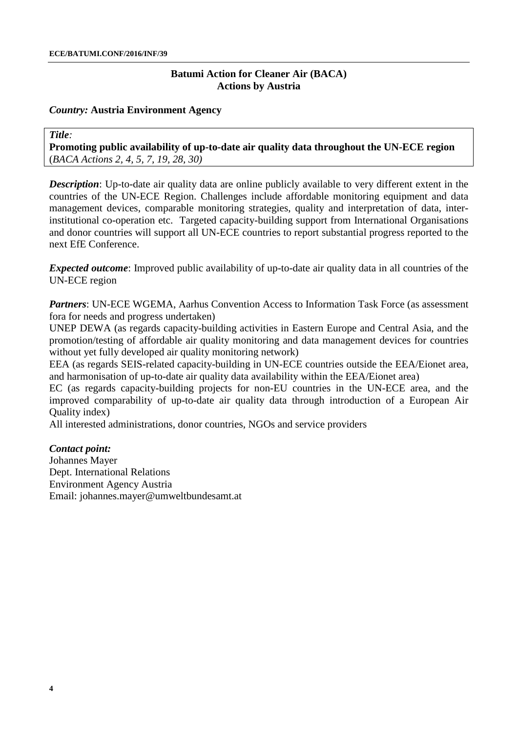## Batumi Action for Cleaner Air (BACA)
## Actions by Austria

***Country:*** **Austria Environment Agency**

***Title*:**
**Promoting public availability of up-to-date air quality data throughout the UN-ECE region**
(*BACA Actions 2, 4, 5, 7, 19, 28, 30)*

***Description***: Up-to-date air quality data are online publicly available to very different extent in the countries of the UN-ECE Region. Challenges include affordable monitoring equipment and data management devices, comparable monitoring strategies, quality and interpretation of data, inter-institutional co-operation etc. Targeted capacity-building support from International Organisations and donor countries will support all UN-ECE countries to report substantial progress reported to the next EfE Conference.

***Expected outcome***: Improved public availability of up-to-date air quality data in all countries of the UN-ECE region

***Partners***: UN-ECE WGEMA, Aarhus Convention Access to Information Task Force (as assessment fora for needs and progress undertaken)
UNEP DEWA (as regards capacity-building activities in Eastern Europe and Central Asia, and the promotion/testing of affordable air quality monitoring and data management devices for countries without yet fully developed air quality monitoring network)
EEA (as regards SEIS-related capacity-building in UN-ECE countries outside the EEA/Eionet area, and harmonisation of up-to-date air quality data availability within the EEA/Eionet area)
EC (as regards capacity-building projects for non-EU countries in the UN-ECE area, and the improved comparability of up-to-date air quality data through introduction of a European Air Quality index)
All interested administrations, donor countries, NGOs and service providers

***Contact point:***
Johannes Mayer
Dept. International Relations
Environment Agency Austria
Email: johannes.mayer@umweltbundesamt.at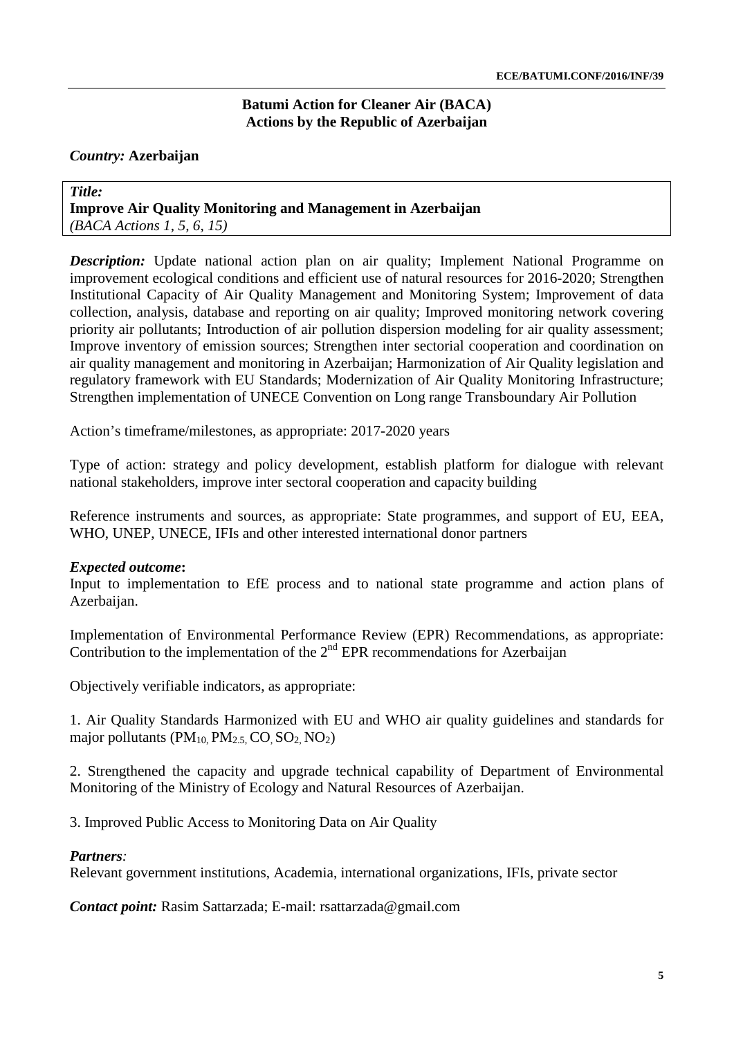**Batumi Action for Cleaner Air (BACA)**
**Actions by the Republic of Azerbaijan**

***Country:*** **Azerbaijan**

***Title:***
**Improve Air Quality Monitoring and Management in Azerbaijan**
*(BACA Actions 1, 5, 6, 15)*

***Description:*** Update national action plan on air quality; Implement National Programme on improvement ecological conditions and efficient use of natural resources for 2016-2020; Strengthen Institutional Capacity of Air Quality Management and Monitoring System; Improvement of data collection, analysis, database and reporting on air quality; Improved monitoring network covering priority air pollutants; Introduction of air pollution dispersion modeling for air quality assessment; Improve inventory of emission sources; Strengthen inter sectorial cooperation and coordination on air quality management and monitoring in Azerbaijan; Harmonization of Air Quality legislation and regulatory framework with EU Standards; Modernization of Air Quality Monitoring Infrastructure; Strengthen implementation of UNECE Convention on Long range Transboundary Air Pollution

Action's timeframe/milestones, as appropriate: 2017-2020 years

Type of action: strategy and policy development, establish platform for dialogue with relevant national stakeholders, improve inter sectoral cooperation and capacity building

Reference instruments and sources, as appropriate: State programmes, and support of EU, EEA, WHO, UNEP, UNECE, IFIs and other interested international donor partners

***Expected outcome*:**
Input to implementation to EfE process and to national state programme and action plans of Azerbaijan.

Implementation of Environmental Performance Review (EPR) Recommendations, as appropriate: Contribution to the implementation of the 2nd EPR recommendations for Azerbaijan

Objectively verifiable indicators, as appropriate:

1. Air Quality Standards Harmonized with EU and WHO air quality guidelines and standards for major pollutants ($PM_{10}$, $PM_{2.5}$, CO, $SO_2$, $NO_2$)

2. Strengthened the capacity and upgrade technical capability of Department of Environmental Monitoring of the Ministry of Ecology and Natural Resources of Azerbaijan.

3. Improved Public Access to Monitoring Data on Air Quality

***Partners**:*
Relevant government institutions, Academia, international organizations, IFIs, private sector

***Contact point:*** Rasim Sattarzada; E-mail: rsattarzada@gmail.com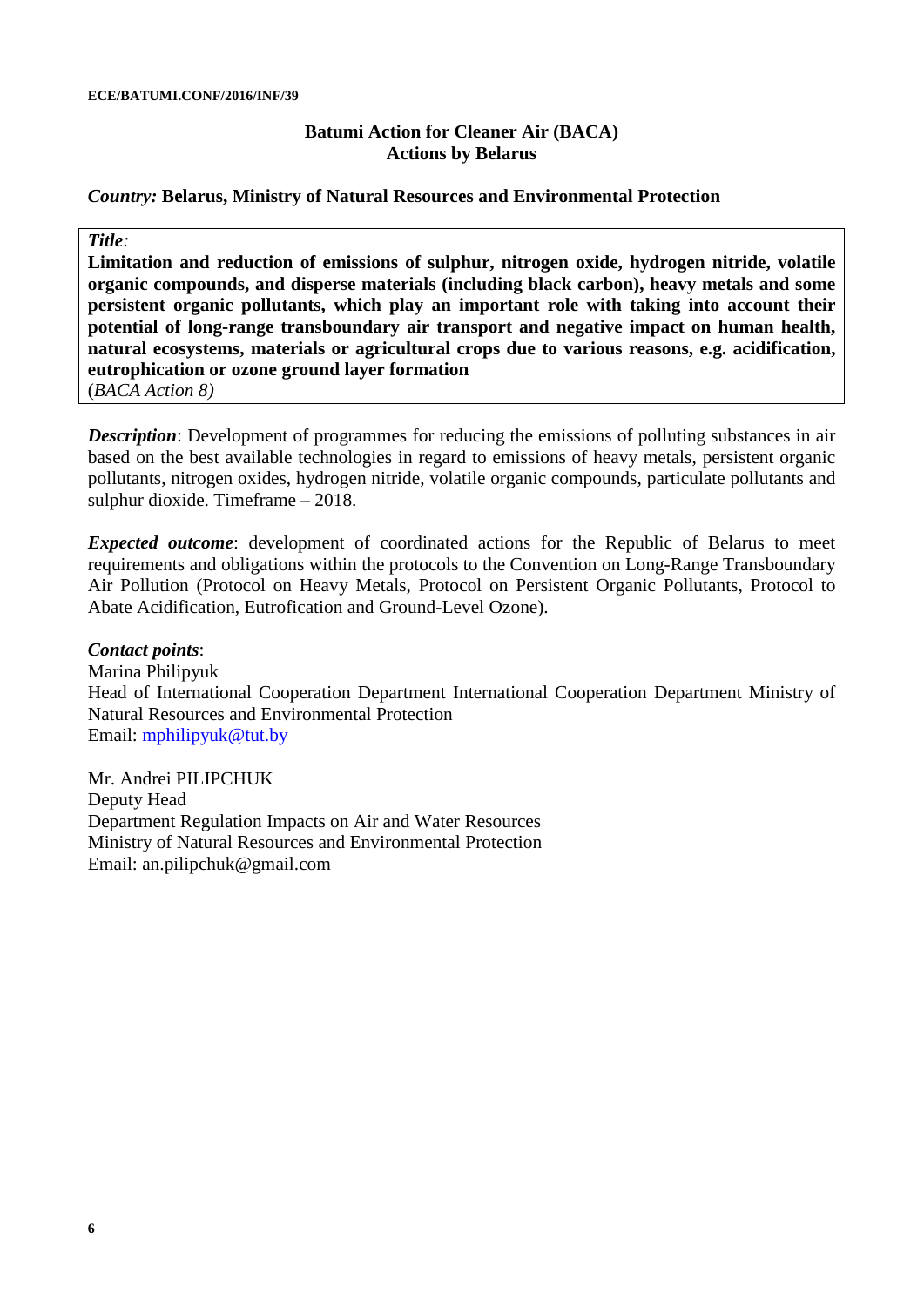## Batumi Action for Cleaner Air (BACA)
## Actions by Belarus

***Country:*** **Belarus, Ministry of Natural Resources and Environmental Protection**

***Title:***
**Limitation and reduction of emissions of sulphur, nitrogen oxide, hydrogen nitride, volatile organic compounds, and disperse materials (including black carbon), heavy metals and some persistent organic pollutants, which play an important role with taking into account their potential of long-range transboundary air transport and negative impact on human health, natural ecosystems, materials or agricultural crops due to various reasons, e.g. acidification, eutrophication or ozone ground layer formation**
(*BACA Action 8)*

***Description***: Development of programmes for reducing the emissions of polluting substances in air based on the best available technologies in regard to emissions of heavy metals, persistent organic pollutants, nitrogen oxides, hydrogen nitride, volatile organic compounds, particulate pollutants and sulphur dioxide. Timeframe – 2018.

***Expected outcome***: development of coordinated actions for the Republic of Belarus to meet requirements and obligations within the protocols to the Convention on Long-Range Transboundary Air Pollution (Protocol on Heavy Metals, Protocol on Persistent Organic Pollutants, Protocol to Abate Acidification, Eutrofication and Ground-Level Ozone).

***Contact points***:
Marina Philipyuk
Head of International Cooperation Department International Cooperation Department Ministry of Natural Resources and Environmental Protection
Email: mphilipyuk@tut.by

Mr. Andrei PILIPCHUK
Deputy Head
Department Regulation Impacts on Air and Water Resources
Ministry of Natural Resources and Environmental Protection
Email: an.pilipchuk@gmail.com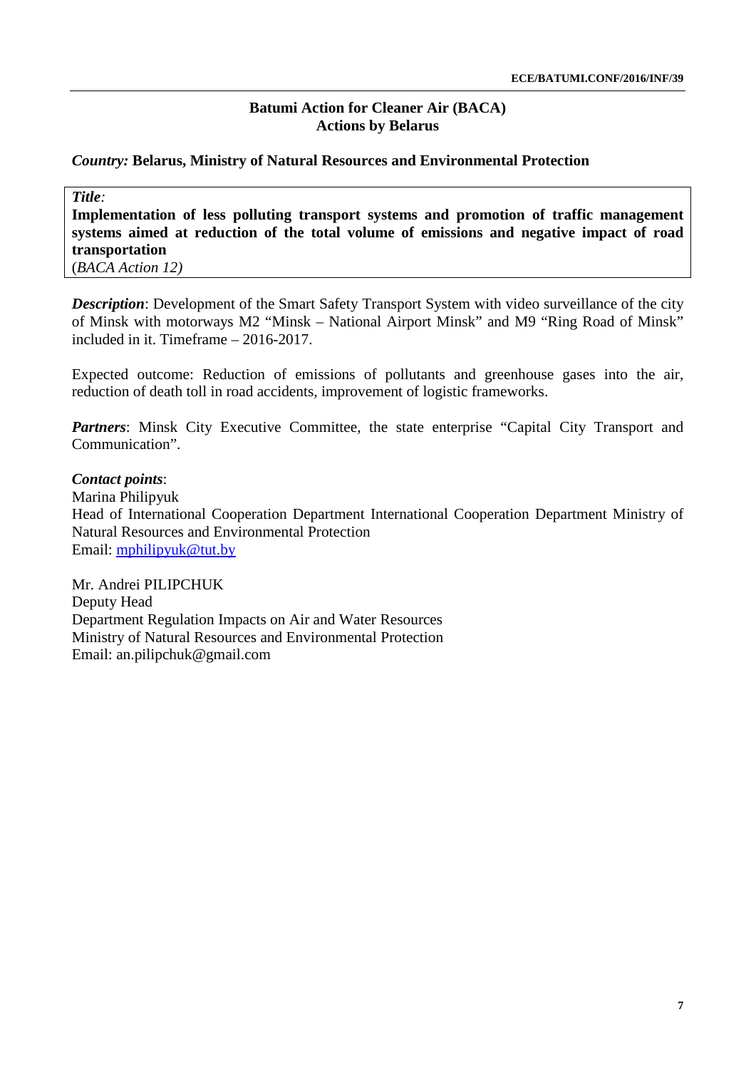## Batumi Action for Cleaner Air (BACA)
## Actions by Belarus

***Country:*** **Belarus, Ministry of Natural Resources and Environmental Protection**

***Title:***
**Implementation of less polluting transport systems and promotion of traffic management systems aimed at reduction of the total volume of emissions and negative impact of road transportation**
(*BACA Action 12)*

***Description***: Development of the Smart Safety Transport System with video surveillance of the city of Minsk with motorways M2 "Minsk – National Airport Minsk" and M9 "Ring Road of Minsk" included in it. Timeframe – 2016-2017.

Expected outcome: Reduction of emissions of pollutants and greenhouse gases into the air, reduction of death toll in road accidents, improvement of logistic frameworks.

***Partners***: Minsk City Executive Committee, the state enterprise "Capital City Transport and Communication".

***Contact points***:
Marina Philipyuk
Head of International Cooperation Department International Cooperation Department Ministry of Natural Resources and Environmental Protection
Email: mphilipyuk@tut.by

Mr. Andrei PILIPCHUK
Deputy Head
Department Regulation Impacts on Air and Water Resources
Ministry of Natural Resources and Environmental Protection
Email: an.pilipchuk@gmail.com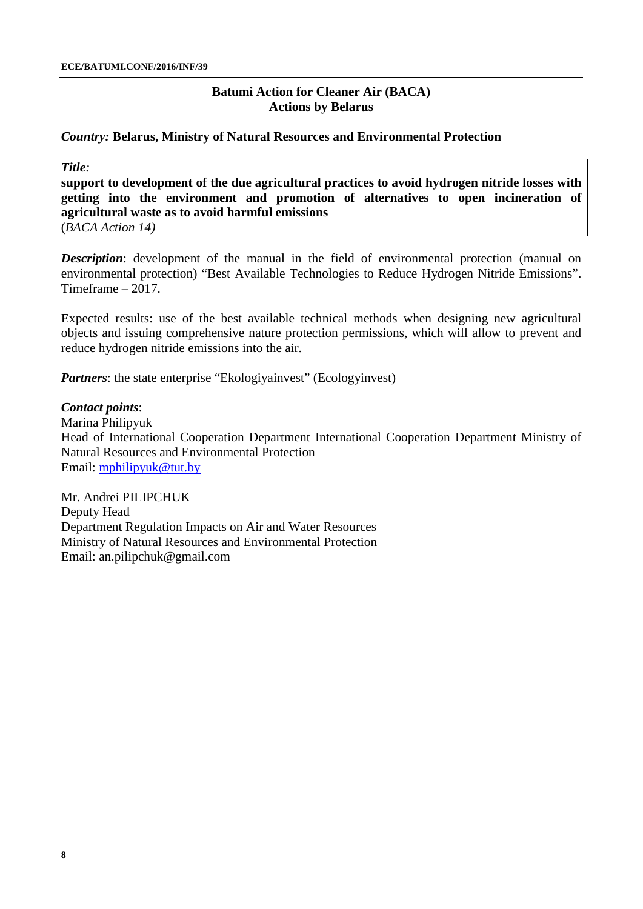## Batumi Action for Cleaner Air (BACA)
## Actions by Belarus

*Country:* **Belarus, Ministry of Natural Resources and Environmental Protection**

*Title:*
**support to development of the due agricultural practices to avoid hydrogen nitride losses with getting into the environment and promotion of alternatives to open incineration of agricultural waste as to avoid harmful emissions**
(*BACA Action 14)*

***Description***: development of the manual in the field of environmental protection (manual on environmental protection) “Best Available Technologies to Reduce Hydrogen Nitride Emissions”. Timeframe – 2017.

Expected results: use of the best available technical methods when designing new agricultural objects and issuing comprehensive nature protection permissions, which will allow to prevent and reduce hydrogen nitride emissions into the air.

***Partners***: the state enterprise “Ekologiyainvest” (Ecologyinvest)

***Contact points***:
Marina Philipyuk
Head of International Cooperation Department International Cooperation Department Ministry of Natural Resources and Environmental Protection
Email: mphilipyuk@tut.by

Mr. Andrei PILIPCHUK
Deputy Head
Department Regulation Impacts on Air and Water Resources
Ministry of Natural Resources and Environmental Protection
Email: an.pilipchuk@gmail.com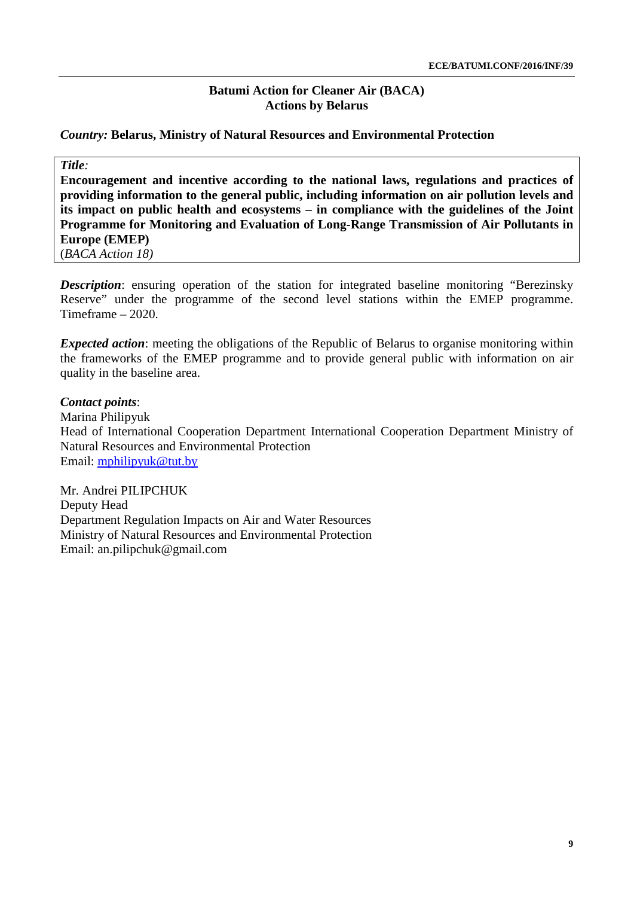## Batumi Action for Cleaner Air (BACA)
## Actions by Belarus

*Country:* **Belarus, Ministry of Natural Resources and Environmental Protection**

*Title:*
**Encouragement and incentive according to the national laws, regulations and practices of providing information to the general public, including information on air pollution levels and its impact on public health and ecosystems – in compliance with the guidelines of the Joint Programme for Monitoring and Evaluation of Long-Range Transmission of Air Pollutants in Europe (EMEP)**
(*BACA Action 18)*

***Description***: ensuring operation of the station for integrated baseline monitoring "Berezinsky Reserve" under the programme of the second level stations within the EMEP programme. Timeframe – 2020.

***Expected action***: meeting the obligations of the Republic of Belarus to organise monitoring within the frameworks of the EMEP programme and to provide general public with information on air quality in the baseline area.

***Contact points***:
Marina Philipyuk
Head of International Cooperation Department International Cooperation Department Ministry of Natural Resources and Environmental Protection
Email: mphilipyuk@tut.by

Mr. Andrei PILIPCHUK
Deputy Head
Department Regulation Impacts on Air and Water Resources
Ministry of Natural Resources and Environmental Protection
Email: an.pilipchuk@gmail.com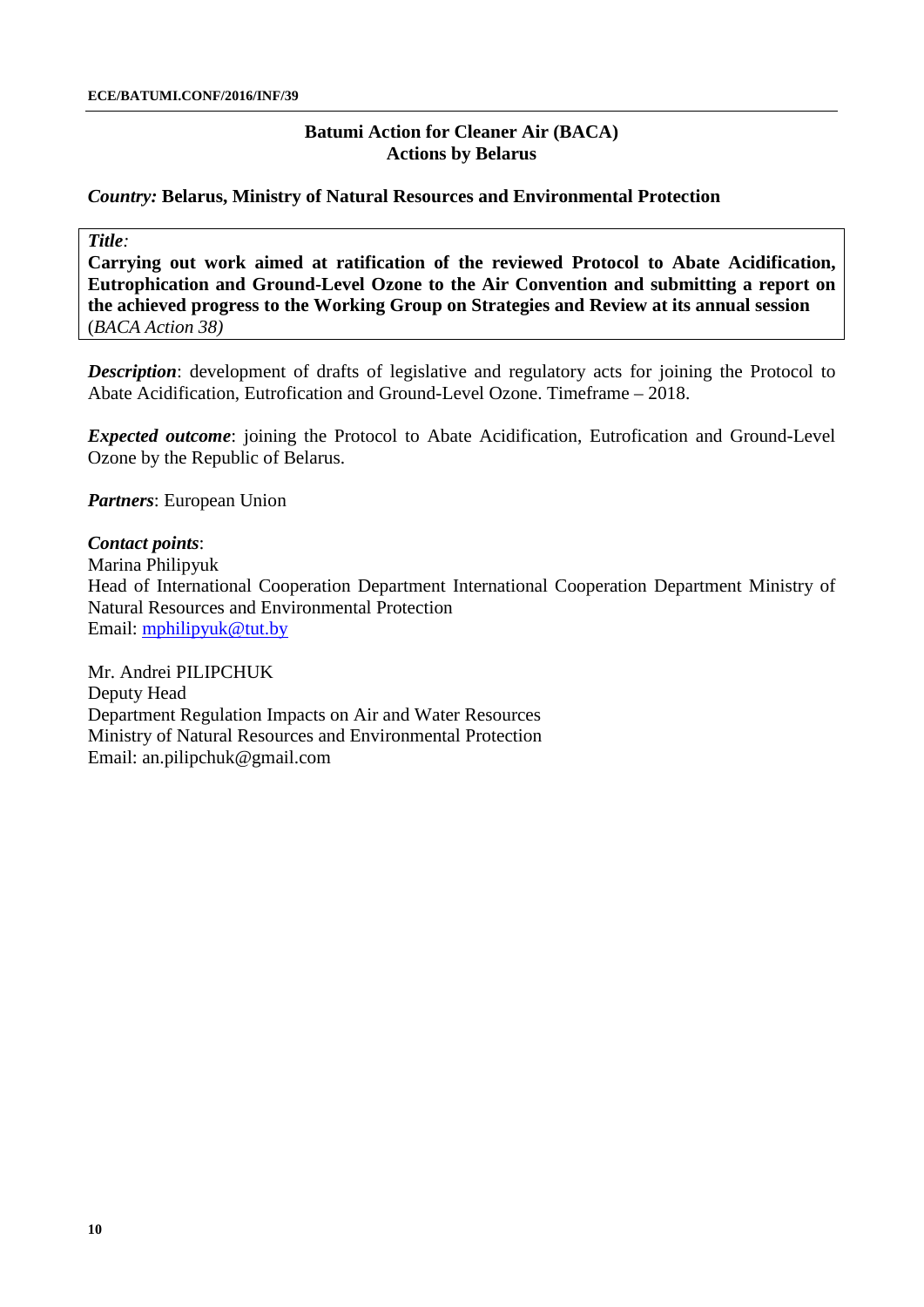**Batumi Action for Cleaner Air (BACA)**
**Actions by Belarus**

***Country:*** **Belarus, Ministry of Natural Resources and Environmental Protection**

***Title:***
**Carrying out work aimed at ratification of the reviewed Protocol to Abate Acidification, Eutrophication and Ground-Level Ozone to the Air Convention and submitting a report on the achieved progress to the Working Group on Strategies and Review at its annual session** (*BACA Action 38)*

***Description***: development of drafts of legislative and regulatory acts for joining the Protocol to Abate Acidification, Eutrofication and Ground-Level Ozone. Timeframe – 2018.

***Expected outcome***: joining the Protocol to Abate Acidification, Eutrofication and Ground-Level Ozone by the Republic of Belarus.

***Partners***: European Union

***Contact points***:
Marina Philipyuk
Head of International Cooperation Department International Cooperation Department Ministry of Natural Resources and Environmental Protection
Email: mphilipyuk@tut.by

Mr. Andrei PILIPCHUK
Deputy Head
Department Regulation Impacts on Air and Water Resources
Ministry of Natural Resources and Environmental Protection
Email: an.pilipchuk@gmail.com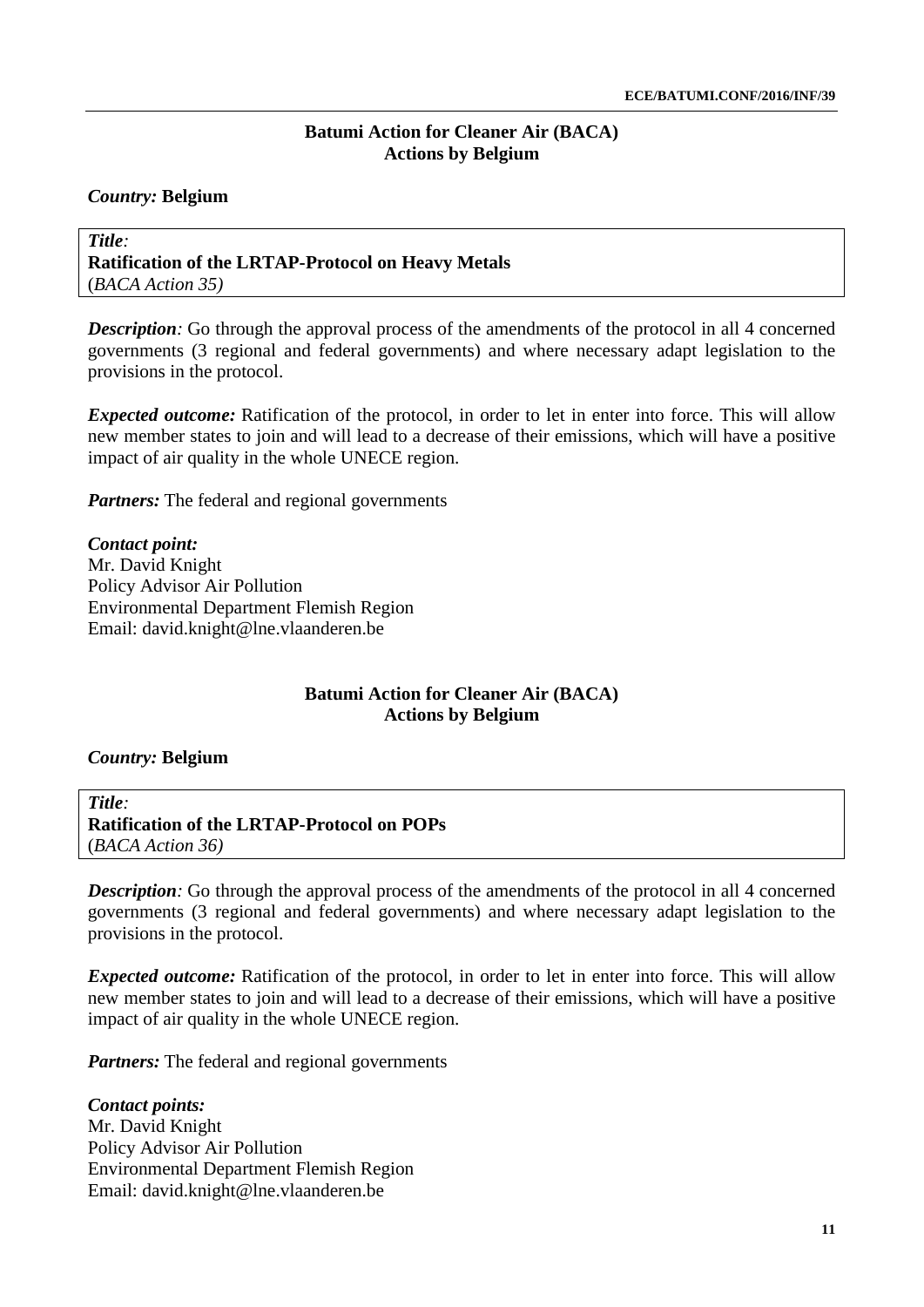## Batumi Action for Cleaner Air (BACA) Actions by Belgium

***Country:*** **Belgium**

***Title*:**
**Ratification of the LRTAP-Protocol on Heavy Metals**
(*BACA Action 35)*

***Description*:** Go through the approval process of the amendments of the protocol in all 4 concerned governments (3 regional and federal governments) and where necessary adapt legislation to the provisions in the protocol.

***Expected outcome:*** Ratification of the protocol, in order to let in enter into force. This will allow new member states to join and will lead to a decrease of their emissions, which will have a positive impact of air quality in the whole UNECE region.

***Partners:*** The federal and regional governments

***Contact point:***
Mr. David Knight
Policy Advisor Air Pollution
Environmental Department Flemish Region
Email: david.knight@lne.vlaanderen.be

## Batumi Action for Cleaner Air (BACA) Actions by Belgium

***Country:*** **Belgium**

***Title*:**
**Ratification of the LRTAP-Protocol on POPs**
(*BACA Action 36)*

***Description*:** Go through the approval process of the amendments of the protocol in all 4 concerned governments (3 regional and federal governments) and where necessary adapt legislation to the provisions in the protocol.

***Expected outcome:*** Ratification of the protocol, in order to let in enter into force. This will allow new member states to join and will lead to a decrease of their emissions, which will have a positive impact of air quality in the whole UNECE region.

***Partners:*** The federal and regional governments

***Contact points:***
Mr. David Knight
Policy Advisor Air Pollution
Environmental Department Flemish Region
Email: david.knight@lne.vlaanderen.be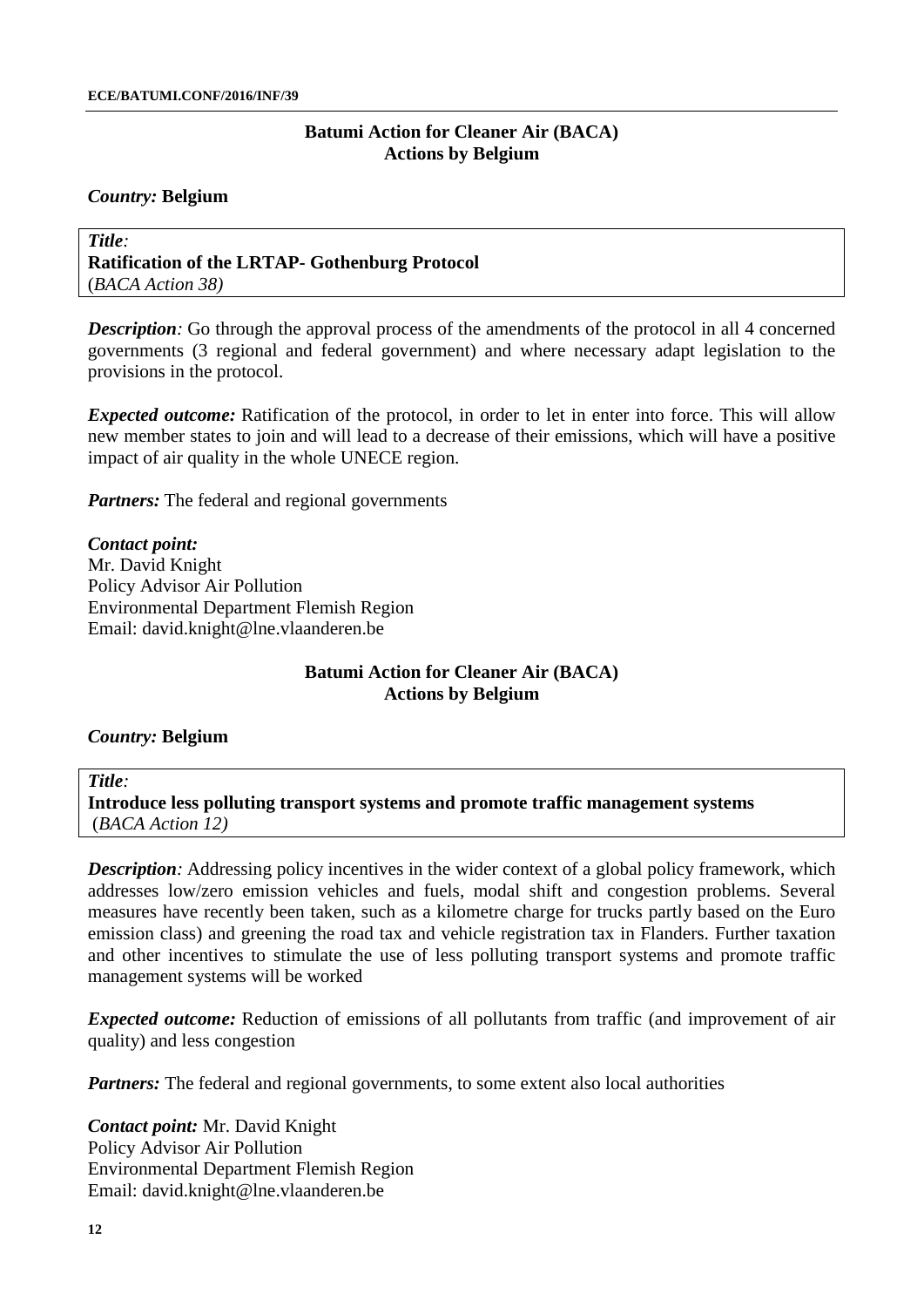## Batumi Action for Cleaner Air (BACA)
## Actions by Belgium

***Country:*** **Belgium**

***Title****:*
**Ratification of the LRTAP- Gothenburg Protocol**
(*BACA Action 38)*

***Description****:* Go through the approval process of the amendments of the protocol in all 4 concerned governments (3 regional and federal government) and where necessary adapt legislation to the provisions in the protocol.

***Expected outcome:*** Ratification of the protocol, in order to let in enter into force. This will allow new member states to join and will lead to a decrease of their emissions, which will have a positive impact of air quality in the whole UNECE region.

***Partners:*** The federal and regional governments

***Contact point:***
Mr. David Knight
Policy Advisor Air Pollution
Environmental Department Flemish Region
Email: david.knight@lne.vlaanderen.be

## Batumi Action for Cleaner Air (BACA)
## Actions by Belgium

***Country:*** **Belgium**

***Title****:*
**Introduce less polluting transport systems and promote traffic management systems**
(*BACA Action 12)*

***Description****:* Addressing policy incentives in the wider context of a global policy framework, which addresses low/zero emission vehicles and fuels, modal shift and congestion problems. Several measures have recently been taken, such as a kilometre charge for trucks partly based on the Euro emission class) and greening the road tax and vehicle registration tax in Flanders. Further taxation and other incentives to stimulate the use of less polluting transport systems and promote traffic management systems will be worked

***Expected outcome:*** Reduction of emissions of all pollutants from traffic (and improvement of air quality) and less congestion

***Partners:*** The federal and regional governments, to some extent also local authorities

***Contact point:*** Mr. David Knight
Policy Advisor Air Pollution
Environmental Department Flemish Region
Email: david.knight@lne.vlaanderen.be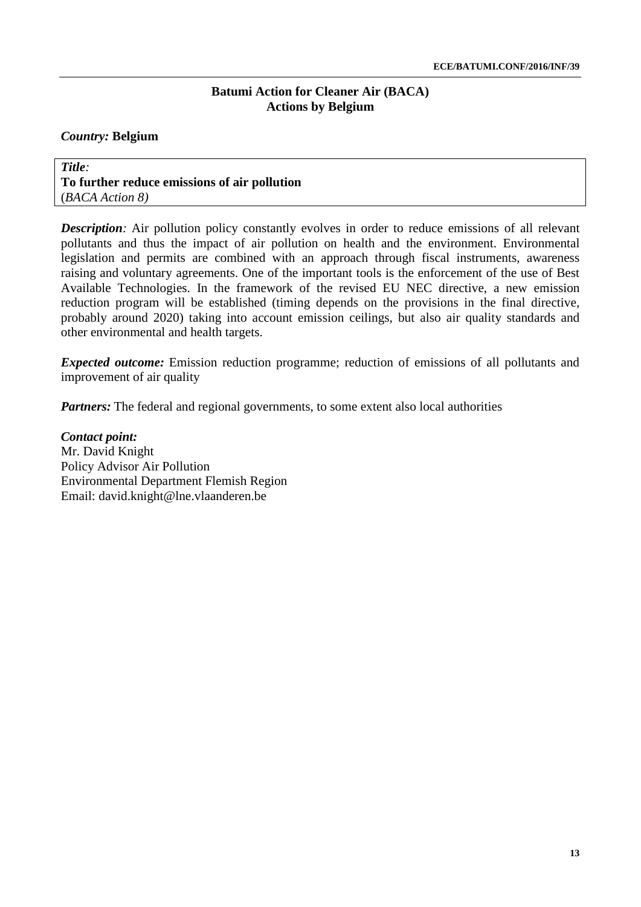## Batumi Action for Cleaner Air (BACA)
## Actions by Belgium

***Country:*** **Belgium**

| *Title*:<br>**To further reduce emissions of air pollution**<br>(*BACA Action 8)* |
|---|

***Description**:* Air pollution policy constantly evolves in order to reduce emissions of all relevant pollutants and thus the impact of air pollution on health and the environment. Environmental legislation and permits are combined with an approach through fiscal instruments, awareness raising and voluntary agreements. One of the important tools is the enforcement of the use of Best Available Technologies. In the framework of the revised EU NEC directive, a new emission reduction program will be established (timing depends on the provisions in the final directive, probably around 2020) taking into account emission ceilings, but also air quality standards and other environmental and health targets.

***Expected outcome:*** Emission reduction programme; reduction of emissions of all pollutants and improvement of air quality

***Partners:*** The federal and regional governments, to some extent also local authorities

***Contact point:***
Mr. David Knight
Policy Advisor Air Pollution
Environmental Department Flemish Region
Email: david.knight@lne.vlaanderen.be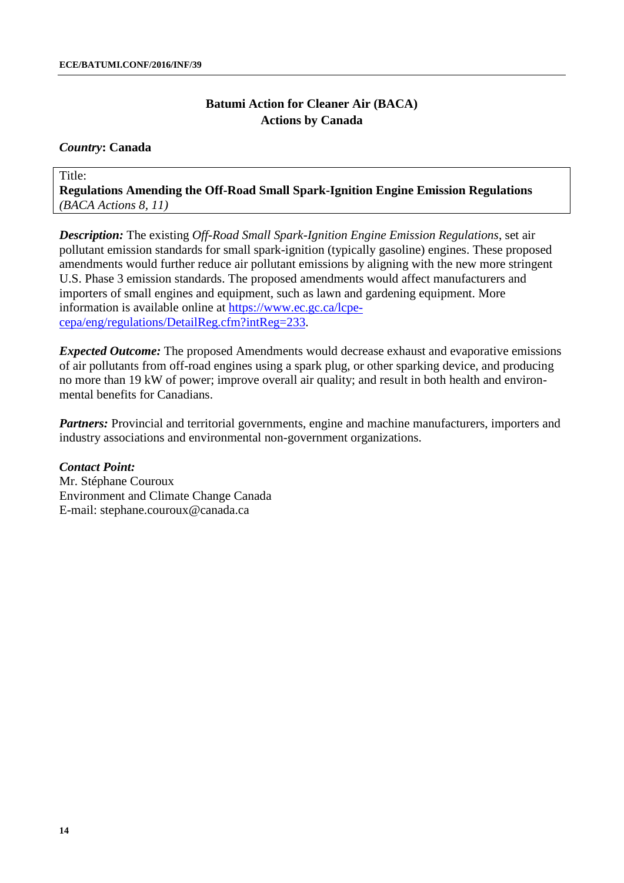## Batumi Action for Cleaner Air (BACA)
## Actions by Canada

***Country*: Canada**

Title:
**Regulations Amending the Off-Road Small Spark-Ignition Engine Emission Regulations**
*(BACA Actions 8, 11)*

***Description:*** The existing *Off-Road Small Spark-Ignition Engine Emission Regulations*, set air pollutant emission standards for small spark-ignition (typically gasoline) engines. These proposed amendments would further reduce air pollutant emissions by aligning with the new more stringent U.S. Phase 3 emission standards. The proposed amendments would affect manufacturers and importers of small engines and equipment, such as lawn and gardening equipment. More information is available online at [https://www.ec.gc.ca/lcpe-cepa/eng/regulations/DetailReg.cfm?intReg=233](https://www.ec.gc.ca/lcpe-cepa/eng/regulations/DetailReg.cfm?intReg=233).

***Expected Outcome:*** The proposed Amendments would decrease exhaust and evaporative emissions of air pollutants from off-road engines using a spark plug, or other sparking device, and producing no more than 19 kW of power; improve overall air quality; and result in both health and environmental benefits for Canadians.

***Partners:*** Provincial and territorial governments, engine and machine manufacturers, importers and industry associations and environmental non-government organizations.

***Contact Point:***
Mr. Stéphane Couroux
Environment and Climate Change Canada
E-mail: stephane.couroux@canada.ca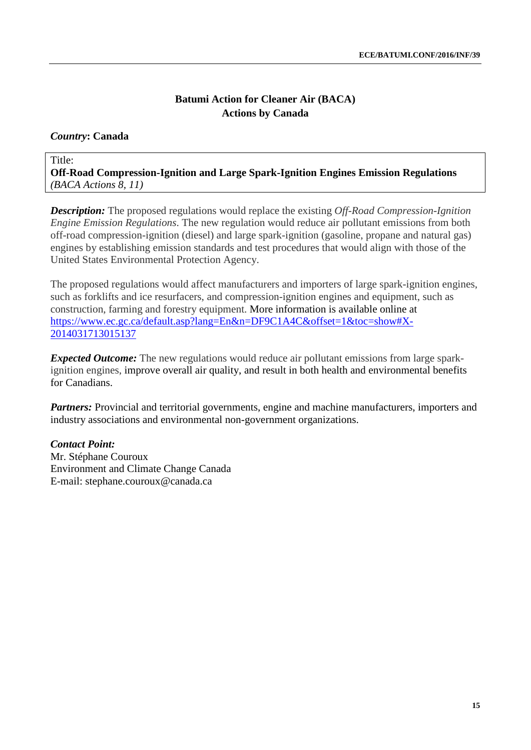**Batumi Action for Cleaner Air (BACA)**
**Actions by Canada**

***Country*: Canada**

| Title: |
| --- |
| **Off-Road Compression-Ignition and Large Spark-Ignition Engines Emission Regulations** *(BACA Actions 8, 11)* |

***Description:*** The proposed regulations would replace the existing *Off-Road Compression-Ignition Engine Emission Regulations*. The new regulation would reduce air pollutant emissions from both off-road compression-ignition (diesel) and large spark-ignition (gasoline, propane and natural gas) engines by establishing emission standards and test procedures that would align with those of the United States Environmental Protection Agency.

The proposed regulations would affect manufacturers and importers of large spark-ignition engines, such as forklifts and ice resurfacers, and compression-ignition engines and equipment, such as construction, farming and forestry equipment. More information is available online at https://www.ec.gc.ca/default.asp?lang=En&n=DF9C1A4C&offset=1&toc=show#X-2014031713015137

***Expected Outcome:*** The new regulations would reduce air pollutant emissions from large spark-ignition engines, improve overall air quality, and result in both health and environmental benefits for Canadians.

***Partners:*** Provincial and territorial governments, engine and machine manufacturers, importers and industry associations and environmental non-government organizations.

***Contact Point:***
Mr. Stéphane Couroux
Environment and Climate Change Canada
E-mail: stephane.couroux@canada.ca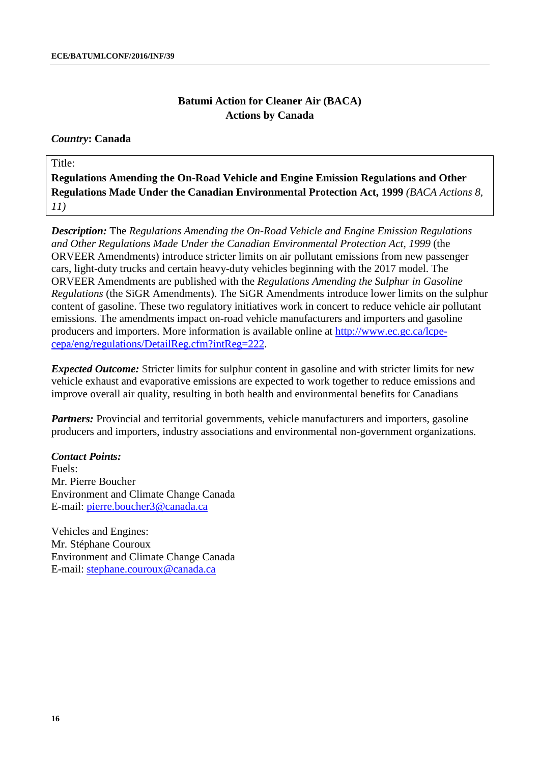## Batumi Action for Cleaner Air (BACA)
## Actions by Canada

***Country*: Canada**

Title:

**Regulations Amending the On-Road Vehicle and Engine Emission Regulations and Other Regulations Made Under the Canadian Environmental Protection Act, 1999** *(BACA Actions 8, 11)*

***Description:*** The *Regulations Amending the On-Road Vehicle and Engine Emission Regulations and Other Regulations Made Under the Canadian Environmental Protection Act, 1999* (the ORVEER Amendments) introduce stricter limits on air pollutant emissions from new passenger cars, light-duty trucks and certain heavy-duty vehicles beginning with the 2017 model. The ORVEER Amendments are published with the *Regulations Amending the Sulphur in Gasoline Regulations* (the SiGR Amendments). The SiGR Amendments introduce lower limits on the sulphur content of gasoline. These two regulatory initiatives work in concert to reduce vehicle air pollutant emissions. The amendments impact on-road vehicle manufacturers and importers and gasoline producers and importers. More information is available online at [http://www.ec.gc.ca/lcpe-cepa/eng/regulations/DetailReg.cfm?intReg=222](http://www.ec.gc.ca/lcpe-cepa/eng/regulations/DetailReg.cfm?intReg=222).

***Expected Outcome:*** Stricter limits for sulphur content in gasoline and with stricter limits for new vehicle exhaust and evaporative emissions are expected to work together to reduce emissions and improve overall air quality, resulting in both health and environmental benefits for Canadians

***Partners:*** Provincial and territorial governments, vehicle manufacturers and importers, gasoline producers and importers, industry associations and environmental non-government organizations.

***Contact Points:***

Fuels:
Mr. Pierre Boucher
Environment and Climate Change Canada
E-mail: [pierre.boucher3@canada.ca](mailto:pierre.boucher3@canada.ca)

Vehicles and Engines:
Mr. Stéphane Couroux
Environment and Climate Change Canada
E-mail: [stephane.couroux@canada.ca](mailto:stephane.couroux@canada.ca)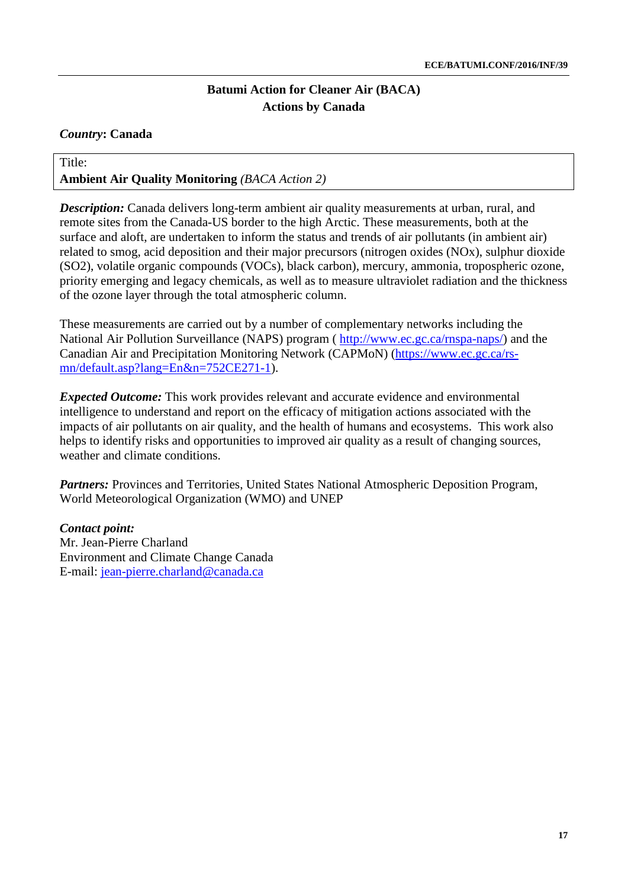## Batumi Action for Cleaner Air (BACA)
## Actions by Canada

***Country*: Canada**

Title:
**Ambient Air Quality Monitoring** *(BACA Action 2)*

***Description:*** Canada delivers long-term ambient air quality measurements at urban, rural, and remote sites from the Canada-US border to the high Arctic. These measurements, both at the surface and aloft, are undertaken to inform the status and trends of air pollutants (in ambient air) related to smog, acid deposition and their major precursors (nitrogen oxides (NOx), sulphur dioxide ($SO_2$), volatile organic compounds (VOCs), black carbon), mercury, ammonia, tropospheric ozone, priority emerging and legacy chemicals, as well as to measure ultraviolet radiation and the thickness of the ozone layer through the total atmospheric column.

These measurements are carried out by a number of complementary networks including the National Air Pollution Surveillance (NAPS) program ( http://www.ec.gc.ca/rnspa-naps/) and the Canadian Air and Precipitation Monitoring Network (CAPMoN) (https://www.ec.gc.ca/rs-mn/default.asp?lang=En&n=752CE271-1).

***Expected Outcome:*** This work provides relevant and accurate evidence and environmental intelligence to understand and report on the efficacy of mitigation actions associated with the impacts of air pollutants on air quality, and the health of humans and ecosystems. This work also helps to identify risks and opportunities to improved air quality as a result of changing sources, weather and climate conditions.

***Partners:*** Provinces and Territories, United States National Atmospheric Deposition Program, World Meteorological Organization (WMO) and UNEP

***Contact point:***
Mr. Jean-Pierre Charland
Environment and Climate Change Canada
E-mail: jean-pierre.charland@canada.ca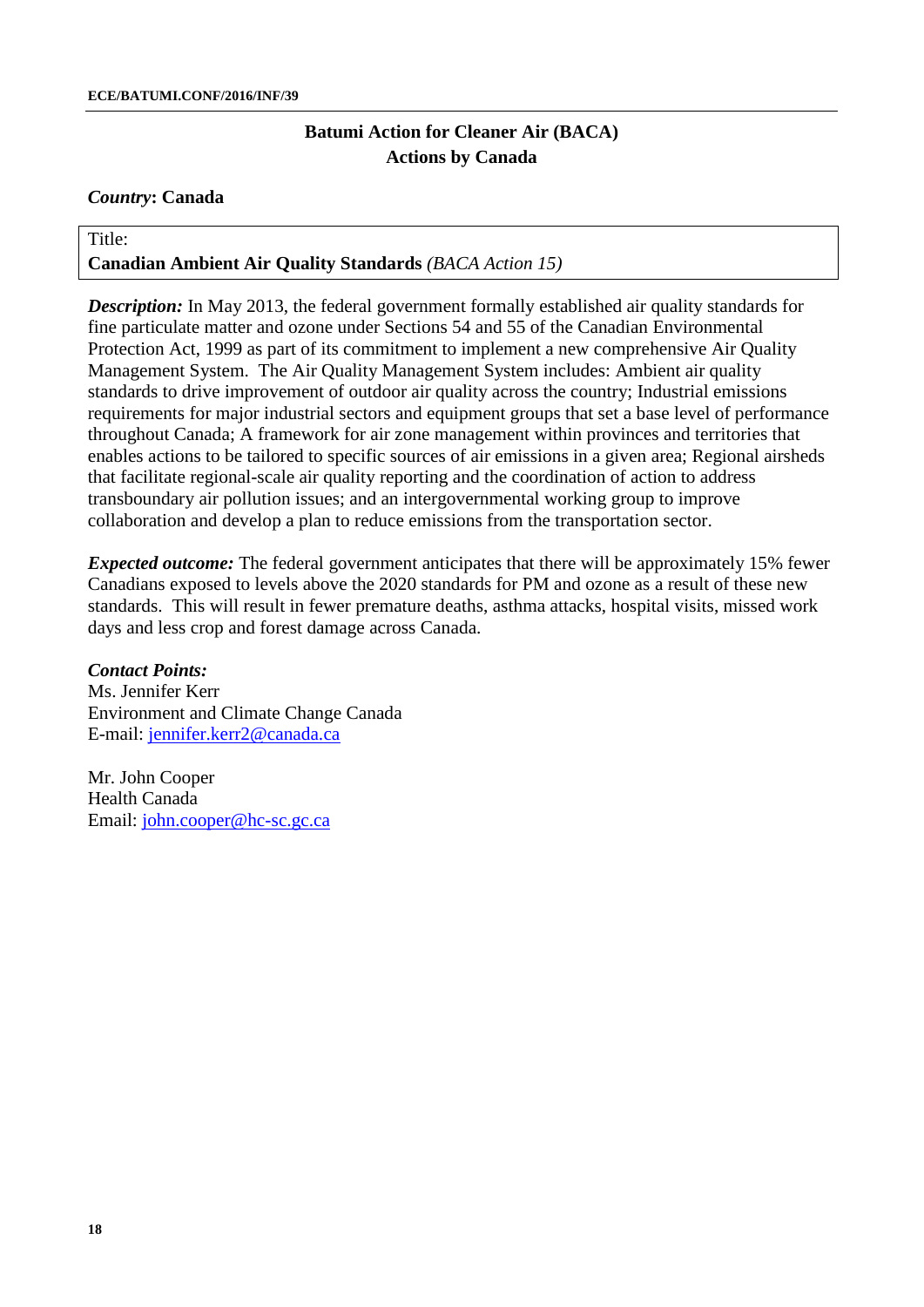**Batumi Action for Cleaner Air (BACA)**
**Actions by Canada**

***Country*: Canada**

Title:
**Canadian Ambient Air Quality Standards** *(BACA Action 15)*

***Description:*** In May 2013, the federal government formally established air quality standards for fine particulate matter and ozone under Sections 54 and 55 of the Canadian Environmental Protection Act, 1999 as part of its commitment to implement a new comprehensive Air Quality Management System. The Air Quality Management System includes: Ambient air quality standards to drive improvement of outdoor air quality across the country; Industrial emissions requirements for major industrial sectors and equipment groups that set a base level of performance throughout Canada; A framework for air zone management within provinces and territories that enables actions to be tailored to specific sources of air emissions in a given area; Regional airsheds that facilitate regional-scale air quality reporting and the coordination of action to address transboundary air pollution issues; and an intergovernmental working group to improve collaboration and develop a plan to reduce emissions from the transportation sector.

***Expected outcome:*** The federal government anticipates that there will be approximately 15% fewer Canadians exposed to levels above the 2020 standards for PM and ozone as a result of these new standards. This will result in fewer premature deaths, asthma attacks, hospital visits, missed work days and less crop and forest damage across Canada.

***Contact Points:***
Ms. Jennifer Kerr
Environment and Climate Change Canada
E-mail: jennifer.kerr2@canada.ca

Mr. John Cooper
Health Canada
Email: john.cooper@hc-sc.gc.ca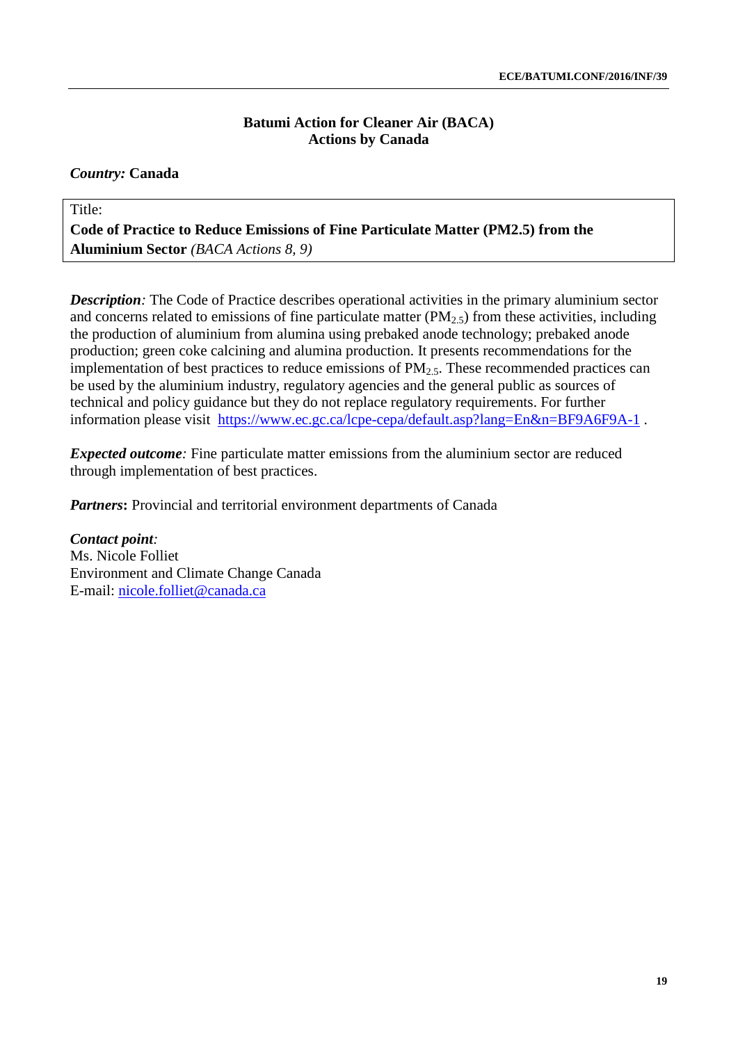## Batumi Action for Cleaner Air (BACA)
## Actions by Canada

***Country:*** **Canada**

Title:

**Code of Practice to Reduce Emissions of Fine Particulate Matter (PM2.5) from the Aluminium Sector** *(BACA Actions 8, 9)*

***Description**:* The Code of Practice describes operational activities in the primary aluminium sector and concerns related to emissions of fine particulate matter ($PM_{2.5}$) from these activities, including the production of aluminium from alumina using prebaked anode technology; prebaked anode production; green coke calcining and alumina production. It presents recommendations for the implementation of best practices to reduce emissions of $PM_{2.5}$. These recommended practices can be used by the aluminium industry, regulatory agencies and the general public as sources of technical and policy guidance but they do not replace regulatory requirements. For further information please visit https://www.ec.gc.ca/lcpe-cepa/default.asp?lang=En&n=BF9A6F9A-1 .

***Expected outcome**:* Fine particulate matter emissions from the aluminium sector are reduced through implementation of best practices.

***Partners*:** Provincial and territorial environment departments of Canada

***Contact point**:*
Ms. Nicole Folliet
Environment and Climate Change Canada
E-mail: nicole.folliet@canada.ca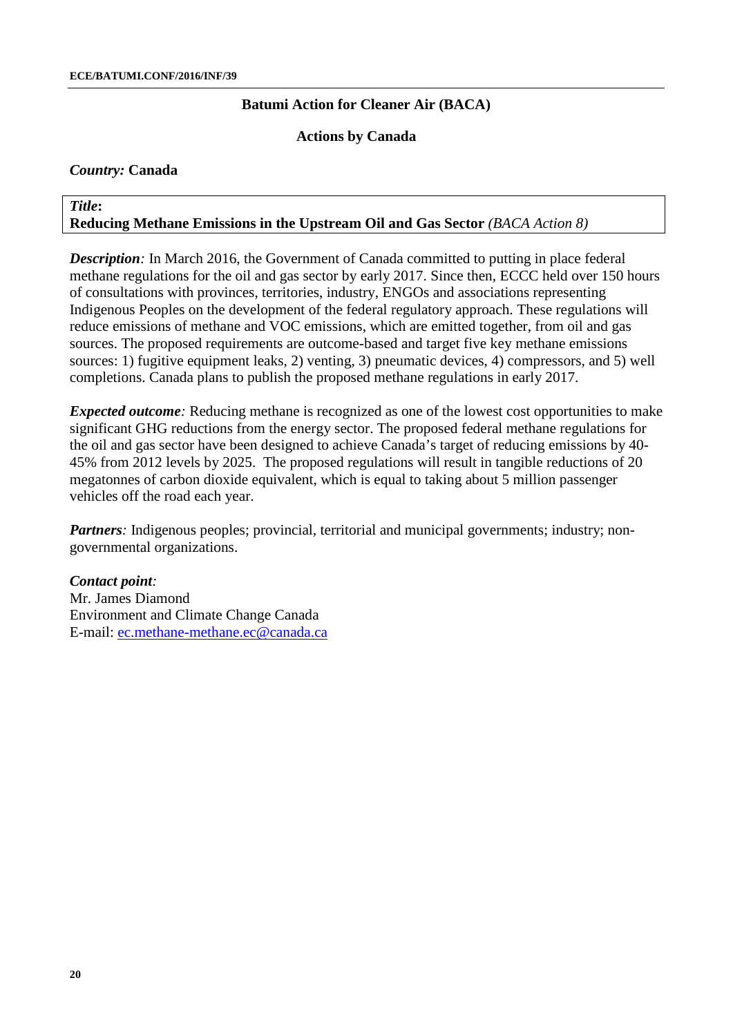## Batumi Action for Cleaner Air (BACA)

### Actions by Canada

***Country:*** **Canada**

***Title*:**
**Reducing Methane Emissions in the Upstream Oil and Gas Sector** *(BACA Action 8)*

***Description**:* In March 2016, the Government of Canada committed to putting in place federal methane regulations for the oil and gas sector by early 2017. Since then, ECCC held over 150 hours of consultations with provinces, territories, industry, ENGOs and associations representing Indigenous Peoples on the development of the federal regulatory approach. These regulations will reduce emissions of methane and VOC emissions, which are emitted together, from oil and gas sources. The proposed requirements are outcome-based and target five key methane emissions sources: 1) fugitive equipment leaks, 2) venting, 3) pneumatic devices, 4) compressors, and 5) well completions. Canada plans to publish the proposed methane regulations in early 2017.

***Expected outcome**:* Reducing methane is recognized as one of the lowest cost opportunities to make significant GHG reductions from the energy sector. The proposed federal methane regulations for the oil and gas sector have been designed to achieve Canada's target of reducing emissions by 40-45% from 2012 levels by 2025. The proposed regulations will result in tangible reductions of 20 megatonnes of carbon dioxide equivalent, which is equal to taking about 5 million passenger vehicles off the road each year.

***Partners**:* Indigenous peoples; provincial, territorial and municipal governments; industry; non-governmental organizations.

***Contact point**:*
Mr. James Diamond
Environment and Climate Change Canada
E-mail: ec.methane-methane.ec@canada.ca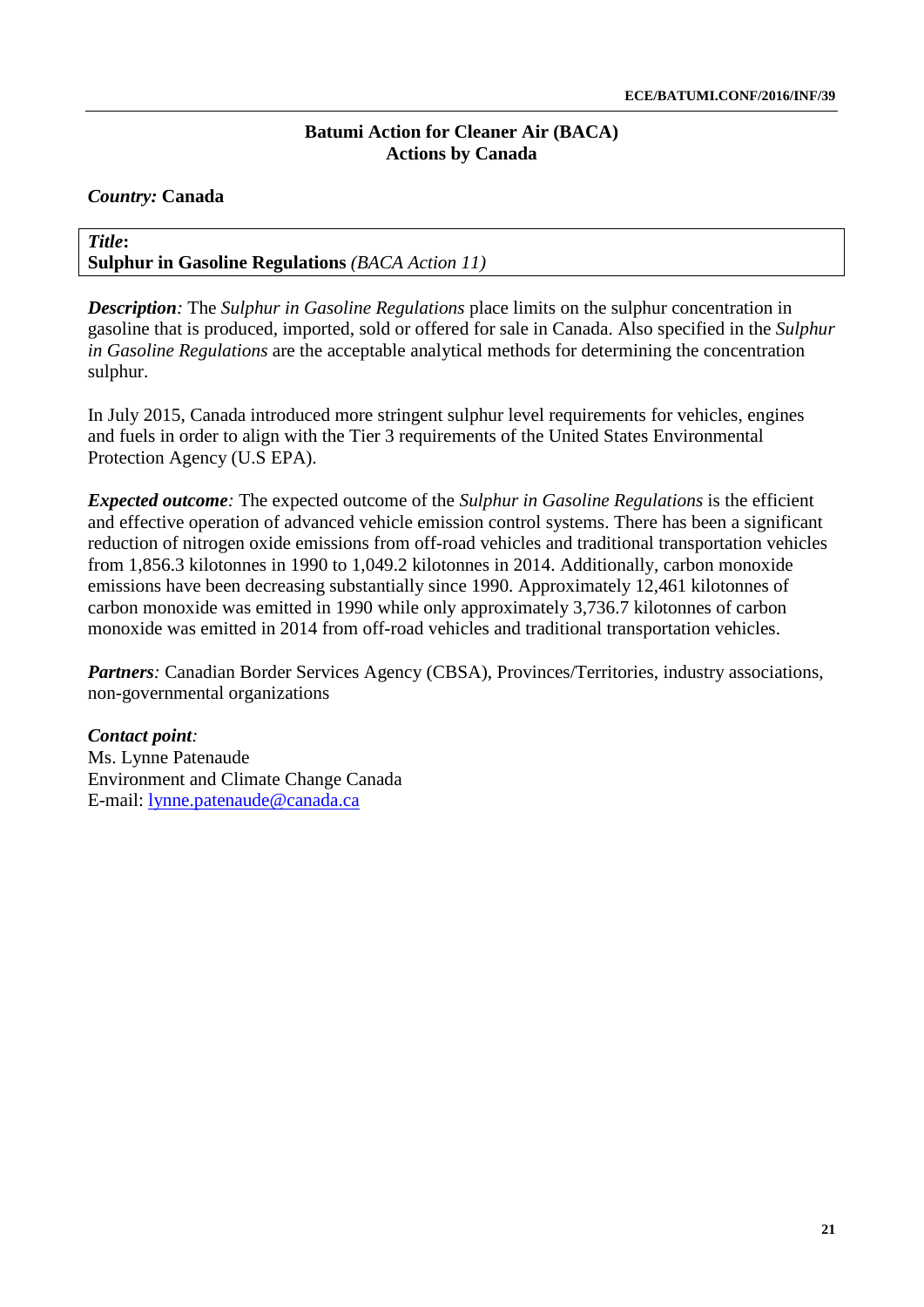**Batumi Action for Cleaner Air (BACA)**
**Actions by Canada**

*Country:* **Canada**

| *Title*: **Sulphur in Gasoline Regulations** *(BACA Action 11)* |
|---|

***Description**:* The *Sulphur in Gasoline Regulations* place limits on the sulphur concentration in gasoline that is produced, imported, sold or offered for sale in Canada. Also specified in the *Sulphur in Gasoline Regulations* are the acceptable analytical methods for determining the concentration sulphur.

In July 2015, Canada introduced more stringent sulphur level requirements for vehicles, engines and fuels in order to align with the Tier 3 requirements of the United States Environmental Protection Agency (U.S EPA).

***Expected outcome**:* The expected outcome of the *Sulphur in Gasoline Regulations* is the efficient and effective operation of advanced vehicle emission control systems. There has been a significant reduction of nitrogen oxide emissions from off-road vehicles and traditional transportation vehicles from 1,856.3 kilotonnes in 1990 to 1,049.2 kilotonnes in 2014. Additionally, carbon monoxide emissions have been decreasing substantially since 1990. Approximately 12,461 kilotonnes of carbon monoxide was emitted in 1990 while only approximately 3,736.7 kilotonnes of carbon monoxide was emitted in 2014 from off-road vehicles and traditional transportation vehicles.

***Partners**:* Canadian Border Services Agency (CBSA), Provinces/Territories, industry associations, non-governmental organizations

***Contact point**:*
Ms. Lynne Patenaude
Environment and Climate Change Canada
E-mail: lynne.patenaude@canada.ca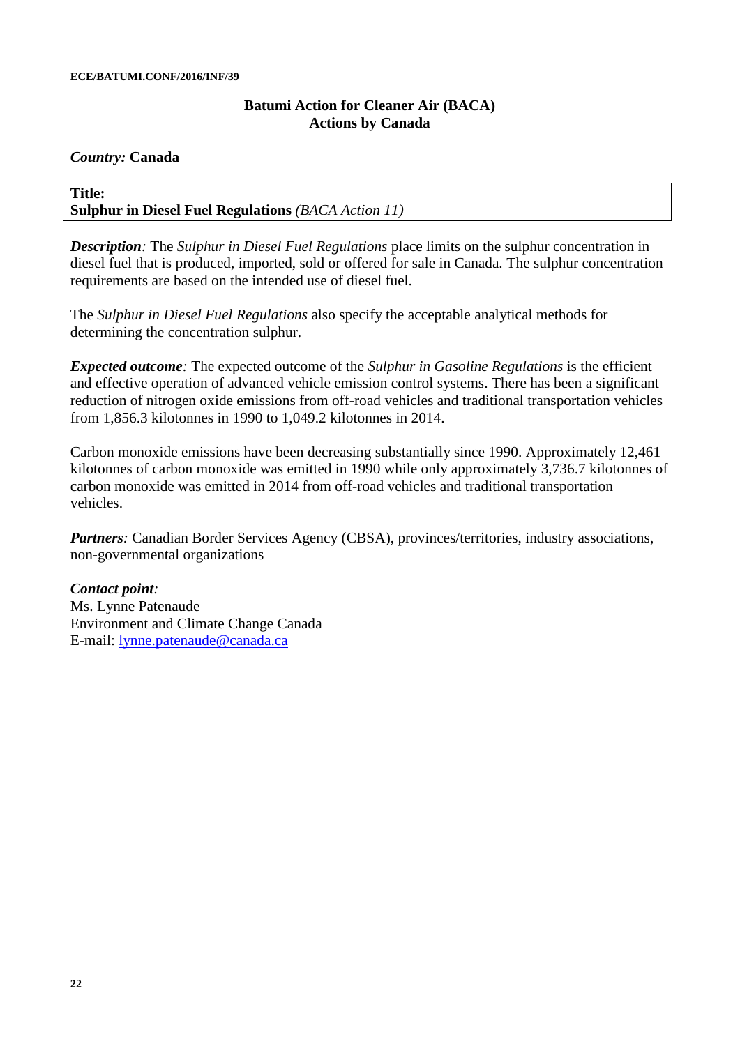**Batumi Action for Cleaner Air (BACA)**
**Actions by Canada**

*Country:* **Canada**

**Title:**
**Sulphur in Diesel Fuel Regulations** *(BACA Action 11)*

***Description**:* The *Sulphur in Diesel Fuel Regulations* place limits on the sulphur concentration in diesel fuel that is produced, imported, sold or offered for sale in Canada. The sulphur concentration requirements are based on the intended use of diesel fuel.

The *Sulphur in Diesel Fuel Regulations* also specify the acceptable analytical methods for determining the concentration sulphur.

***Expected outcome**:* The expected outcome of the *Sulphur in Gasoline Regulations* is the efficient and effective operation of advanced vehicle emission control systems. There has been a significant reduction of nitrogen oxide emissions from off-road vehicles and traditional transportation vehicles from 1,856.3 kilotonnes in 1990 to 1,049.2 kilotonnes in 2014.

Carbon monoxide emissions have been decreasing substantially since 1990. Approximately 12,461 kilotonnes of carbon monoxide was emitted in 1990 while only approximately 3,736.7 kilotonnes of carbon monoxide was emitted in 2014 from off-road vehicles and traditional transportation vehicles.

***Partners**:* Canadian Border Services Agency (CBSA), provinces/territories, industry associations, non-governmental organizations

***Contact point**:*
Ms. Lynne Patenaude
Environment and Climate Change Canada
E-mail: lynne.patenaude@canada.ca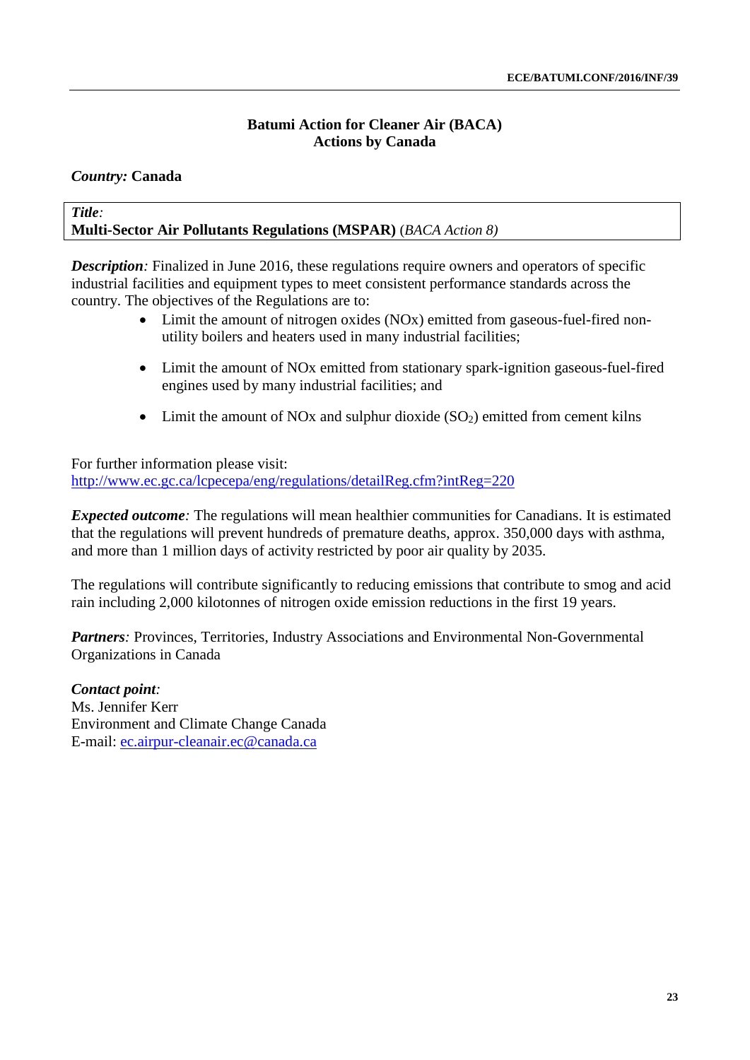## Batumi Action for Cleaner Air (BACA)
## Actions by Canada

***Country:*** **Canada**

***Title:***
**Multi-Sector Air Pollutants Regulations (MSPAR)** (*BACA Action 8)*

***Description:*** Finalized in June 2016, these regulations require owners and operators of specific industrial facilities and equipment types to meet consistent performance standards across the country. The objectives of the Regulations are to:

- Limit the amount of nitrogen oxides (NOx) emitted from gaseous-fuel-fired non-utility boilers and heaters used in many industrial facilities;
- Limit the amount of NOx emitted from stationary spark-ignition gaseous-fuel-fired engines used by many industrial facilities; and
- Limit the amount of NOx and sulphur dioxide ($SO_2$) emitted from cement kilns

For further information please visit:
http://www.ec.gc.ca/lcpecepa/eng/regulations/detailReg.cfm?intReg=220

***Expected outcome:*** The regulations will mean healthier communities for Canadians. It is estimated that the regulations will prevent hundreds of premature deaths, approx. 350,000 days with asthma, and more than 1 million days of activity restricted by poor air quality by 2035.

The regulations will contribute significantly to reducing emissions that contribute to smog and acid rain including 2,000 kilotonnes of nitrogen oxide emission reductions in the first 19 years.

***Partners:*** Provinces, Territories, Industry Associations and Environmental Non-Governmental Organizations in Canada

***Contact point:***
Ms. Jennifer Kerr
Environment and Climate Change Canada
E-mail: ec.airpur-cleanair.ec@canada.ca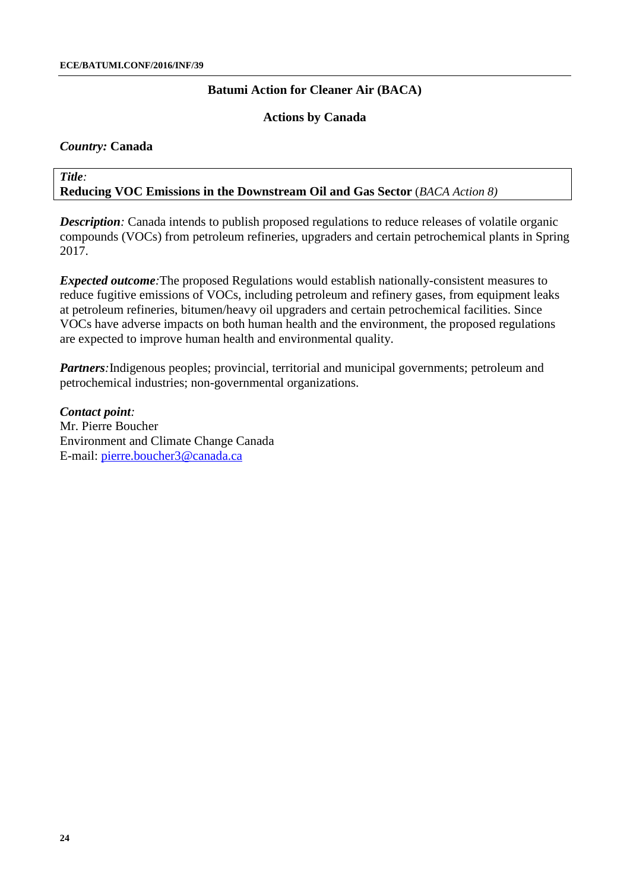## Batumi Action for Cleaner Air (BACA)

### Actions by Canada

***Country:*** **Canada**

***Title:***
**Reducing VOC Emissions in the Downstream Oil and Gas Sector** (*BACA Action 8)*

***Description:*** Canada intends to publish proposed regulations to reduce releases of volatile organic compounds (VOCs) from petroleum refineries, upgraders and certain petrochemical plants in Spring 2017.

***Expected outcome:***The proposed Regulations would establish nationally-consistent measures to reduce fugitive emissions of VOCs, including petroleum and refinery gases, from equipment leaks at petroleum refineries, bitumen/heavy oil upgraders and certain petrochemical facilities. Since VOCs have adverse impacts on both human health and the environment, the proposed regulations are expected to improve human health and environmental quality.

***Partners:***Indigenous peoples; provincial, territorial and municipal governments; petroleum and petrochemical industries; non-governmental organizations.

***Contact point:***
Mr. Pierre Boucher
Environment and Climate Change Canada
E-mail: pierre.boucher3@canada.ca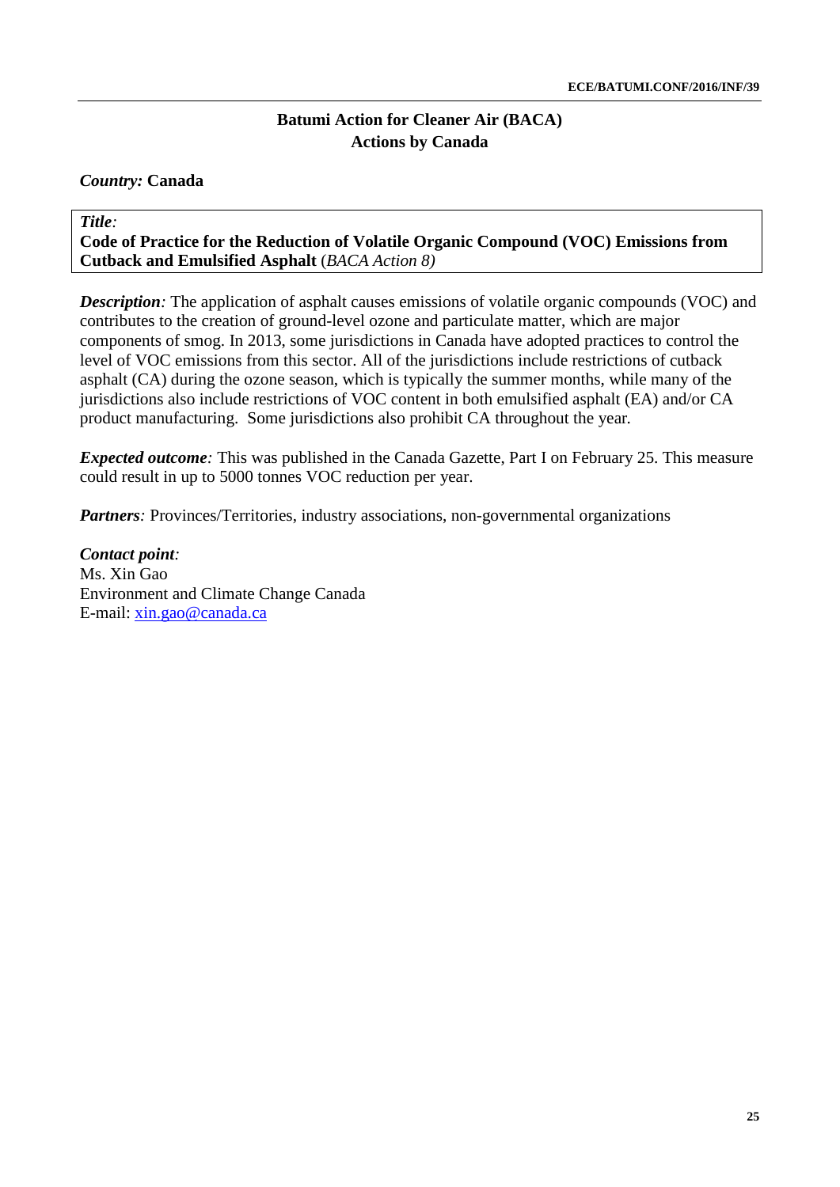## Batumi Action for Cleaner Air (BACA)
## Actions by Canada

*Country:* **Canada**

*Title:*
**Code of Practice for the Reduction of Volatile Organic Compound (VOC) Emissions from Cutback and Emulsified Asphalt** (*BACA Action 8)*

***Description****:* The application of asphalt causes emissions of volatile organic compounds (VOC) and contributes to the creation of ground-level ozone and particulate matter, which are major components of smog. In 2013, some jurisdictions in Canada have adopted practices to control the level of VOC emissions from this sector. All of the jurisdictions include restrictions of cutback asphalt (CA) during the ozone season, which is typically the summer months, while many of the jurisdictions also include restrictions of VOC content in both emulsified asphalt (EA) and/or CA product manufacturing. Some jurisdictions also prohibit CA throughout the year.

***Expected outcome****:* This was published in the Canada Gazette, Part I on February 25. This measure could result in up to 5000 tonnes VOC reduction per year.

***Partners****:* Provinces/Territories, industry associations, non-governmental organizations

***Contact point****:*
Ms. Xin Gao
Environment and Climate Change Canada
E-mail: xin.gao@canada.ca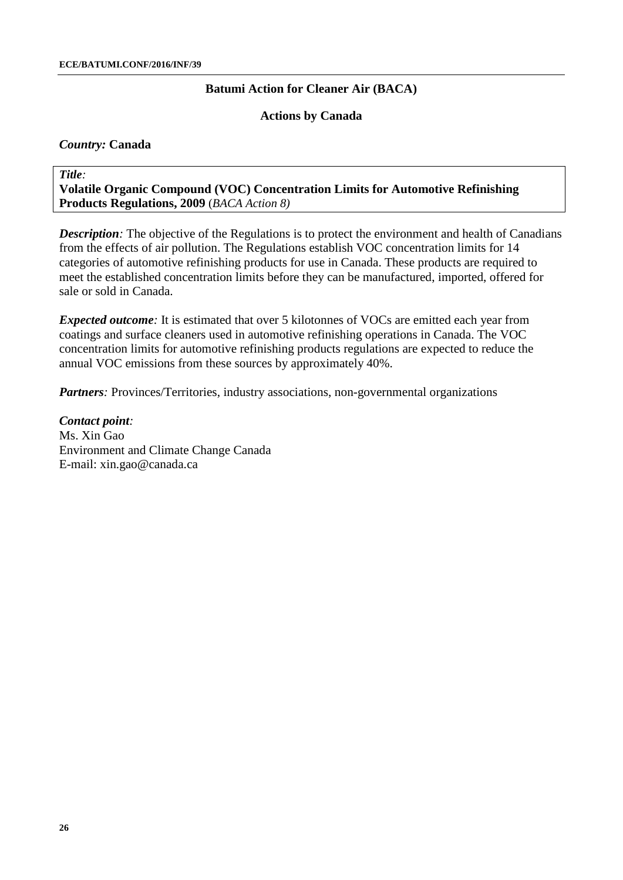## Batumi Action for Cleaner Air (BACA)

### Actions by Canada

***Country:*** **Canada**

***Title*:**
**Volatile Organic Compound (VOC) Concentration Limits for Automotive Refinishing Products Regulations, 2009** (*BACA Action 8)*

***Description*:** The objective of the Regulations is to protect the environment and health of Canadians from the effects of air pollution. The Regulations establish VOC concentration limits for 14 categories of automotive refinishing products for use in Canada. These products are required to meet the established concentration limits before they can be manufactured, imported, offered for sale or sold in Canada.

***Expected outcome*:** It is estimated that over 5 kilotonnes of VOCs are emitted each year from coatings and surface cleaners used in automotive refinishing operations in Canada. The VOC concentration limits for automotive refinishing products regulations are expected to reduce the annual VOC emissions from these sources by approximately 40%.

***Partners*:** Provinces/Territories, industry associations, non-governmental organizations

***Contact point*:**
Ms. Xin Gao
Environment and Climate Change Canada
E-mail: xin.gao@canada.ca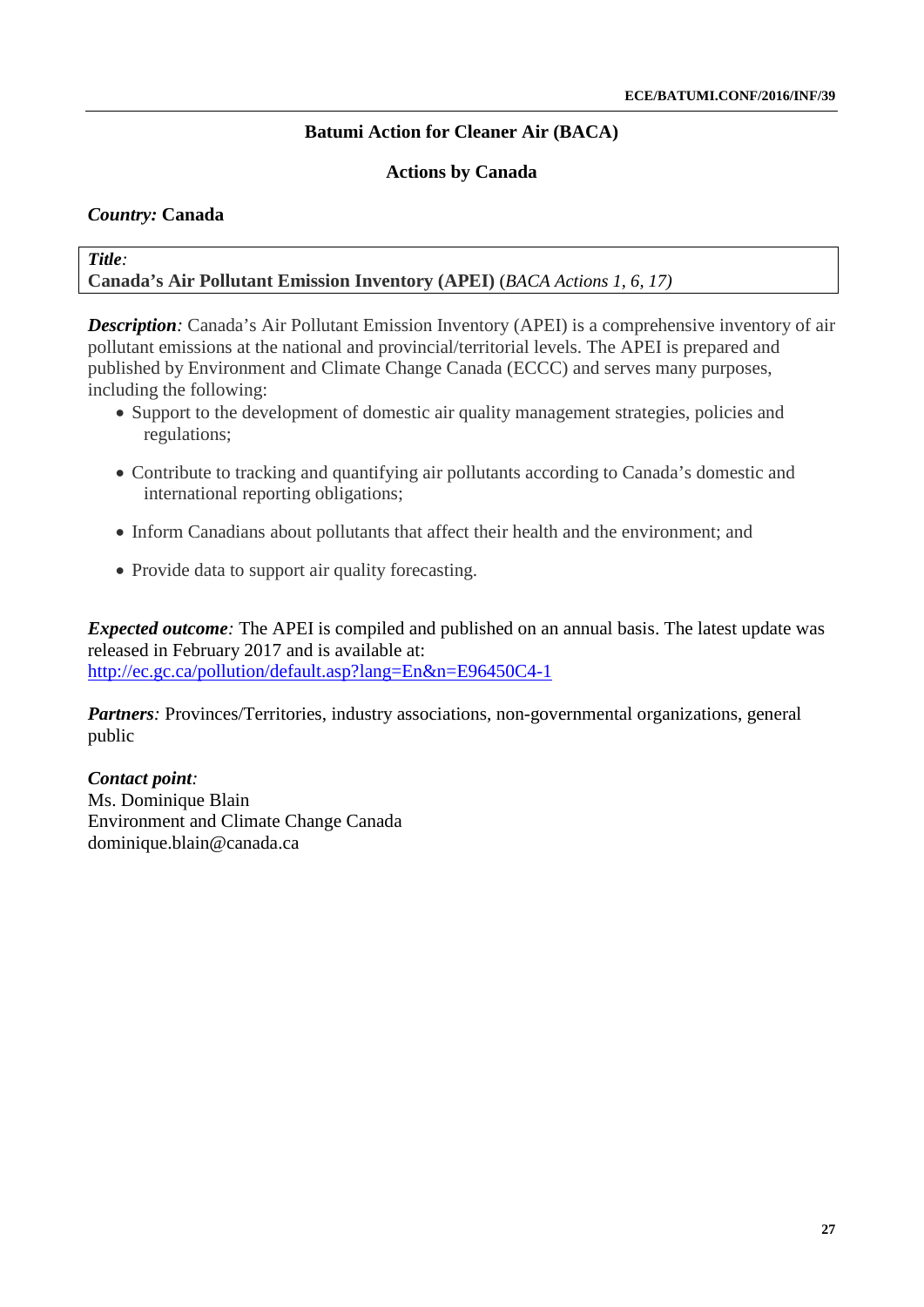## Batumi Action for Cleaner Air (BACA)

### Actions by Canada

***Country:*** **Canada**

***Title:***
**Canada's Air Pollutant Emission Inventory (APEI)** (*BACA Actions 1, 6, 17)*

***Description:*** Canada's Air Pollutant Emission Inventory (APEI) is a comprehensive inventory of air pollutant emissions at the national and provincial/territorial levels. The APEI is prepared and published by Environment and Climate Change Canada (ECCC) and serves many purposes, including the following:

- Support to the development of domestic air quality management strategies, policies and regulations;
- Contribute to tracking and quantifying air pollutants according to Canada's domestic and international reporting obligations;
- Inform Canadians about pollutants that affect their health and the environment; and
- Provide data to support air quality forecasting.

***Expected outcome:*** The APEI is compiled and published on an annual basis. The latest update was released in February 2017 and is available at:
http://ec.gc.ca/pollution/default.asp?lang=En&n=E96450C4-1

***Partners:*** Provinces/Territories, industry associations, non-governmental organizations, general public

***Contact point:***
Ms. Dominique Blain
Environment and Climate Change Canada
dominique.blain@canada.ca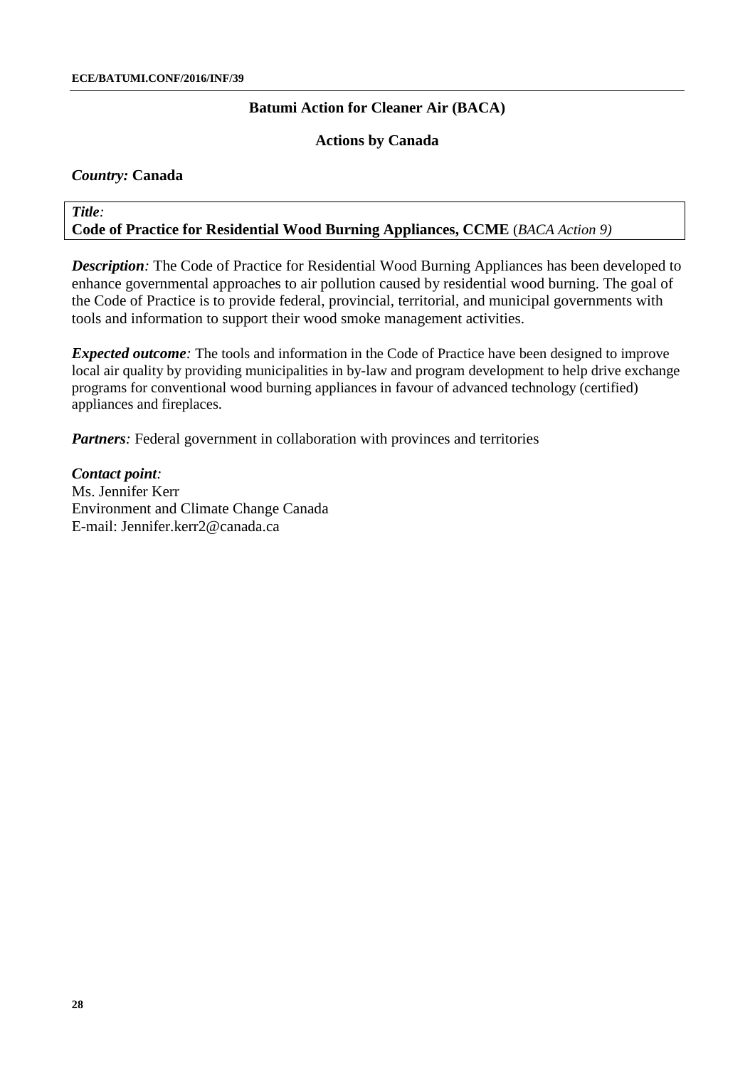## Batumi Action for Cleaner Air (BACA)

### Actions by Canada

***Country:*** **Canada**

***Title:***
**Code of Practice for Residential Wood Burning Appliances, CCME** (*BACA Action 9)*

***Description:*** The Code of Practice for Residential Wood Burning Appliances has been developed to enhance governmental approaches to air pollution caused by residential wood burning. The goal of the Code of Practice is to provide federal, provincial, territorial, and municipal governments with tools and information to support their wood smoke management activities.

***Expected outcome:*** The tools and information in the Code of Practice have been designed to improve local air quality by providing municipalities in by-law and program development to help drive exchange programs for conventional wood burning appliances in favour of advanced technology (certified) appliances and fireplaces.

***Partners:*** Federal government in collaboration with provinces and territories

***Contact point:***
Ms. Jennifer Kerr
Environment and Climate Change Canada
E-mail: Jennifer.kerr2@canada.ca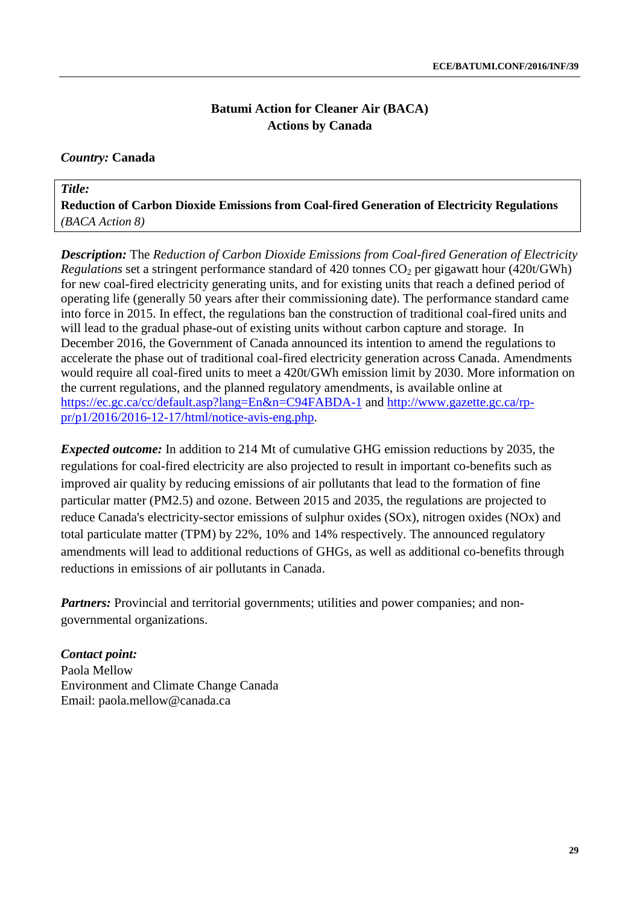## Batumi Action for Cleaner Air (BACA)
## Actions by Canada

***Country:*** **Canada**

***Title:***
**Reduction of Carbon Dioxide Emissions from Coal-fired Generation of Electricity Regulations**
*(BACA Action 8)*

***Description:*** The *Reduction of Carbon Dioxide Emissions from Coal-fired Generation of Electricity Regulations* set a stringent performance standard of 420 tonnes $CO_2$ per gigawatt hour (420t/GWh) for new coal-fired electricity generating units, and for existing units that reach a defined period of operating life (generally 50 years after their commissioning date). The performance standard came into force in 2015. In effect, the regulations ban the construction of traditional coal-fired units and will lead to the gradual phase-out of existing units without carbon capture and storage. In December 2016, the Government of Canada announced its intention to amend the regulations to accelerate the phase out of traditional coal-fired electricity generation across Canada. Amendments would require all coal-fired units to meet a 420t/GWh emission limit by 2030. More information on the current regulations, and the planned regulatory amendments, is available online at https://ec.gc.ca/cc/default.asp?lang=En&n=C94FABDA-1 and http://www.gazette.gc.ca/rp-pr/p1/2016/2016-12-17/html/notice-avis-eng.php.

***Expected outcome:*** In addition to 214 Mt of cumulative GHG emission reductions by 2035, the regulations for coal-fired electricity are also projected to result in important co-benefits such as improved air quality by reducing emissions of air pollutants that lead to the formation of fine particular matter (PM2.5) and ozone. Between 2015 and 2035, the regulations are projected to reduce Canada's electricity-sector emissions of sulphur oxides (SOx), nitrogen oxides (NOx) and total particulate matter (TPM) by 22%, 10% and 14% respectively. The announced regulatory amendments will lead to additional reductions of GHGs, as well as additional co-benefits through reductions in emissions of air pollutants in Canada.

***Partners:*** Provincial and territorial governments; utilities and power companies; and non-governmental organizations.

***Contact point:***
Paola Mellow
Environment and Climate Change Canada
Email: paola.mellow@canada.ca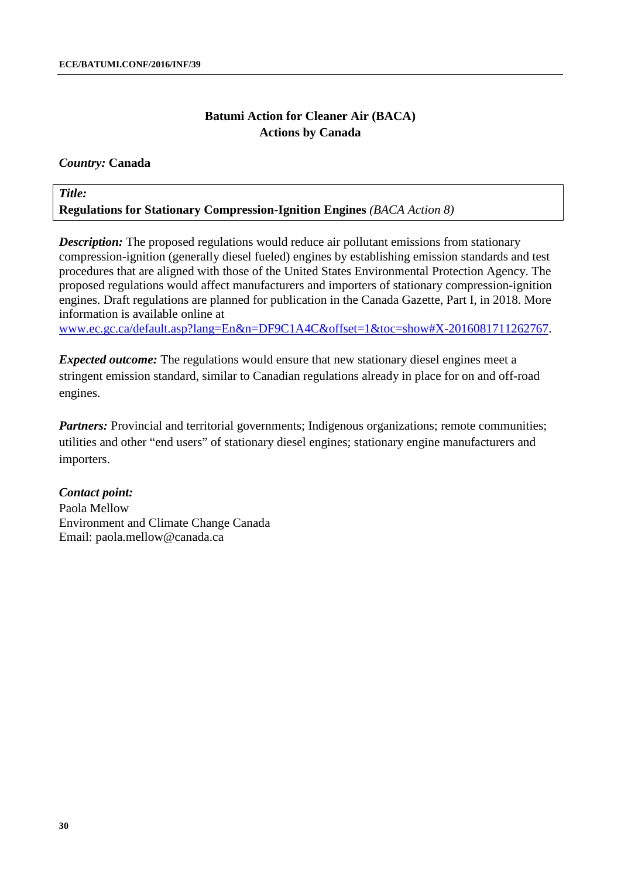# Batumi Action for Cleaner Air (BACA)
## Actions by Canada

*Country:* **Canada**

*Title:*
**Regulations for Stationary Compression-Ignition Engines** *(BACA Action 8)*

***Description:*** The proposed regulations would reduce air pollutant emissions from stationary compression-ignition (generally diesel fueled) engines by establishing emission standards and test procedures that are aligned with those of the United States Environmental Protection Agency. The proposed regulations would affect manufacturers and importers of stationary compression-ignition engines. Draft regulations are planned for publication in the Canada Gazette, Part I, in 2018. More information is available online at www.ec.gc.ca/default.asp?lang=En&n=DF9C1A4C&offset=1&toc=show#X-2016081711262767.

***Expected outcome:*** The regulations would ensure that new stationary diesel engines meet a stringent emission standard, similar to Canadian regulations already in place for on and off-road engines.

***Partners:*** Provincial and territorial governments; Indigenous organizations; remote communities; utilities and other "end users" of stationary diesel engines; stationary engine manufacturers and importers.

***Contact point:***
Paola Mellow
Environment and Climate Change Canada
Email: paola.mellow@canada.ca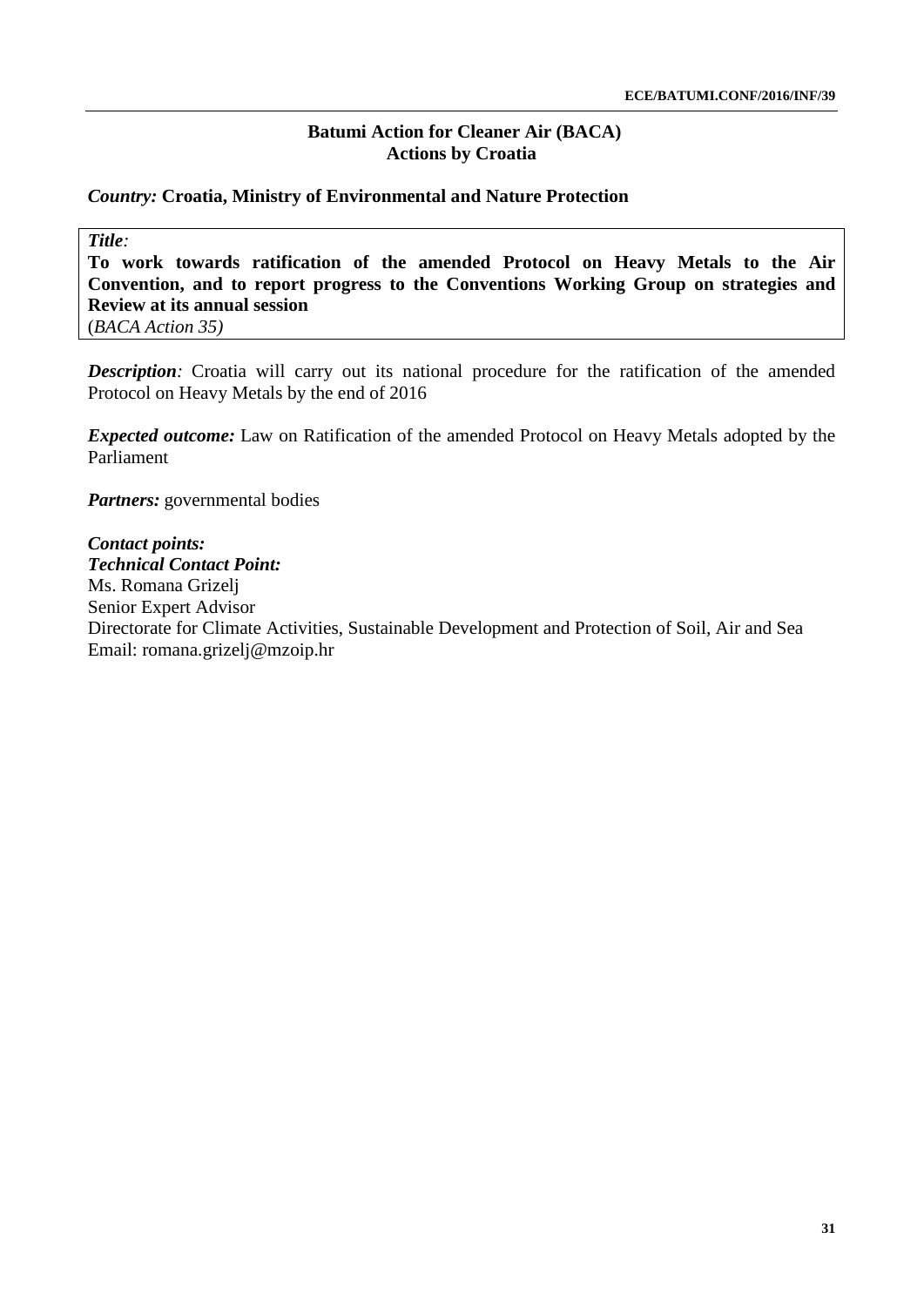**Batumi Action for Cleaner Air (BACA)**
**Actions by Croatia**

***Country:*** **Croatia, Ministry of Environmental and Nature Protection**

***Title:***
**To work towards ratification of the amended Protocol on Heavy Metals to the Air Convention, and to report progress to the Conventions Working Group on strategies and Review at its annual session**
(*BACA Action 35)*

***Description:*** Croatia will carry out its national procedure for the ratification of the amended Protocol on Heavy Metals by the end of 2016

***Expected outcome:*** Law on Ratification of the amended Protocol on Heavy Metals adopted by the Parliament

***Partners:*** governmental bodies

***Contact points:***
***Technical Contact Point:***
Ms. Romana Grizelj
Senior Expert Advisor
Directorate for Climate Activities, Sustainable Development and Protection of Soil, Air and Sea
Email: romana.grizelj@mzoip.hr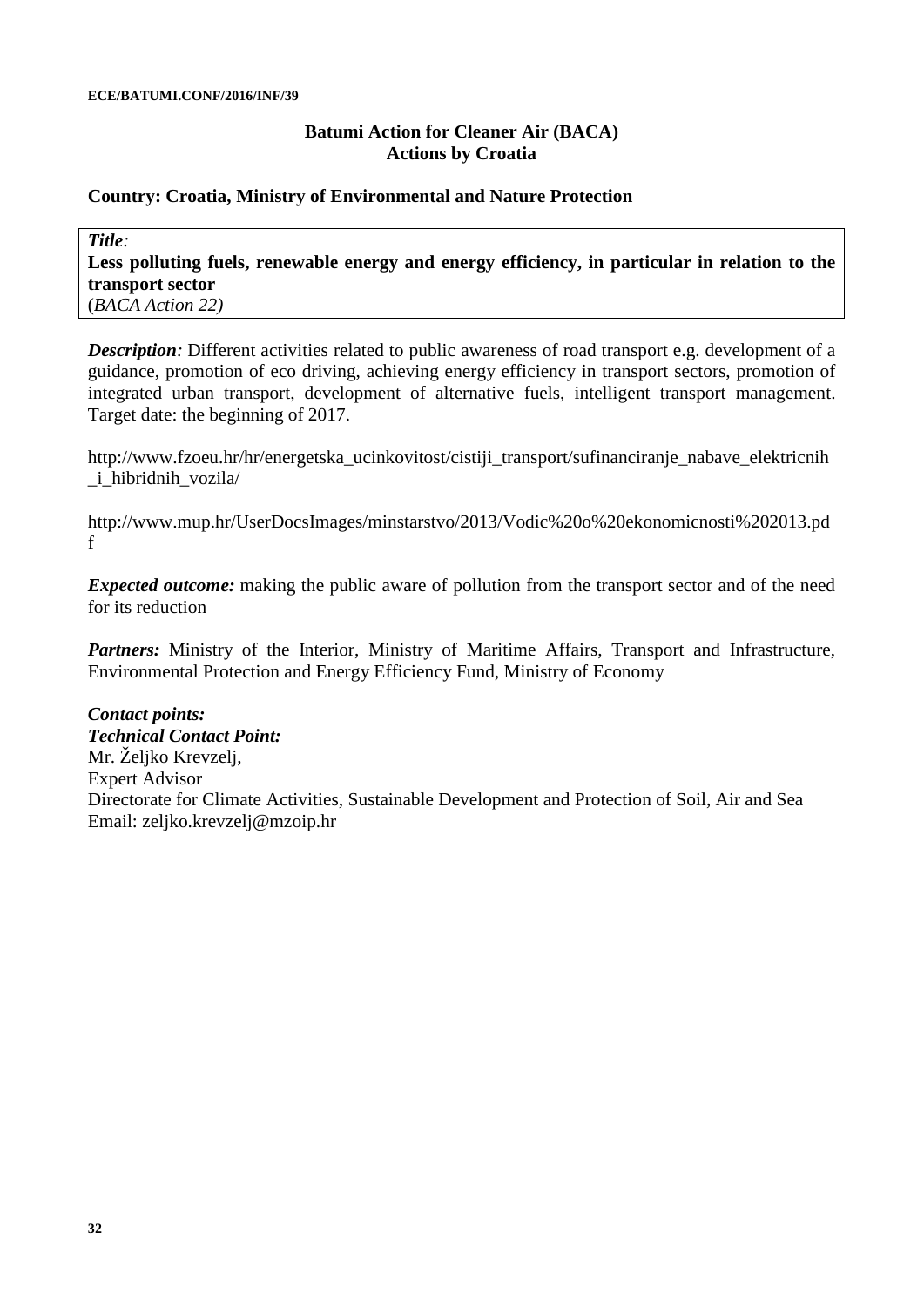**Batumi Action for Cleaner Air (BACA)**
**Actions by Croatia**

**Country: Croatia, Ministry of Environmental and Nature Protection**

***Title*:**
**Less polluting fuels, renewable energy and energy efficiency, in particular in relation to the transport sector**
(*BACA Action 22)*

***Description*:** Different activities related to public awareness of road transport e.g. development of a guidance, promotion of eco driving, achieving energy efficiency in transport sectors, promotion of integrated urban transport, development of alternative fuels, intelligent transport management. Target date: the beginning of 2017.

http://www.fzoeu.hr/hr/energetska_ucinkovitost/cistiji_transport/sufinanciranje_nabave_elektricnih_i_hibridnih_vozila/

http://www.mup.hr/UserDocsImages/minstarstvo/2013/Vodic%20o%20ekonomicnosti%202013.pdf

***Expected outcome:*** making the public aware of pollution from the transport sector and of the need for its reduction

***Partners:*** Ministry of the Interior, Ministry of Maritime Affairs, Transport and Infrastructure, Environmental Protection and Energy Efficiency Fund, Ministry of Economy

***Contact points:***
***Technical Contact Point:***
Mr. Željko Krevzelj,
Expert Advisor
Directorate for Climate Activities, Sustainable Development and Protection of Soil, Air and Sea
Email: zeljko.krevzelj@mzoip.hr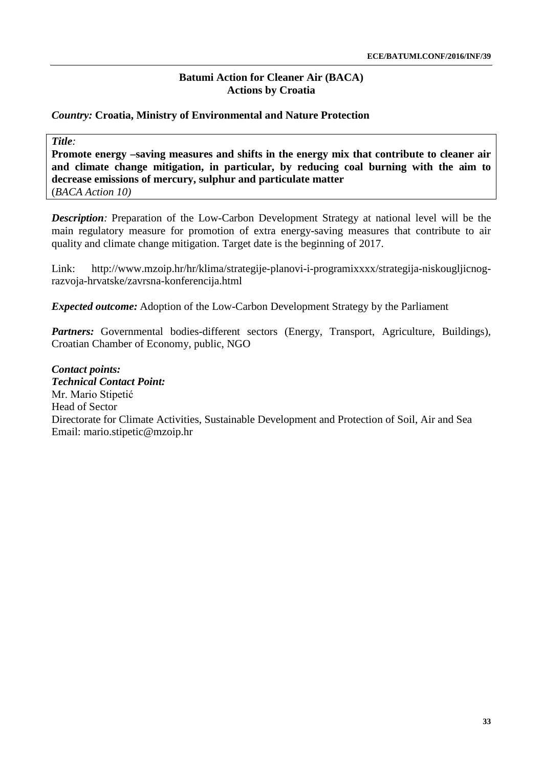**Batumi Action for Cleaner Air (BACA)**
**Actions by Croatia**

***Country:*** **Croatia, Ministry of Environmental and Nature Protection**

***Title**:*
**Promote energy –saving measures and shifts in the energy mix that contribute to cleaner air and climate change mitigation, in particular, by reducing coal burning with the aim to decrease emissions of mercury, sulphur and particulate matter**
(*BACA Action 10)*

***Description**:* Preparation of the Low-Carbon Development Strategy at national level will be the main regulatory measure for promotion of extra energy-saving measures that contribute to air quality and climate change mitigation. Target date is the beginning of 2017.

Link: http://www.mzoip.hr/hr/klima/strategije-planovi-i-programixxxx/strategija-niskougljicnog-razvoja-hrvatske/zavrsna-konferencija.html

***Expected outcome:*** Adoption of the Low-Carbon Development Strategy by the Parliament

***Partners:*** Governmental bodies-different sectors (Energy, Transport, Agriculture, Buildings), Croatian Chamber of Economy, public, NGO

***Contact points:***
***Technical Contact Point:***
Mr. Mario Stipetić
Head of Sector
Directorate for Climate Activities, Sustainable Development and Protection of Soil, Air and Sea
Email: mario.stipetic@mzoip.hr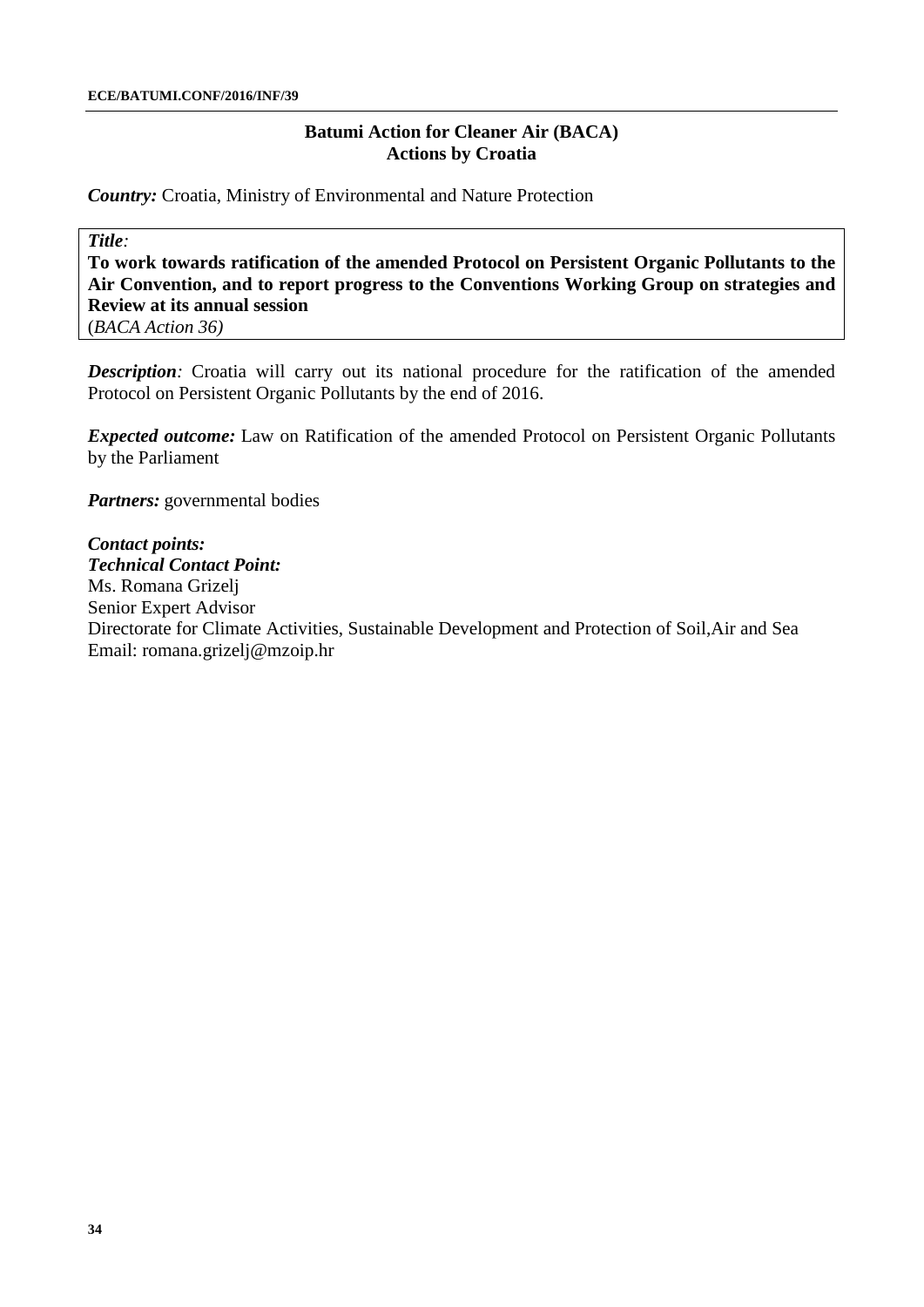**Batumi Action for Cleaner Air (BACA)**
**Actions by Croatia**

***Country:*** Croatia, Ministry of Environmental and Nature Protection

***Title:***
**To work towards ratification of the amended Protocol on Persistent Organic Pollutants to the Air Convention, and to report progress to the Conventions Working Group on strategies and Review at its annual session**
(*BACA Action 36)*

***Description:*** Croatia will carry out its national procedure for the ratification of the amended Protocol on Persistent Organic Pollutants by the end of 2016.

***Expected outcome:*** Law on Ratification of the amended Protocol on Persistent Organic Pollutants by the Parliament

***Partners:*** governmental bodies

***Contact points:***
***Technical Contact Point:***
Ms. Romana Grizelj
Senior Expert Advisor
Directorate for Climate Activities, Sustainable Development and Protection of Soil,Air and Sea
Email: romana.grizelj@mzoip.hr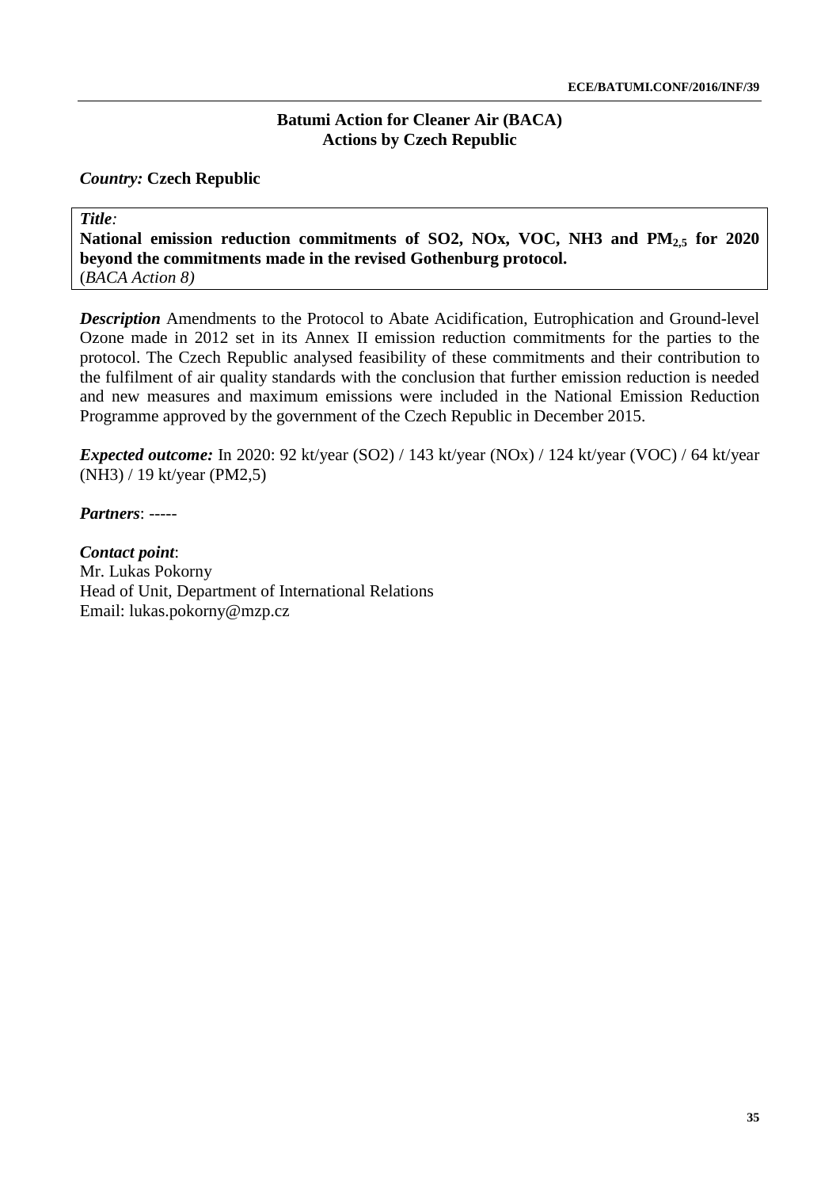**Batumi Action for Cleaner Air (BACA)**
**Actions by Czech Republic**

*Country:* **Czech Republic**

*Title*:
**National emission reduction commitments of SO2, NOx, VOC, NH3 and $PM_{2,5}$ for 2020 beyond the commitments made in the revised Gothenburg protocol.**
(*BACA Action 8)*

***Description*** Amendments to the Protocol to Abate Acidification, Eutrophication and Ground-level Ozone made in 2012 set in its Annex II emission reduction commitments for the parties to the protocol. The Czech Republic analysed feasibility of these commitments and their contribution to the fulfilment of air quality standards with the conclusion that further emission reduction is needed and new measures and maximum emissions were included in the National Emission Reduction Programme approved by the government of the Czech Republic in December 2015.

***Expected outcome:*** In 2020: 92 kt/year (SO2) / 143 kt/year (NOx) / 124 kt/year (VOC) / 64 kt/year (NH3) / 19 kt/year (PM2,5)

***Partners***: -----

***Contact point***:
Mr. Lukas Pokorny
Head of Unit, Department of International Relations
Email: lukas.pokorny@mzp.cz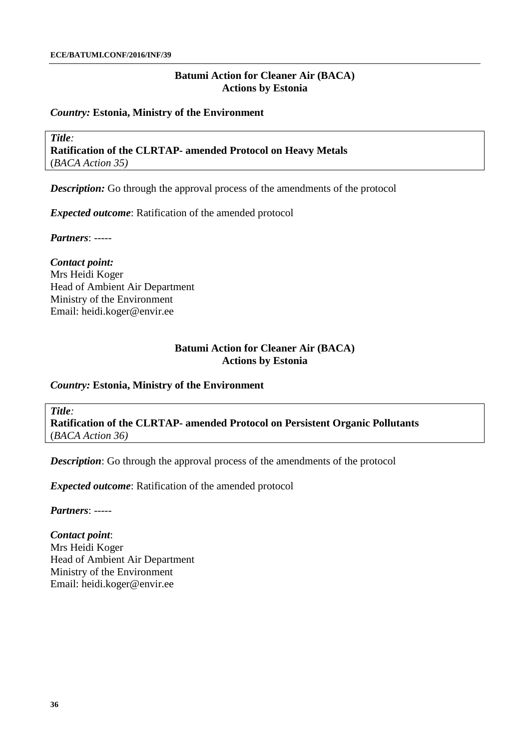## Batumi Action for Cleaner Air (BACA)
## Actions by Estonia

*Country:* **Estonia, Ministry of the Environment**

*Title:*
**Ratification of the CLRTAP- amended Protocol on Heavy Metals**
(*BACA Action 35)*

***Description:*** Go through the approval process of the amendments of the protocol

***Expected outcome***: Ratification of the amended protocol

***Partners***: -----

***Contact point:***
Mrs Heidi Koger
Head of Ambient Air Department
Ministry of the Environment
Email: heidi.koger@envir.ee

## Batumi Action for Cleaner Air (BACA)
## Actions by Estonia

*Country:* **Estonia, Ministry of the Environment**

*Title:*
**Ratification of the CLRTAP- amended Protocol on Persistent Organic Pollutants**
(*BACA Action 36)*

***Description***: Go through the approval process of the amendments of the protocol

***Expected outcome***: Ratification of the amended protocol

***Partners***: -----

***Contact point***:
Mrs Heidi Koger
Head of Ambient Air Department
Ministry of the Environment
Email: heidi.koger@envir.ee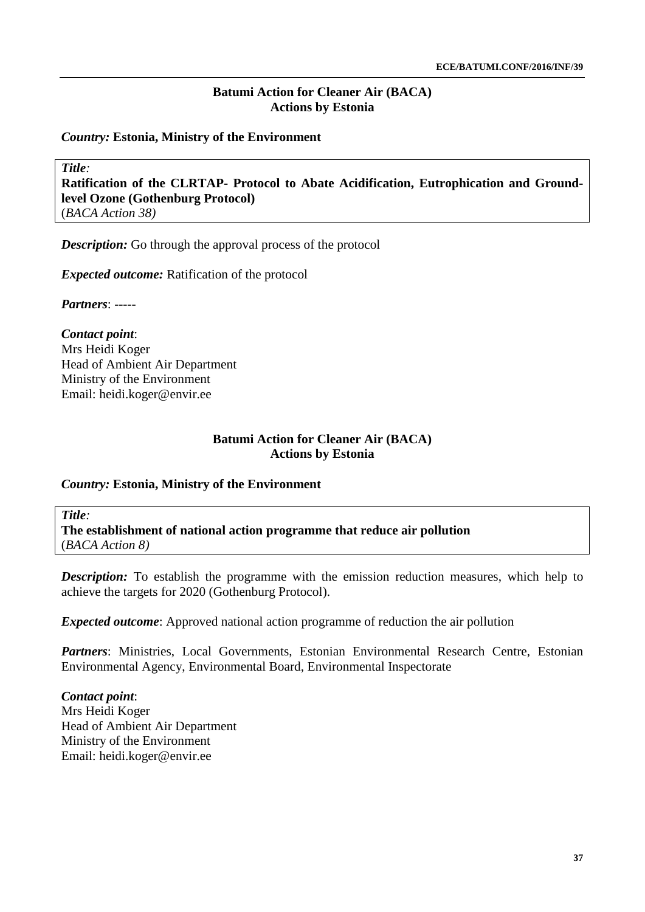## Batumi Action for Cleaner Air (BACA)
## Actions by Estonia

***Country:*** **Estonia, Ministry of the Environment**

***Title**:*
**Ratification of the CLRTAP- Protocol to Abate Acidification, Eutrophication and Ground-level Ozone (Gothenburg Protocol)**
(*BACA Action 38)*

***Description:*** Go through the approval process of the protocol

***Expected outcome:*** Ratification of the protocol

***Partners***: -----

***Contact point***:
Mrs Heidi Koger
Head of Ambient Air Department
Ministry of the Environment
Email: heidi.koger@envir.ee

## Batumi Action for Cleaner Air (BACA)
## Actions by Estonia

***Country:*** **Estonia, Ministry of the Environment**

***Title**:*
**The establishment of national action programme that reduce air pollution**
(*BACA Action 8)*

***Description:*** To establish the programme with the emission reduction measures, which help to achieve the targets for 2020 (Gothenburg Protocol).

***Expected outcome***: Approved national action programme of reduction the air pollution

***Partners***: Ministries, Local Governments, Estonian Environmental Research Centre, Estonian Environmental Agency, Environmental Board, Environmental Inspectorate

***Contact point***:
Mrs Heidi Koger
Head of Ambient Air Department
Ministry of the Environment
Email: heidi.koger@envir.ee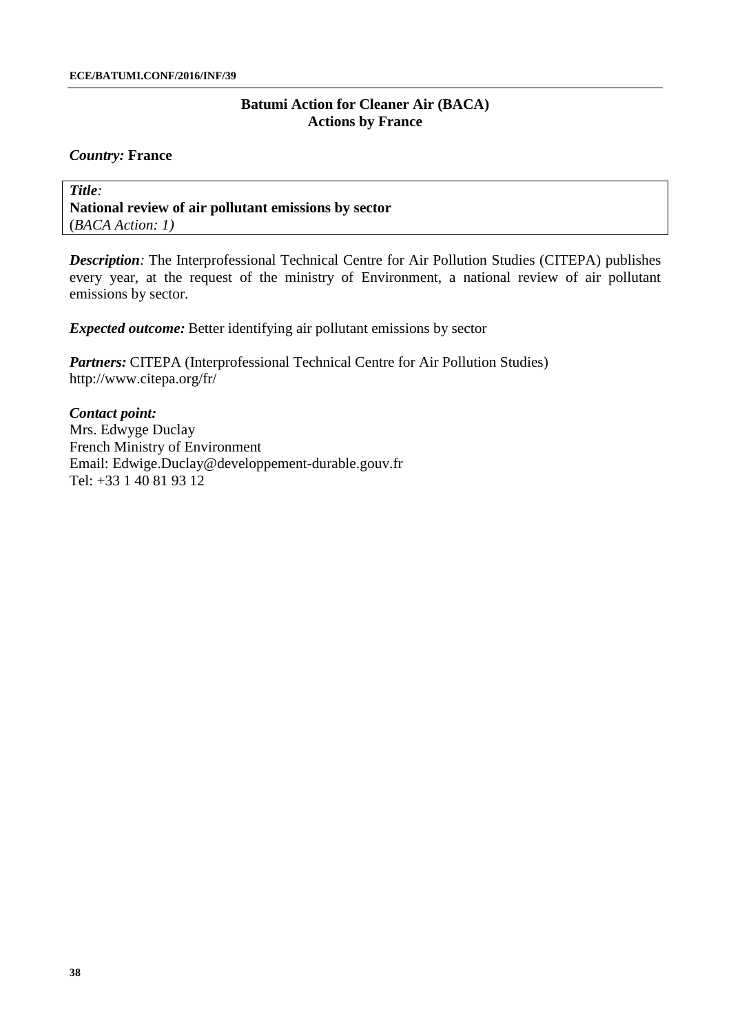## Batumi Action for Cleaner Air (BACA)
## Actions by France

***Country:*** **France**

***Title*:**
**National review of air pollutant emissions by sector**
(*BACA Action: 1)*

***Description**:* The Interprofessional Technical Centre for Air Pollution Studies (CITEPA) publishes every year, at the request of the ministry of Environment, a national review of air pollutant emissions by sector.

***Expected outcome:*** Better identifying air pollutant emissions by sector

***Partners:*** CITEPA (Interprofessional Technical Centre for Air Pollution Studies)
http://www.citepa.org/fr/

***Contact point:***
Mrs. Edwyge Duclay
French Ministry of Environment
Email: Edwige.Duclay@developpement-durable.gouv.fr
Tel: +33 1 40 81 93 12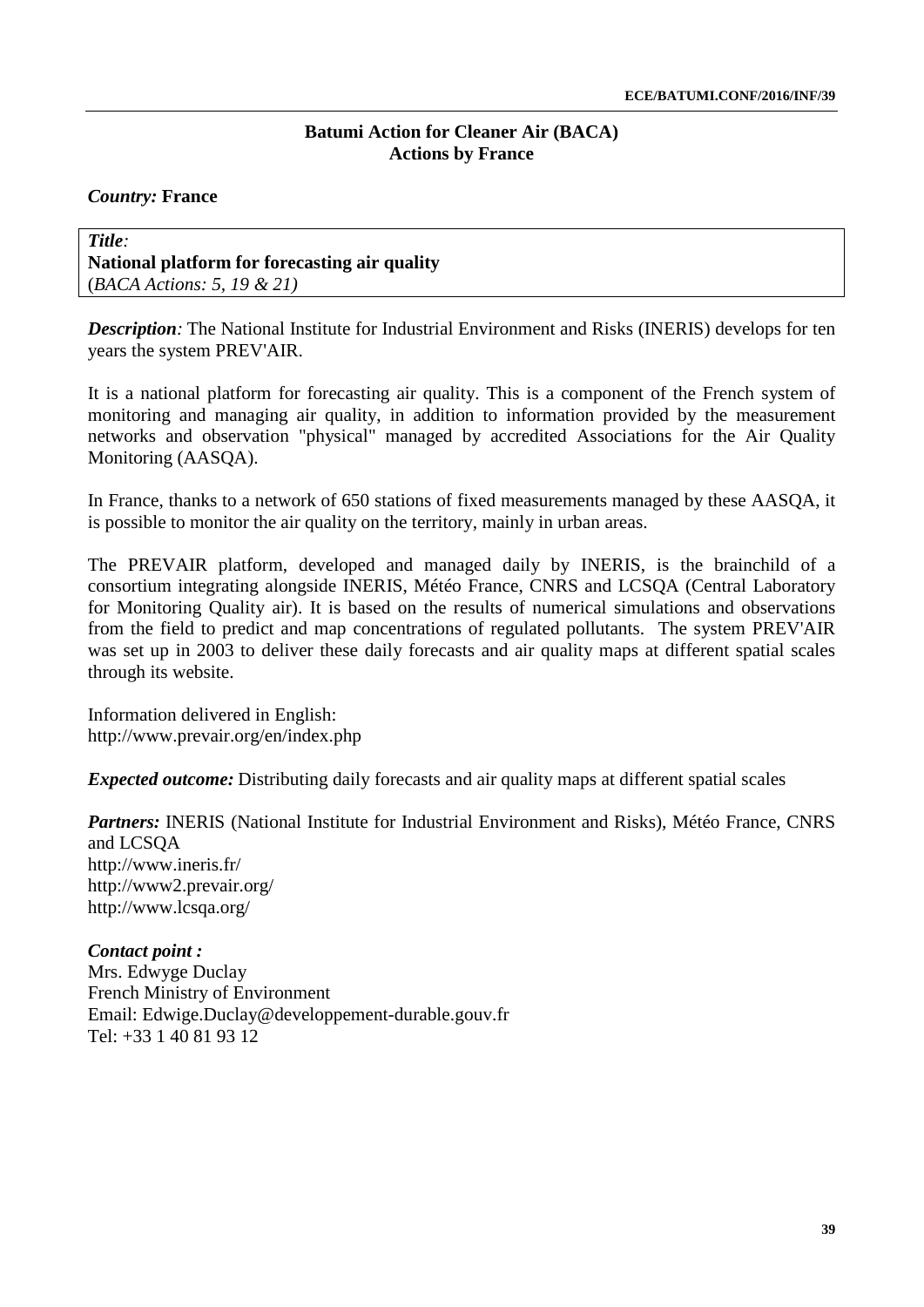## Batumi Action for Cleaner Air (BACA)
## Actions by France

***Country:*** **France**

***Title:***
**National platform for forecasting air quality**
(*BACA Actions: 5, 19 & 21)*

***Description:*** The National Institute for Industrial Environment and Risks (INERIS) develops for ten years the system PREV'AIR.

It is a national platform for forecasting air quality. This is a component of the French system of monitoring and managing air quality, in addition to information provided by the measurement networks and observation "physical" managed by accredited Associations for the Air Quality Monitoring (AASQA).

In France, thanks to a network of 650 stations of fixed measurements managed by these AASQA, it is possible to monitor the air quality on the territory, mainly in urban areas.

The PREVAIR platform, developed and managed daily by INERIS, is the brainchild of a consortium integrating alongside INERIS, Météo France, CNRS and LCSQA (Central Laboratory for Monitoring Quality air). It is based on the results of numerical simulations and observations from the field to predict and map concentrations of regulated pollutants. The system PREV'AIR was set up in 2003 to deliver these daily forecasts and air quality maps at different spatial scales through its website.

Information delivered in English:
http://www.prevair.org/en/index.php

***Expected outcome:*** Distributing daily forecasts and air quality maps at different spatial scales

***Partners:*** INERIS (National Institute for Industrial Environment and Risks), Météo France, CNRS and LCSQA
http://www.ineris.fr/
http://www2.prevair.org/
http://www.lcsqa.org/

***Contact point :***
Mrs. Edwyge Duclay
French Ministry of Environment
Email: Edwige.Duclay@developpement-durable.gouv.fr
Tel: +33 1 40 81 93 12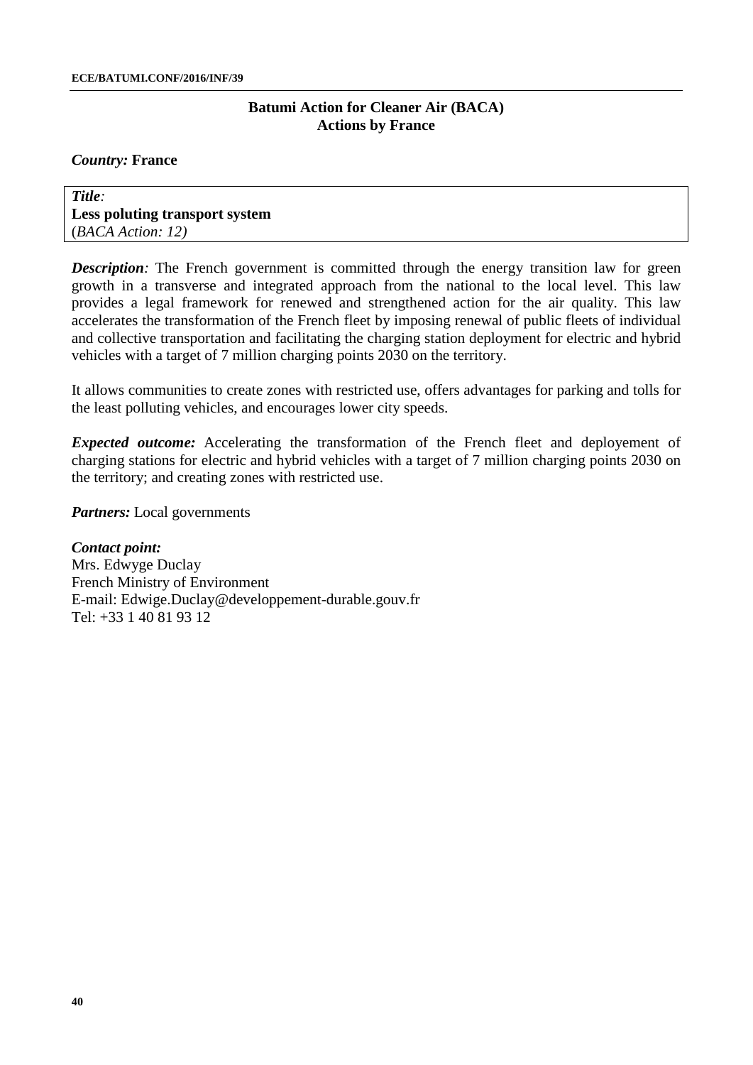## Batumi Action for Cleaner Air (BACA)
## Actions by France

***Country:*** **France**

***Title***:
**Less poluting transport system**
(*BACA Action: 12)*

***Description**:* The French government is committed through the energy transition law for green growth in a transverse and integrated approach from the national to the local level. This law provides a legal framework for renewed and strengthened action for the air quality. This law accelerates the transformation of the French fleet by imposing renewal of public fleets of individual and collective transportation and facilitating the charging station deployment for electric and hybrid vehicles with a target of 7 million charging points 2030 on the territory.

It allows communities to create zones with restricted use, offers advantages for parking and tolls for the least polluting vehicles, and encourages lower city speeds.

***Expected outcome:*** Accelerating the transformation of the French fleet and deployement of charging stations for electric and hybrid vehicles with a target of 7 million charging points 2030 on the territory; and creating zones with restricted use.

***Partners:*** Local governments

***Contact point:***
Mrs. Edwyge Duclay
French Ministry of Environment
E-mail: Edwige.Duclay@developpement-durable.gouv.fr
Tel: +33 1 40 81 93 12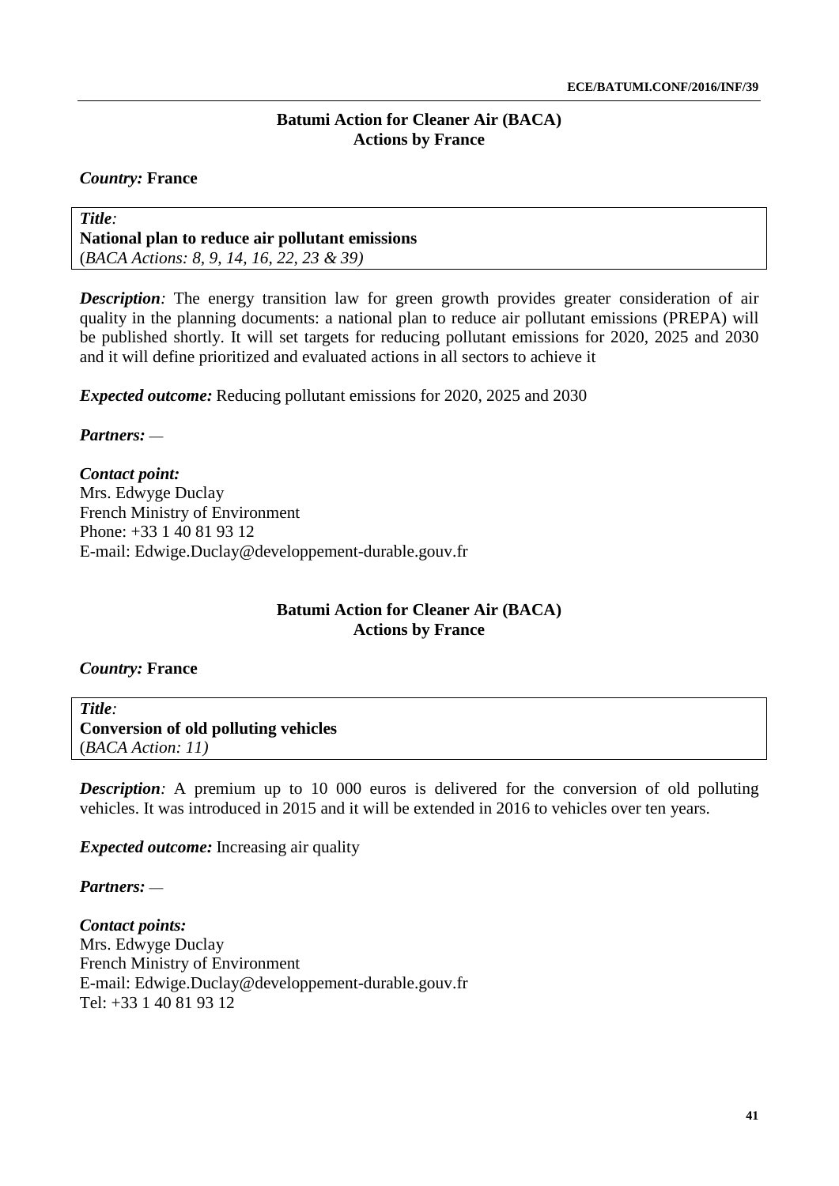**Batumi Action for Cleaner Air (BACA)**
**Actions by France**

*Country:* **France**

| *Title*: **National plan to reduce air pollutant emissions** (*BACA Actions: 8, 9, 14, 16, 22, 23 & 39)* |
|---|

***Description**:* The energy transition law for green growth provides greater consideration of air quality in the planning documents: a national plan to reduce air pollutant emissions (PREPA) will be published shortly. It will set targets for reducing pollutant emissions for 2020, 2025 and 2030 and it will define prioritized and evaluated actions in all sectors to achieve it

***Expected outcome:*** Reducing pollutant emissions for 2020, 2025 and 2030

***Partners:*** —

***Contact point:***
Mrs. Edwyge Duclay
French Ministry of Environment
Phone: +33 1 40 81 93 12
E-mail: Edwige.Duclay@developpement-durable.gouv.fr

**Batumi Action for Cleaner Air (BACA)**
**Actions by France**

*Country:* **France**

| *Title*: **Conversion of old polluting vehicles** (*BACA Action: 11)* |
|---|

***Description**:* A premium up to 10 000 euros is delivered for the conversion of old polluting vehicles. It was introduced in 2015 and it will be extended in 2016 to vehicles over ten years.

***Expected outcome:*** Increasing air quality

***Partners:*** —

***Contact points:***
Mrs. Edwyge Duclay
French Ministry of Environment
E-mail: Edwige.Duclay@developpement-durable.gouv.fr
Tel: +33 1 40 81 93 12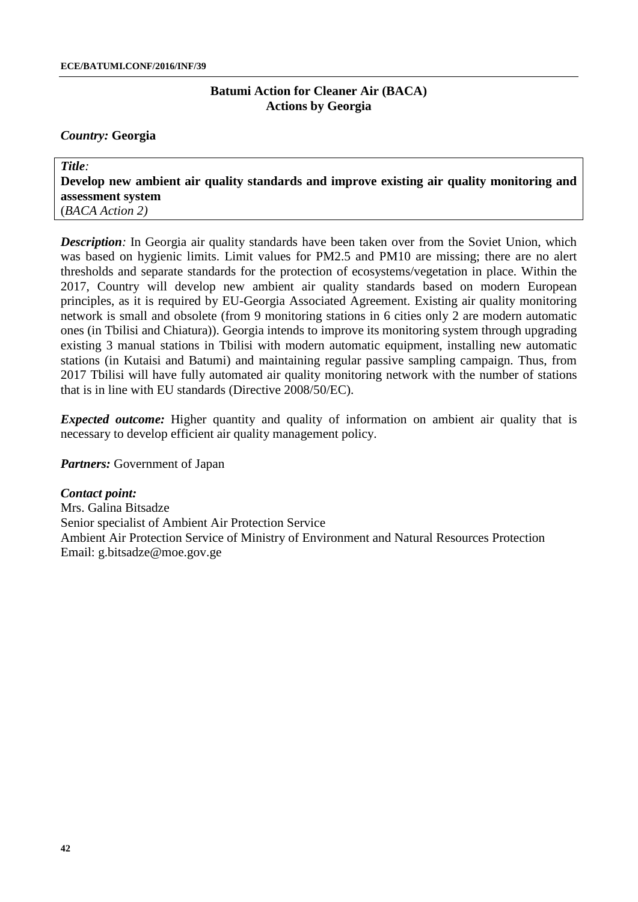**Batumi Action for Cleaner Air (BACA)**
**Actions by Georgia**

***Country:*** **Georgia**

***Title*:**
**Develop new ambient air quality standards and improve existing air quality monitoring and assessment system**
(*BACA Action 2)*

***Description*:** In Georgia air quality standards have been taken over from the Soviet Union, which was based on hygienic limits. Limit values for PM2.5 and PM10 are missing; there are no alert thresholds and separate standards for the protection of ecosystems/vegetation in place. Within the 2017, Country will develop new ambient air quality standards based on modern European principles, as it is required by EU-Georgia Associated Agreement. Existing air quality monitoring network is small and obsolete (from 9 monitoring stations in 6 cities only 2 are modern automatic ones (in Tbilisi and Chiatura)). Georgia intends to improve its monitoring system through upgrading existing 3 manual stations in Tbilisi with modern automatic equipment, installing new automatic stations (in Kutaisi and Batumi) and maintaining regular passive sampling campaign. Thus, from 2017 Tbilisi will have fully automated air quality monitoring network with the number of stations that is in line with EU standards (Directive 2008/50/EC).

***Expected outcome:*** Higher quantity and quality of information on ambient air quality that is necessary to develop efficient air quality management policy.

***Partners:*** Government of Japan

***Contact point:***
Mrs. Galina Bitsadze
Senior specialist of Ambient Air Protection Service
Ambient Air Protection Service of Ministry of Environment and Natural Resources Protection
Email: g.bitsadze@moe.gov.ge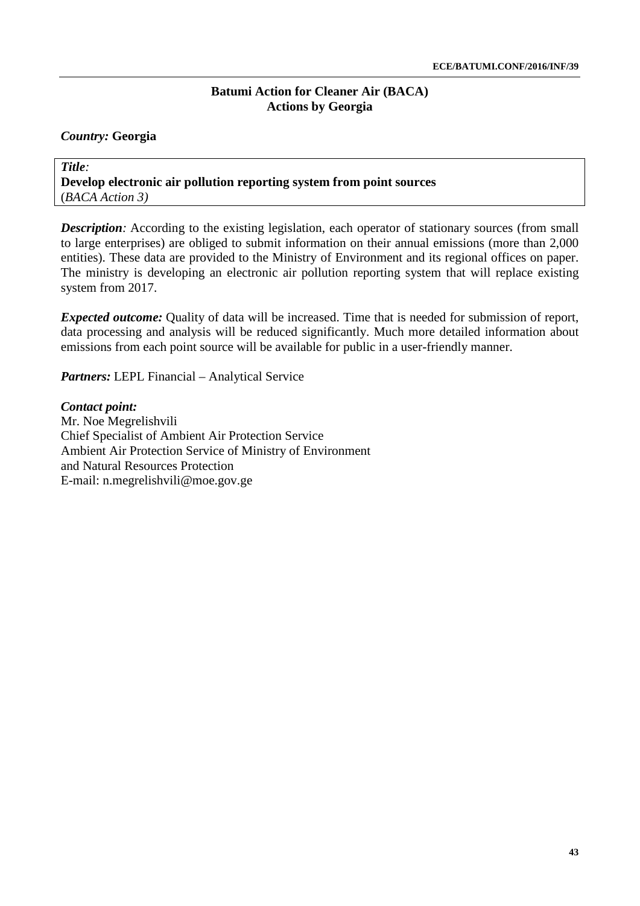## Batumi Action for Cleaner Air (BACA)
## Actions by Georgia

*Country:* **Georgia**

*Title:*
**Develop electronic air pollution reporting system from point sources**
(*BACA Action 3)*

***Description****:* According to the existing legislation, each operator of stationary sources (from small to large enterprises) are obliged to submit information on their annual emissions (more than 2,000 entities). These data are provided to the Ministry of Environment and its regional offices on paper. The ministry is developing an electronic air pollution reporting system that will replace existing system from 2017.

***Expected outcome:*** Quality of data will be increased. Time that is needed for submission of report, data processing and analysis will be reduced significantly. Much more detailed information about emissions from each point source will be available for public in a user-friendly manner.

***Partners:*** LEPL Financial – Analytical Service

***Contact point:***
Mr. Noe Megrelishvili
Chief Specialist of Ambient Air Protection Service
Ambient Air Protection Service of Ministry of Environment
and Natural Resources Protection
E-mail: n.megrelishvili@moe.gov.ge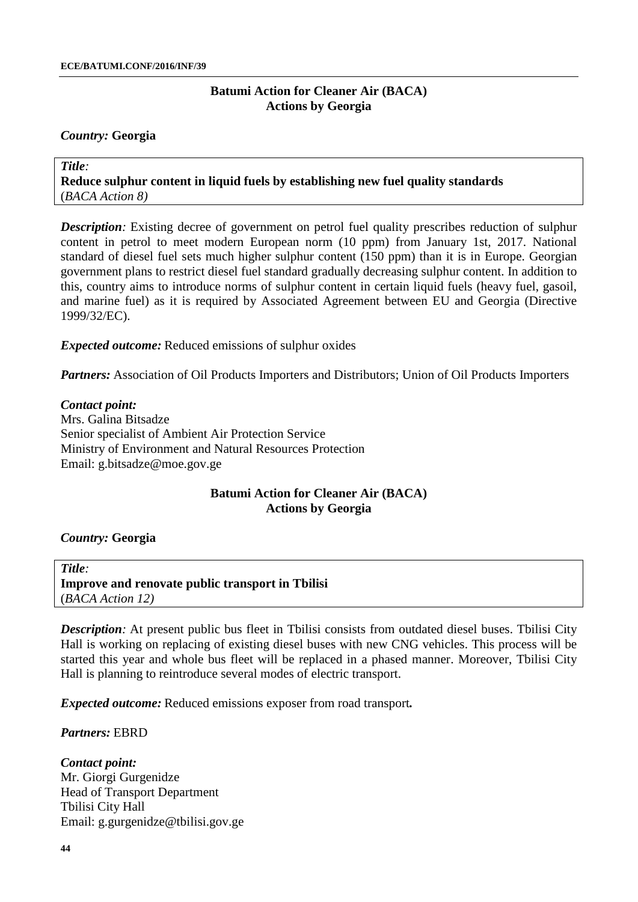**Batumi Action for Cleaner Air (BACA)**
**Actions by Georgia**

*Country:* **Georgia**

*Title*:
**Reduce sulphur content in liquid fuels by establishing new fuel quality standards**
(*BACA Action 8)*

***Description****:* Existing decree of government on petrol fuel quality prescribes reduction of sulphur content in petrol to meet modern European norm (10 ppm) from January 1st, 2017. National standard of diesel fuel sets much higher sulphur content (150 ppm) than it is in Europe. Georgian government plans to restrict diesel fuel standard gradually decreasing sulphur content. In addition to this, country aims to introduce norms of sulphur content in certain liquid fuels (heavy fuel, gasoil, and marine fuel) as it is required by Associated Agreement between EU and Georgia (Directive 1999/32/EC).

***Expected outcome:*** Reduced emissions of sulphur oxides

***Partners:*** Association of Oil Products Importers and Distributors; Union of Oil Products Importers

***Contact point:***
Mrs. Galina Bitsadze
Senior specialist of Ambient Air Protection Service
Ministry of Environment and Natural Resources Protection
Email: g.bitsadze@moe.gov.ge

**Batumi Action for Cleaner Air (BACA)**
**Actions by Georgia**

*Country:* **Georgia**

*Title*:
**Improve and renovate public transport in Tbilisi**
(*BACA Action 12)*

***Description****:* At present public bus fleet in Tbilisi consists from outdated diesel buses. Tbilisi City Hall is working on replacing of existing diesel buses with new CNG vehicles. This process will be started this year and whole bus fleet will be replaced in a phased manner. Moreover, Tbilisi City Hall is planning to reintroduce several modes of electric transport.

***Expected outcome:*** Reduced emissions exposer from road transport***.***

***Partners:*** EBRD

***Contact point:***
Mr. Giorgi Gurgenidze
Head of Transport Department
Tbilisi City Hall
Email: g.gurgenidze@tbilisi.gov.ge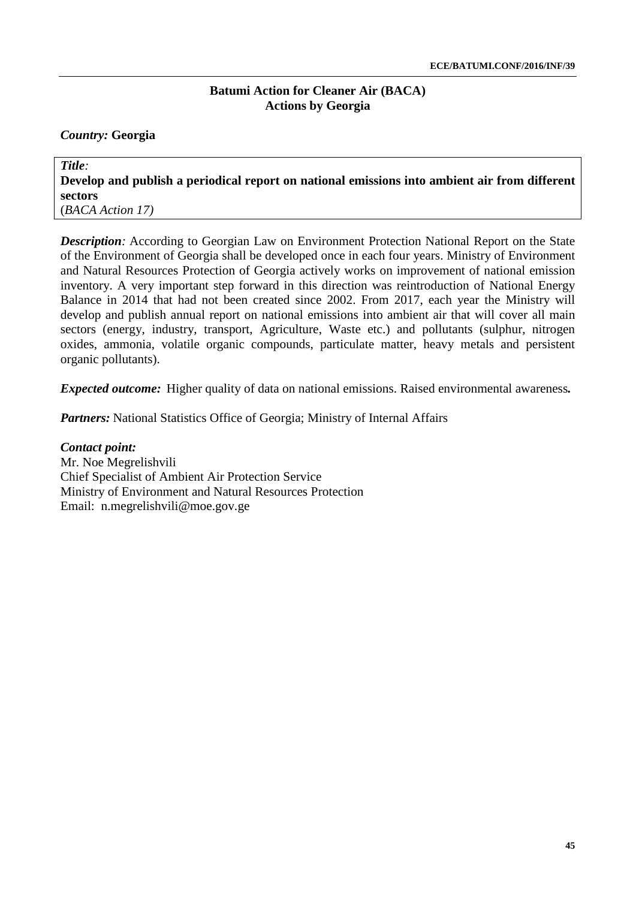## Batumi Action for Cleaner Air (BACA)
## Actions by Georgia

***Country:*** **Georgia**

***Title*:**
**Develop and publish a periodical report on national emissions into ambient air from different sectors**
(*BACA Action 17)*

***Description*:** According to Georgian Law on Environment Protection National Report on the State of the Environment of Georgia shall be developed once in each four years. Ministry of Environment and Natural Resources Protection of Georgia actively works on improvement of national emission inventory. A very important step forward in this direction was reintroduction of National Energy Balance in 2014 that had not been created since 2002. From 2017, each year the Ministry will develop and publish annual report on national emissions into ambient air that will cover all main sectors (energy, industry, transport, Agriculture, Waste etc.) and pollutants (sulphur, nitrogen oxides, ammonia, volatile organic compounds, particulate matter, heavy metals and persistent organic pollutants).

***Expected outcome:*** Higher quality of data on national emissions. Raised environmental awareness**.**

***Partners:*** National Statistics Office of Georgia; Ministry of Internal Affairs

***Contact point:***
Mr. Noe Megrelishvili
Chief Specialist of Ambient Air Protection Service
Ministry of Environment and Natural Resources Protection
Email: n.megrelishvili@moe.gov.ge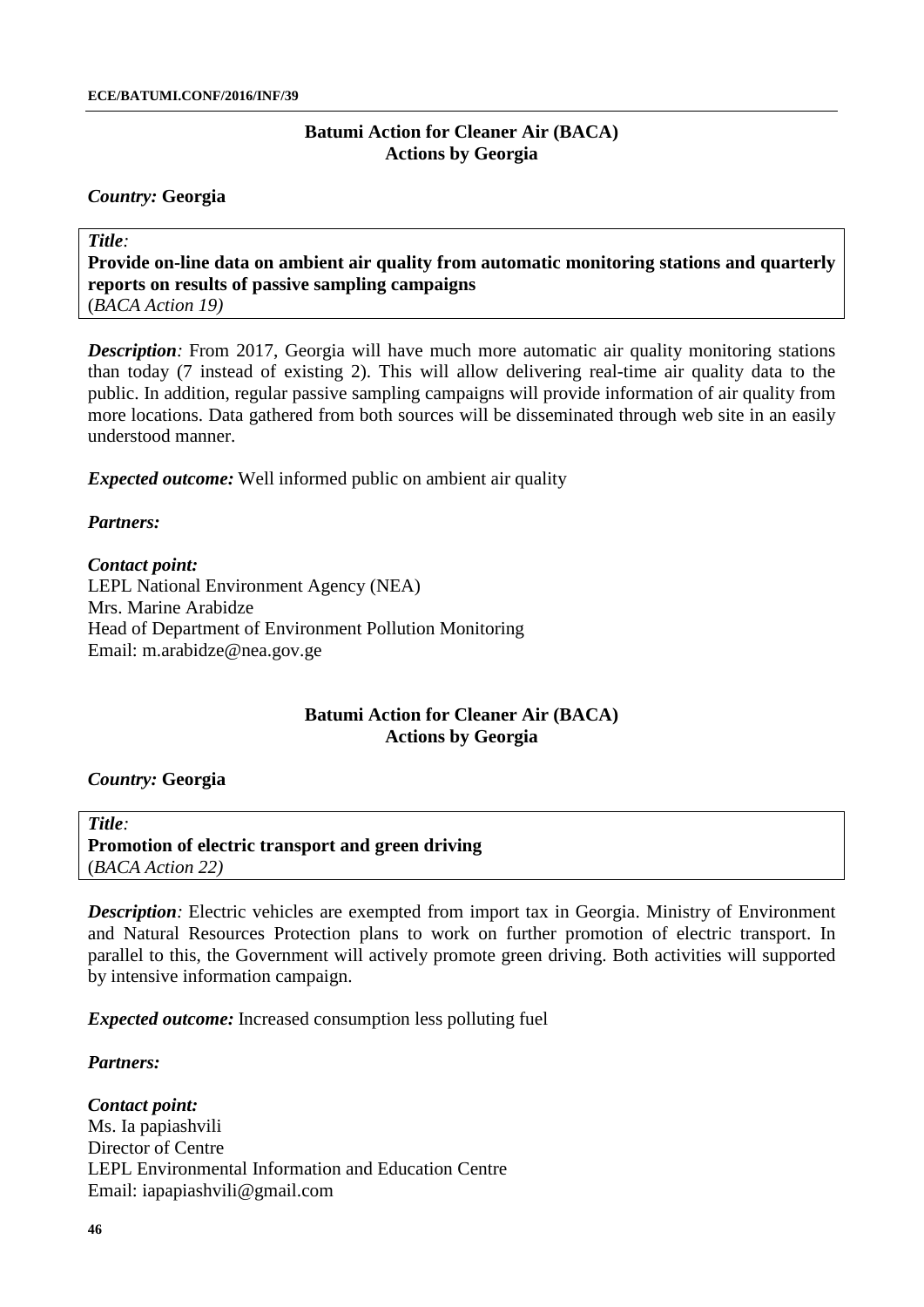## Batumi Action for Cleaner Air (BACA)
## Actions by Georgia

*Country:* **Georgia**

***Title*:**
**Provide on-line data on ambient air quality from automatic monitoring stations and quarterly reports on results of passive sampling campaigns**
(*BACA Action 19)*

***Description**:* From 2017, Georgia will have much more automatic air quality monitoring stations than today (7 instead of existing 2). This will allow delivering real-time air quality data to the public. In addition, regular passive sampling campaigns will provide information of air quality from more locations. Data gathered from both sources will be disseminated through web site in an easily understood manner.

***Expected outcome:*** Well informed public on ambient air quality

***Partners:***

***Contact point:***
LEPL National Environment Agency (NEA)
Mrs. Marine Arabidze
Head of Department of Environment Pollution Monitoring
Email: m.arabidze@nea.gov.ge

## Batumi Action for Cleaner Air (BACA)
## Actions by Georgia

*Country:* **Georgia**

***Title*:**
**Promotion of electric transport and green driving**
(*BACA Action 22)*

***Description**:* Electric vehicles are exempted from import tax in Georgia. Ministry of Environment and Natural Resources Protection plans to work on further promotion of electric transport. In parallel to this, the Government will actively promote green driving. Both activities will supported by intensive information campaign.

***Expected outcome:*** Increased consumption less polluting fuel

***Partners:***

***Contact point:***
Ms. Ia papiashvili
Director of Centre
LEPL Environmental Information and Education Centre
Email: iapapiashvili@gmail.com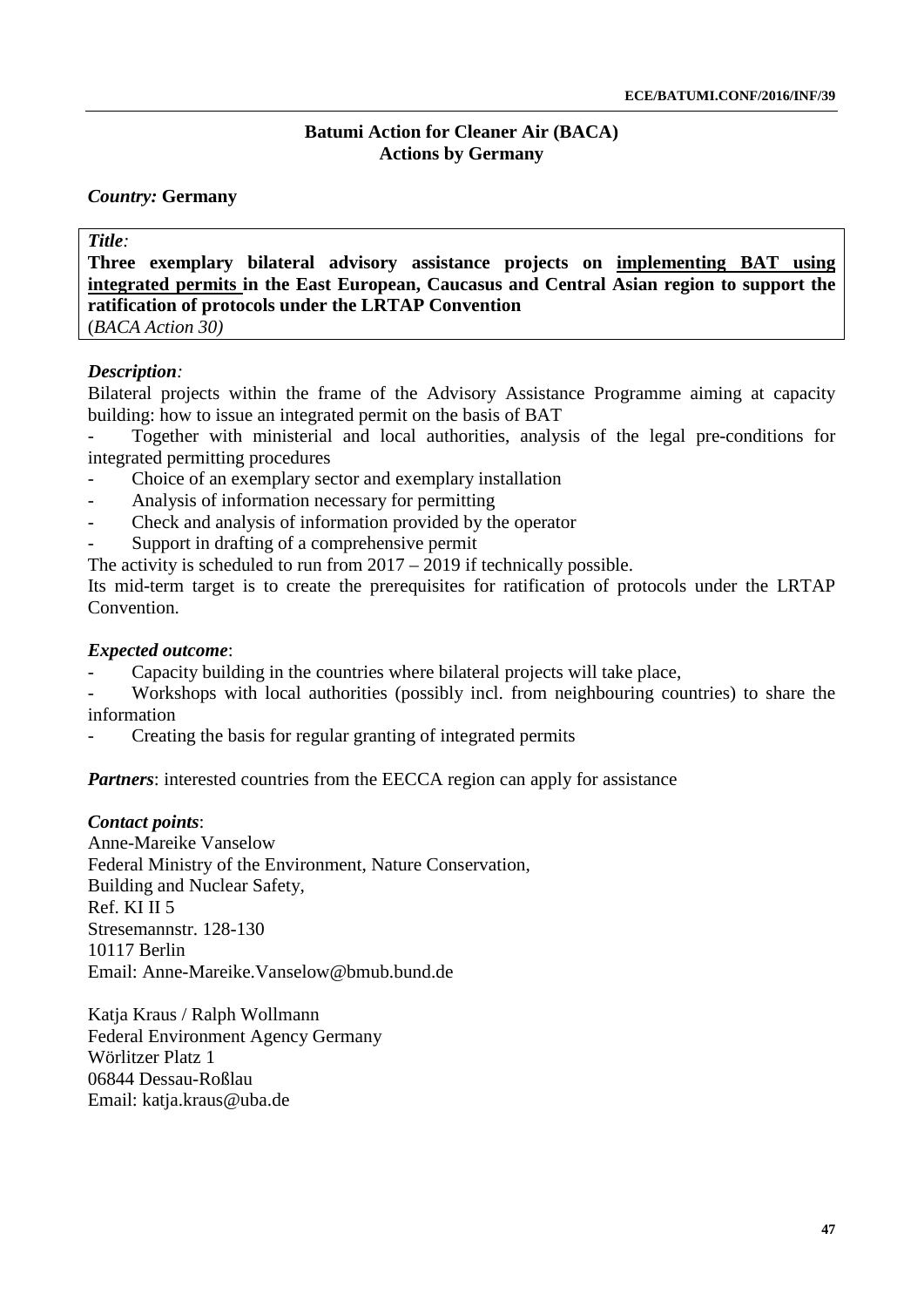# Batumi Action for Cleaner Air (BACA)
## Actions by Germany

***Country:*** **Germany**

***Title*:**

**Three exemplary bilateral advisory assistance projects on <u>implementing BAT using integrated permits</u> in the East European, Caucasus and Central Asian region to support the ratification of protocols under the LRTAP Convention**

(*BACA Action 30)*

***Description*:**

Bilateral projects within the frame of the Advisory Assistance Programme aiming at capacity building: how to issue an integrated permit on the basis of BAT

- Together with ministerial and local authorities, analysis of the legal pre-conditions for integrated permitting procedures
- Choice of an exemplary sector and exemplary installation
- Analysis of information necessary for permitting
- Check and analysis of information provided by the operator
- Support in drafting of a comprehensive permit

The activity is scheduled to run from 2017 – 2019 if technically possible.

Its mid-term target is to create the prerequisites for ratification of protocols under the LRTAP Convention.

***Expected outcome***:

- Capacity building in the countries where bilateral projects will take place,
- Workshops with local authorities (possibly incl. from neighbouring countries) to share the information
- Creating the basis for regular granting of integrated permits

***Partners***: interested countries from the EECCA region can apply for assistance

***Contact points***:

Anne-Mareike Vanselow
Federal Ministry of the Environment, Nature Conservation,
Building and Nuclear Safety,
Ref. KI II 5
Stresemannstr. 128-130
10117 Berlin
Email: Anne-Mareike.Vanselow@bmub.bund.de

Katja Kraus / Ralph Wollmann
Federal Environment Agency Germany
Wörlitzer Platz 1
06844 Dessau-Roßlau
Email: katja.kraus@uba.de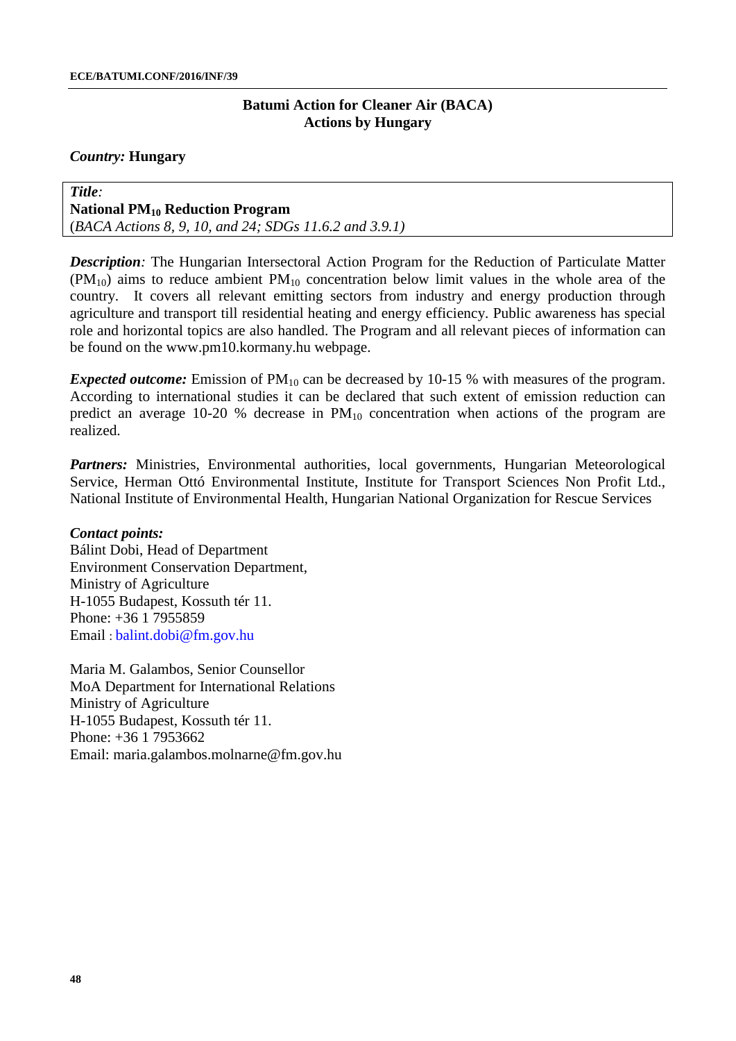## Batumi Action for Cleaner Air (BACA)
## Actions by Hungary

***Country:*** **Hungary**

*Title:*
**National $PM_{10}$ Reduction Program**
(*BACA Actions 8, 9, 10, and 24; SDGs 11.6.2 and 3.9.1)*

***Description:*** The Hungarian Intersectoral Action Program for the Reduction of Particulate Matter ($PM_{10}$) aims to reduce ambient $PM_{10}$ concentration below limit values in the whole area of the country. It covers all relevant emitting sectors from industry and energy production through agriculture and transport till residential heating and energy efficiency. Public awareness has special role and horizontal topics are also handled. The Program and all relevant pieces of information can be found on the www.pm10.kormany.hu webpage.

***Expected outcome:*** Emission of $PM_{10}$ can be decreased by 10-15 % with measures of the program. According to international studies it can be declared that such extent of emission reduction can predict an average 10-20 % decrease in $PM_{10}$ concentration when actions of the program are realized.

***Partners:*** Ministries, Environmental authorities, local governments, Hungarian Meteorological Service, Herman Ottó Environmental Institute, Institute for Transport Sciences Non Profit Ltd., National Institute of Environmental Health, Hungarian National Organization for Rescue Services

***Contact points:***
Bálint Dobi, Head of Department
Environment Conservation Department,
Ministry of Agriculture
H-1055 Budapest, Kossuth tér 11.
Phone: +36 1 7955859
Email : balint.dobi@fm.gov.hu

Maria M. Galambos, Senior Counsellor
MoA Department for International Relations
Ministry of Agriculture
H-1055 Budapest, Kossuth tér 11.
Phone: +36 1 7953662
Email: maria.galambos.molnarne@fm.gov.hu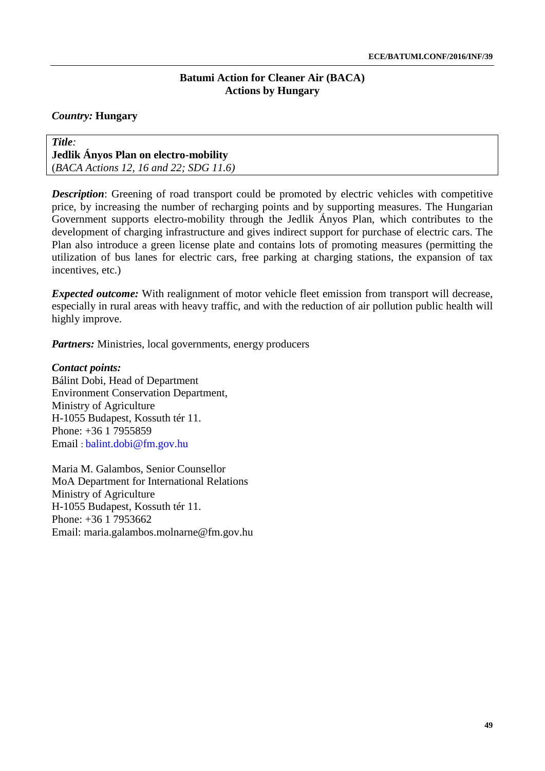**Batumi Action for Cleaner Air (BACA)**
**Actions by Hungary**

***Country:*** **Hungary**

***Title:***
**Jedlik Ányos Plan on electro-mobility**
(*BACA Actions 12, 16 and 22; SDG 11.6)*

***Description***: Greening of road transport could be promoted by electric vehicles with competitive price, by increasing the number of recharging points and by supporting measures. The Hungarian Government supports electro-mobility through the Jedlik Ányos Plan, which contributes to the development of charging infrastructure and gives indirect support for purchase of electric cars. The Plan also introduce a green license plate and contains lots of promoting measures (permitting the utilization of bus lanes for electric cars, free parking at charging stations, the expansion of tax incentives, etc.)

***Expected outcome:*** With realignment of motor vehicle fleet emission from transport will decrease, especially in rural areas with heavy traffic, and with the reduction of air pollution public health will highly improve.

***Partners:*** Ministries, local governments, energy producers

***Contact points:***
Bálint Dobi, Head of Department
Environment Conservation Department,
Ministry of Agriculture
H-1055 Budapest, Kossuth tér 11.
Phone: +36 1 7955859
Email : balint.dobi@fm.gov.hu

Maria M. Galambos, Senior Counsellor
MoA Department for International Relations
Ministry of Agriculture
H-1055 Budapest, Kossuth tér 11.
Phone: +36 1 7953662
Email: maria.galambos.molnarne@fm.gov.hu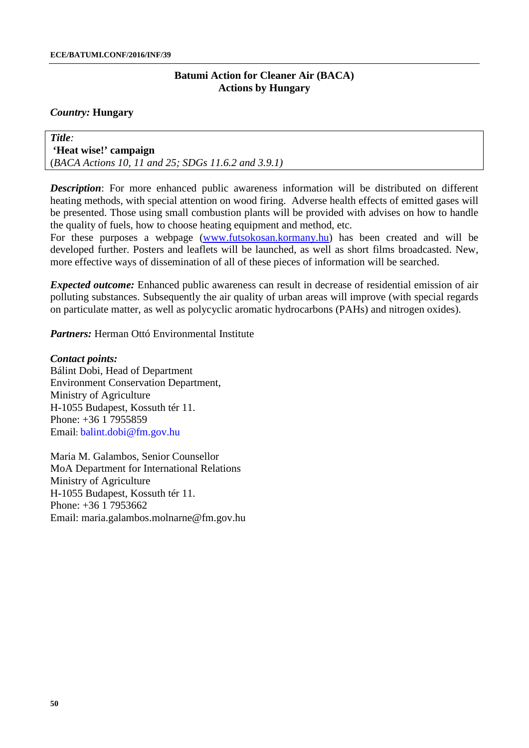**Batumi Action for Cleaner Air (BACA)**
**Actions by Hungary**

***Country:*** **Hungary**

| ***Title:*** **'Heat wise!' campaign** (*BACA Actions 10, 11 and 25; SDGs 11.6.2 and 3.9.1)* |
|---|

***Description***: For more enhanced public awareness information will be distributed on different heating methods, with special attention on wood firing. Adverse health effects of emitted gases will be presented. Those using small combustion plants will be provided with advises on how to handle the quality of fuels, how to choose heating equipment and method, etc.
For these purposes a webpage (www.futsokosan.kormany.hu) has been created and will be developed further. Posters and leaflets will be launched, as well as short films broadcasted. New, more effective ways of dissemination of all of these pieces of information will be searched.

***Expected outcome:*** Enhanced public awareness can result in decrease of residential emission of air polluting substances. Subsequently the air quality of urban areas will improve (with special regards on particulate matter, as well as polycyclic aromatic hydrocarbons (PAHs) and nitrogen oxides).

***Partners:*** Herman Ottó Environmental Institute

***Contact points:***
Bálint Dobi, Head of Department
Environment Conservation Department,
Ministry of Agriculture
H-1055 Budapest, Kossuth tér 11.
Phone: +36 1 7955859
Email: balint.dobi@fm.gov.hu

Maria M. Galambos, Senior Counsellor
MoA Department for International Relations
Ministry of Agriculture
H-1055 Budapest, Kossuth tér 11.
Phone: +36 1 7953662
Email: maria.galambos.molnarne@fm.gov.hu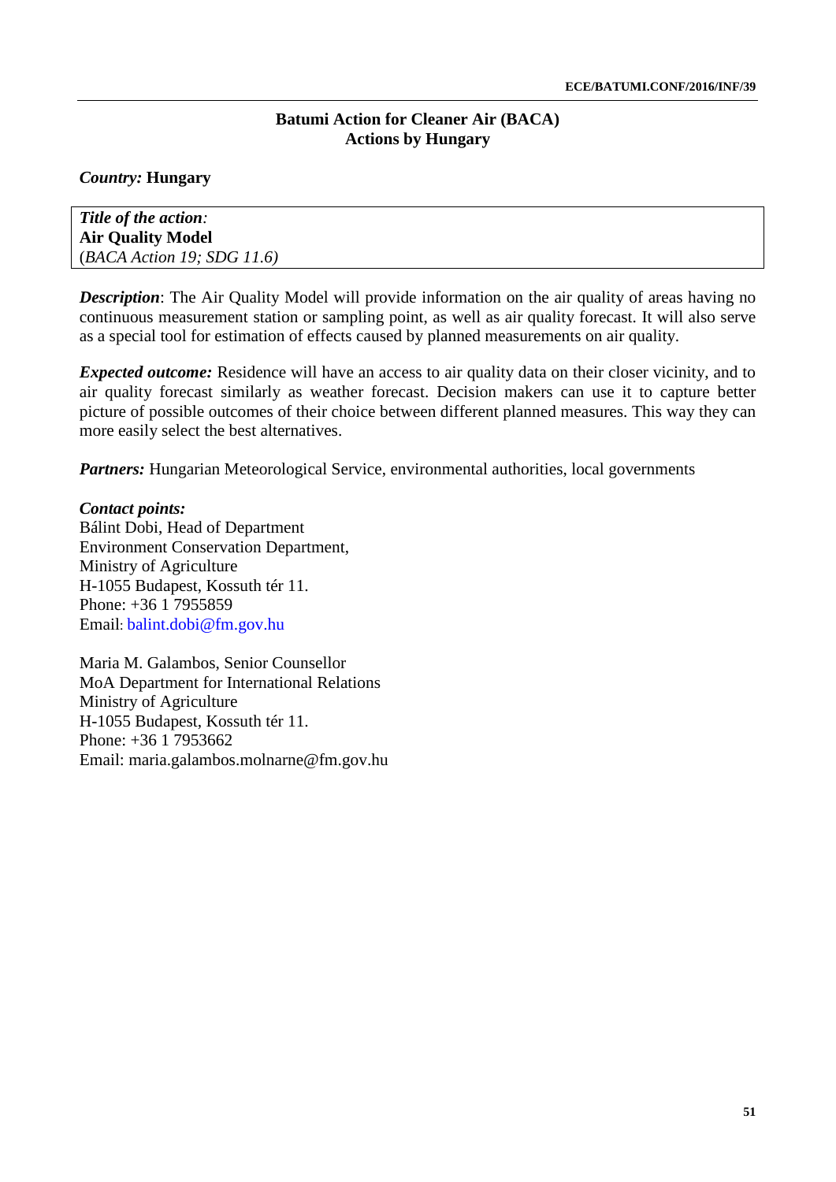## Batumi Action for Cleaner Air (BACA)
## Actions by Hungary

*Country:* **Hungary**

| *Title of the action*: **Air Quality Model** (*BACA Action 19; SDG 11.6)* |
|---|

***Description***: The Air Quality Model will provide information on the air quality of areas having no continuous measurement station or sampling point, as well as air quality forecast. It will also serve as a special tool for estimation of effects caused by planned measurements on air quality.

***Expected outcome:*** Residence will have an access to air quality data on their closer vicinity, and to air quality forecast similarly as weather forecast. Decision makers can use it to capture better picture of possible outcomes of their choice between different planned measures. This way they can more easily select the best alternatives.

***Partners:*** Hungarian Meteorological Service, environmental authorities, local governments

***Contact points:***
Bálint Dobi, Head of Department
Environment Conservation Department,
Ministry of Agriculture
H-1055 Budapest, Kossuth tér 11.
Phone: +36 1 7955859
Email: balint.dobi@fm.gov.hu

Maria M. Galambos, Senior Counsellor
MoA Department for International Relations
Ministry of Agriculture
H-1055 Budapest, Kossuth tér 11.
Phone: +36 1 7953662
Email: maria.galambos.molnarne@fm.gov.hu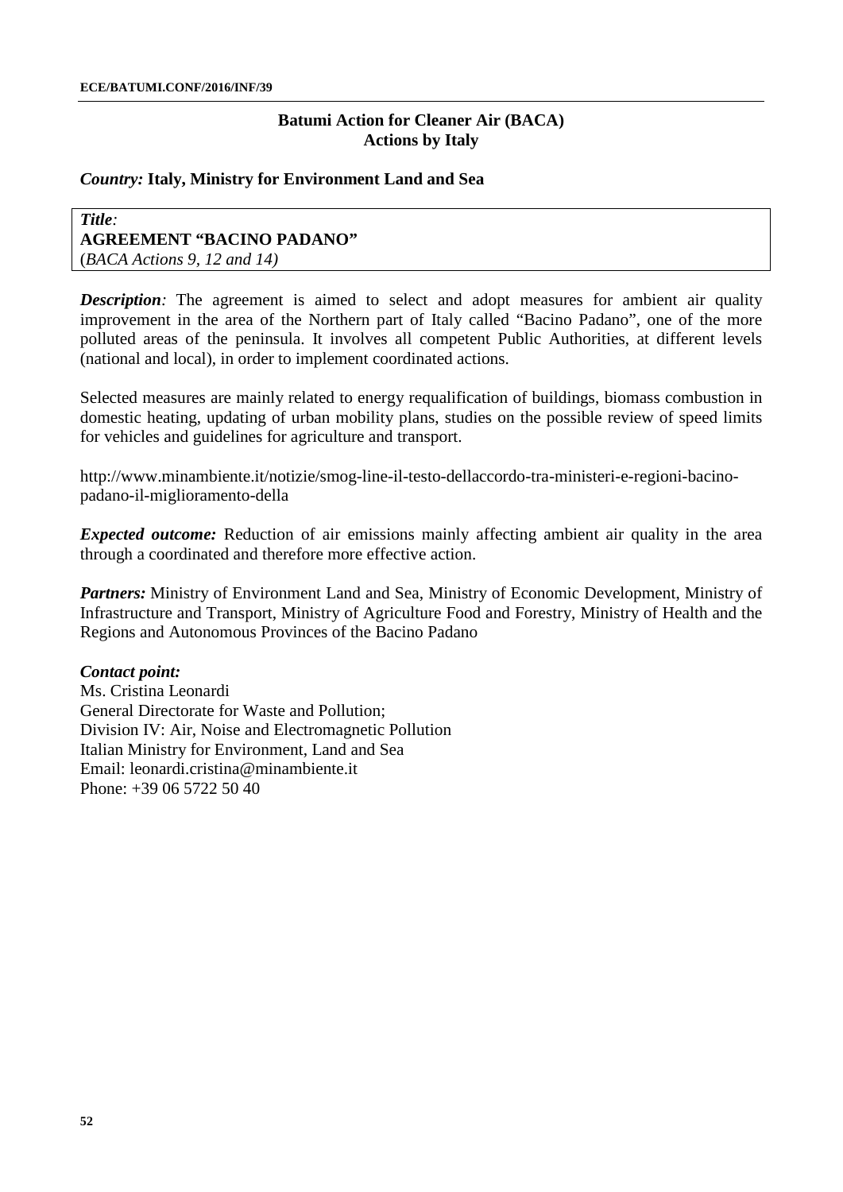## Batumi Action for Cleaner Air (BACA)
## Actions by Italy

*Country:* **Italy, Ministry for Environment Land and Sea**

***Title:***
**AGREEMENT "BACINO PADANO"**
(*BACA Actions 9, 12 and 14)*

***Description:*** The agreement is aimed to select and adopt measures for ambient air quality improvement in the area of the Northern part of Italy called "Bacino Padano", one of the more polluted areas of the peninsula. It involves all competent Public Authorities, at different levels (national and local), in order to implement coordinated actions.

Selected measures are mainly related to energy requalification of buildings, biomass combustion in domestic heating, updating of urban mobility plans, studies on the possible review of speed limits for vehicles and guidelines for agriculture and transport.

http://www.minambiente.it/notizie/smog-line-il-testo-dellaccordo-tra-ministeri-e-regioni-bacino-padano-il-miglioramento-della

***Expected outcome:*** Reduction of air emissions mainly affecting ambient air quality in the area through a coordinated and therefore more effective action.

***Partners:*** Ministry of Environment Land and Sea, Ministry of Economic Development, Ministry of Infrastructure and Transport, Ministry of Agriculture Food and Forestry, Ministry of Health and the Regions and Autonomous Provinces of the Bacino Padano

***Contact point:***
Ms. Cristina Leonardi
General Directorate for Waste and Pollution;
Division IV: Air, Noise and Electromagnetic Pollution
Italian Ministry for Environment, Land and Sea
Email: leonardi.cristina@minambiente.it
Phone: +39 06 5722 50 40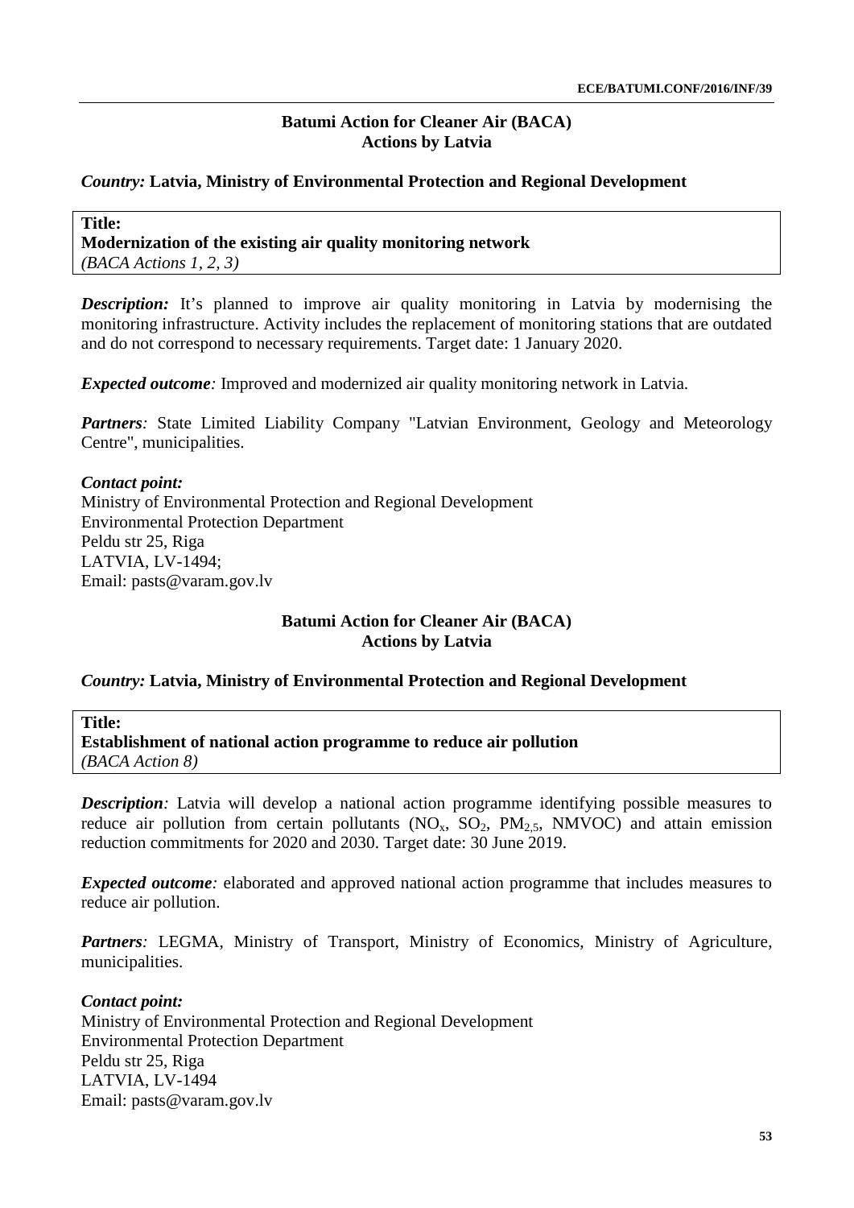## Batumi Action for Cleaner Air (BACA)
## Actions by Latvia

*Country:* **Latvia, Ministry of Environmental Protection and Regional Development**

**Title:**
**Modernization of the existing air quality monitoring network**
*(BACA Actions 1, 2, 3)*

***Description:*** It's planned to improve air quality monitoring in Latvia by modernising the monitoring infrastructure. Activity includes the replacement of monitoring stations that are outdated and do not correspond to necessary requirements. Target date: 1 January 2020.

***Expected outcome:*** Improved and modernized air quality monitoring network in Latvia.

***Partners:*** State Limited Liability Company "Latvian Environment, Geology and Meteorology Centre", municipalities.

***Contact point:***
Ministry of Environmental Protection and Regional Development
Environmental Protection Department
Peldu str 25, Riga
LATVIA, LV-1494;
Email: pasts@varam.gov.lv

## Batumi Action for Cleaner Air (BACA)
## Actions by Latvia

*Country:* **Latvia, Ministry of Environmental Protection and Regional Development**

**Title:**
**Establishment of national action programme to reduce air pollution**
*(BACA Action 8)*

***Description:*** Latvia will develop a national action programme identifying possible measures to reduce air pollution from certain pollutants ($NO_x$, $SO_2$, $PM_{2,5}$, NMVOC) and attain emission reduction commitments for 2020 and 2030. Target date: 30 June 2019.

***Expected outcome:*** elaborated and approved national action programme that includes measures to reduce air pollution.

***Partners:*** LEGMA, Ministry of Transport, Ministry of Economics, Ministry of Agriculture, municipalities.

***Contact point:***
Ministry of Environmental Protection and Regional Development
Environmental Protection Department
Peldu str 25, Riga
LATVIA, LV-1494
Email: pasts@varam.gov.lv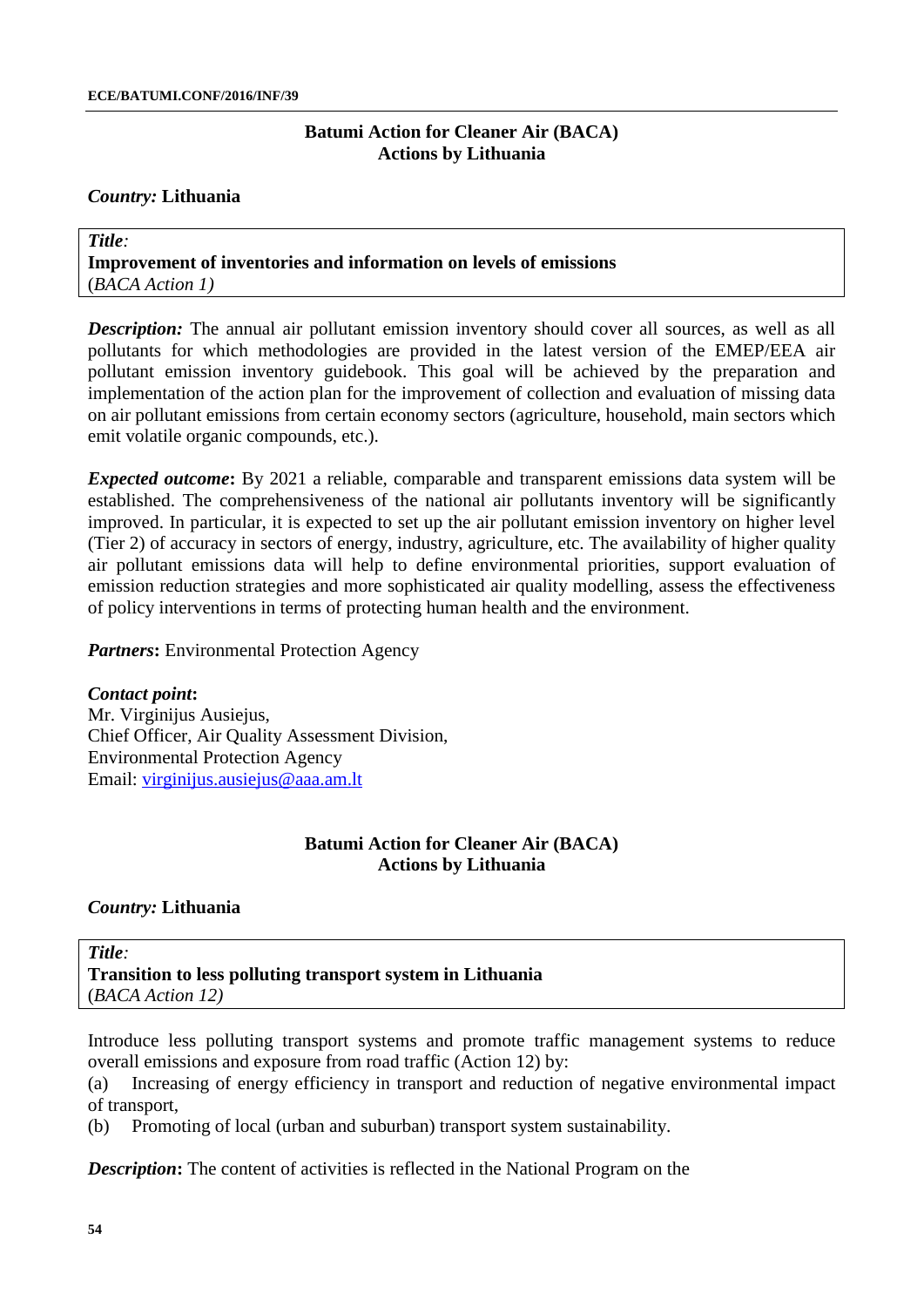## Batumi Action for Cleaner Air (BACA)
## Actions by Lithuania

***Country:*** **Lithuania**

| *Title*:<br>**Improvement of inventories and information on levels of emissions**<br>(*BACA Action 1)* |
|---|

***Description:*** The annual air pollutant emission inventory should cover all sources, as well as all pollutants for which methodologies are provided in the latest version of the EMEP/EEA air pollutant emission inventory guidebook. This goal will be achieved by the preparation and implementation of the action plan for the improvement of collection and evaluation of missing data on air pollutant emissions from certain economy sectors (agriculture, household, main sectors which emit volatile organic compounds, etc.).

***Expected outcome*:** By 2021 a reliable, comparable and transparent emissions data system will be established. The comprehensiveness of the national air pollutants inventory will be significantly improved. In particular, it is expected to set up the air pollutant emission inventory on higher level (Tier 2) of accuracy in sectors of energy, industry, agriculture, etc. The availability of higher quality air pollutant emissions data will help to define environmental priorities, support evaluation of emission reduction strategies and more sophisticated air quality modelling, assess the effectiveness of policy interventions in terms of protecting human health and the environment.

***Partners*:** Environmental Protection Agency

***Contact point*:**
Mr. Virginijus Ausiejus,
Chief Officer, Air Quality Assessment Division,
Environmental Protection Agency
Email: virginijus.ausiejus@aaa.am.lt

## Batumi Action for Cleaner Air (BACA)
## Actions by Lithuania

***Country:*** **Lithuania**

| *Title*:<br>**Transition to less polluting transport system in Lithuania**<br>(*BACA Action 12)* |
|---|

Introduce less polluting transport systems and promote traffic management systems to reduce overall emissions and exposure from road traffic (Action 12) by:

(a) Increasing of energy efficiency in transport and reduction of negative environmental impact of transport,

(b) Promoting of local (urban and suburban) transport system sustainability.

***Description*:** The content of activities is reflected in the National Program on the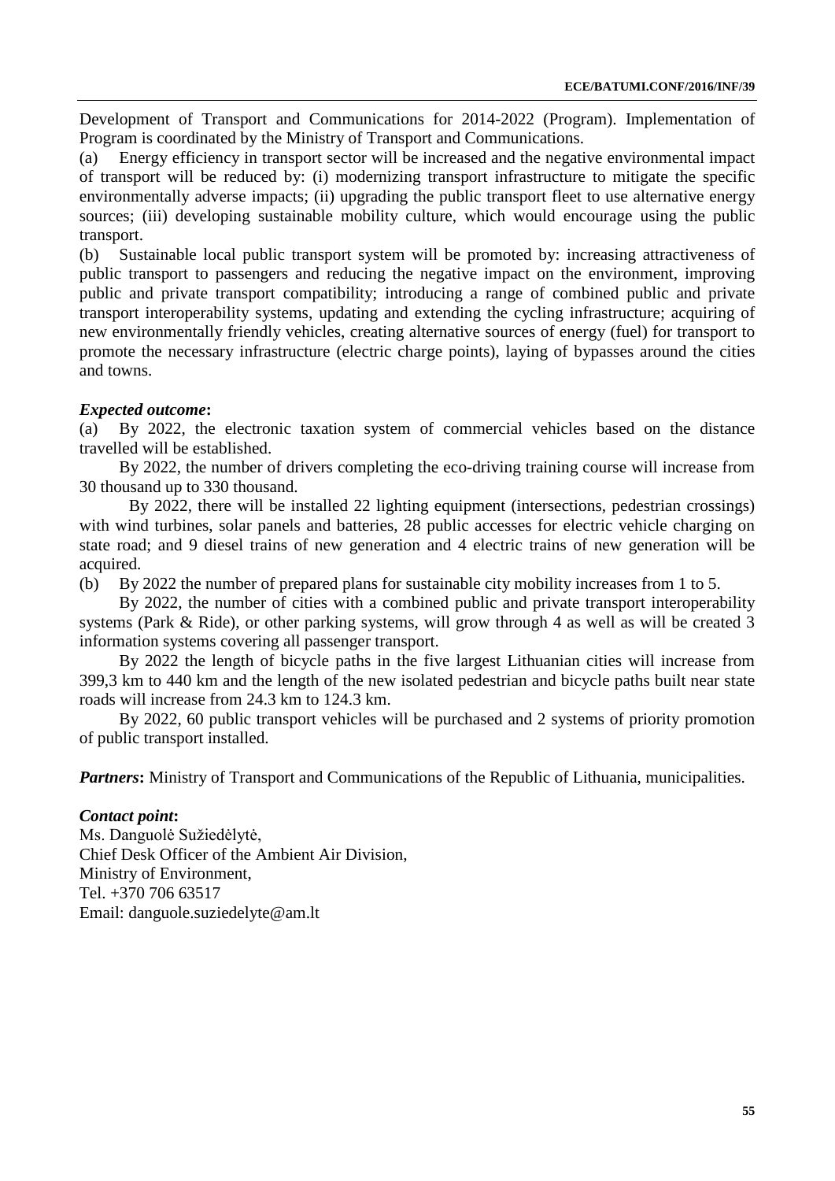Development of Transport and Communications for 2014-2022 (Program). Implementation of Program is coordinated by the Ministry of Transport and Communications.

(a) Energy efficiency in transport sector will be increased and the negative environmental impact of transport will be reduced by: (i) modernizing transport infrastructure to mitigate the specific environmentally adverse impacts; (ii) upgrading the public transport fleet to use alternative energy sources; (iii) developing sustainable mobility culture, which would encourage using the public transport.

(b) Sustainable local public transport system will be promoted by: increasing attractiveness of public transport to passengers and reducing the negative impact on the environment, improving public and private transport compatibility; introducing a range of combined public and private transport interoperability systems, updating and extending the cycling infrastructure; acquiring of new environmentally friendly vehicles, creating alternative sources of energy (fuel) for transport to promote the necessary infrastructure (electric charge points), laying of bypasses around the cities and towns.

***Expected outcome*:**

(a) By 2022, the electronic taxation system of commercial vehicles based on the distance travelled will be established.

By 2022, the number of drivers completing the eco-driving training course will increase from 30 thousand up to 330 thousand.

By 2022, there will be installed 22 lighting equipment (intersections, pedestrian crossings) with wind turbines, solar panels and batteries, 28 public accesses for electric vehicle charging on state road; and 9 diesel trains of new generation and 4 electric trains of new generation will be acquired.

(b) By 2022 the number of prepared plans for sustainable city mobility increases from 1 to 5.

By 2022, the number of cities with a combined public and private transport interoperability systems (Park & Ride), or other parking systems, will grow through 4 as well as will be created 3 information systems covering all passenger transport.

By 2022 the length of bicycle paths in the five largest Lithuanian cities will increase from 399,3 km to 440 km and the length of the new isolated pedestrian and bicycle paths built near state roads will increase from 24.3 km to 124.3 km.

By 2022, 60 public transport vehicles will be purchased and 2 systems of priority promotion of public transport installed.

***Partners*:** Ministry of Transport and Communications of the Republic of Lithuania, municipalities.

***Contact point*:**

Ms. Danguolė Sužiedėlytė,
Chief Desk Officer of the Ambient Air Division,
Ministry of Environment,
Tel. +370 706 63517
Email: danguole.suziedelyte@am.lt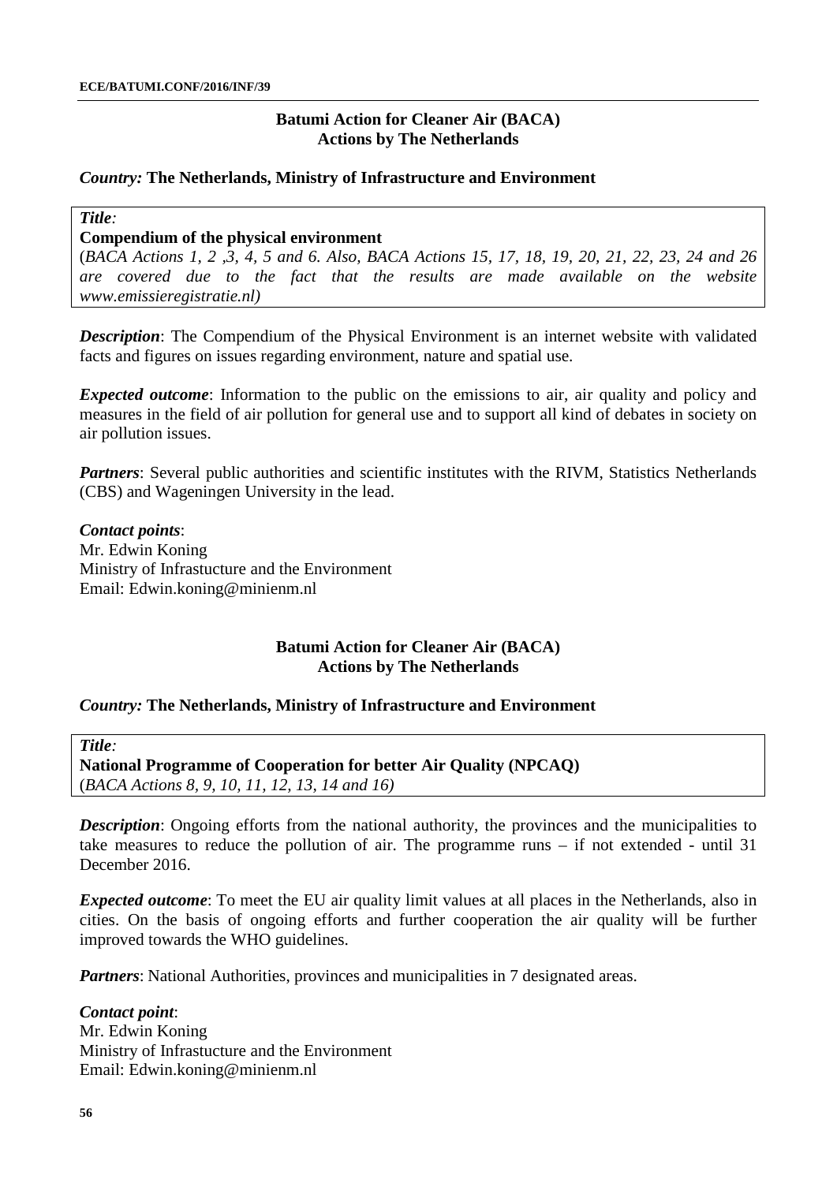**Batumi Action for Cleaner Air (BACA)**
**Actions by The Netherlands**

***Country:*** **The Netherlands, Ministry of Infrastructure and Environment**

***Title:***
**Compendium of the physical environment**
(*BACA Actions 1, 2 ,3, 4, 5 and 6. Also, BACA Actions 15, 17, 18, 19, 20, 21, 22, 23, 24 and 26 are covered due to the fact that the results are made available on the website www.emissieregistratie.nl)*

***Description***: The Compendium of the Physical Environment is an internet website with validated facts and figures on issues regarding environment, nature and spatial use.

***Expected outcome***: Information to the public on the emissions to air, air quality and policy and measures in the field of air pollution for general use and to support all kind of debates in society on air pollution issues.

***Partners***: Several public authorities and scientific institutes with the RIVM, Statistics Netherlands (CBS) and Wageningen University in the lead.

***Contact points***:
Mr. Edwin Koning
Ministry of Infrastucture and the Environment
Email: Edwin.koning@minienm.nl

**Batumi Action for Cleaner Air (BACA)**
**Actions by The Netherlands**

***Country:*** **The Netherlands, Ministry of Infrastructure and Environment**

***Title:***
**National Programme of Cooperation for better Air Quality (NPCAQ)**
(*BACA Actions 8, 9, 10, 11, 12, 13, 14 and 16)*

***Description***: Ongoing efforts from the national authority, the provinces and the municipalities to take measures to reduce the pollution of air. The programme runs – if not extended - until 31 December 2016.

***Expected outcome***: To meet the EU air quality limit values at all places in the Netherlands, also in cities. On the basis of ongoing efforts and further cooperation the air quality will be further improved towards the WHO guidelines.

***Partners***: National Authorities, provinces and municipalities in 7 designated areas.

***Contact point***:
Mr. Edwin Koning
Ministry of Infrastucture and the Environment
Email: Edwin.koning@minienm.nl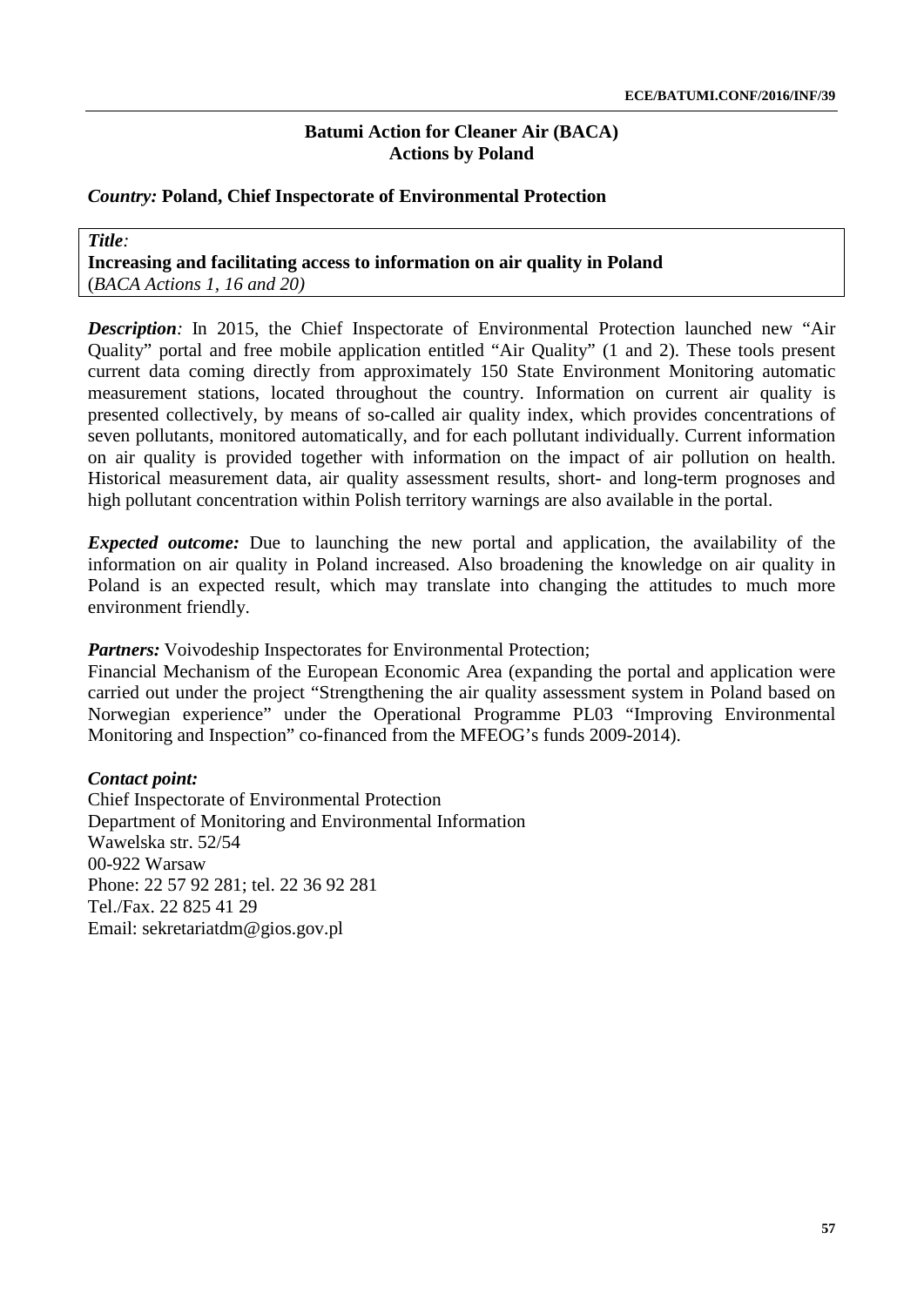## Batumi Action for Cleaner Air (BACA)
## Actions by Poland

***Country:*** **Poland, Chief Inspectorate of Environmental Protection**

***Title*:**
**Increasing and facilitating access to information on air quality in Poland**
(*BACA Actions 1, 16 and 20)*

***Description*:** In 2015, the Chief Inspectorate of Environmental Protection launched new "Air Quality" portal and free mobile application entitled "Air Quality" (1 and 2). These tools present current data coming directly from approximately 150 State Environment Monitoring automatic measurement stations, located throughout the country. Information on current air quality is presented collectively, by means of so-called air quality index, which provides concentrations of seven pollutants, monitored automatically, and for each pollutant individually. Current information on air quality is provided together with information on the impact of air pollution on health. Historical measurement data, air quality assessment results, short- and long-term prognoses and high pollutant concentration within Polish territory warnings are also available in the portal.

***Expected outcome:*** Due to launching the new portal and application, the availability of the information on air quality in Poland increased. Also broadening the knowledge on air quality in Poland is an expected result, which may translate into changing the attitudes to much more environment friendly.

***Partners:*** Voivodeship Inspectorates for Environmental Protection;
Financial Mechanism of the European Economic Area (expanding the portal and application were carried out under the project "Strengthening the air quality assessment system in Poland based on Norwegian experience" under the Operational Programme PL03 "Improving Environmental Monitoring and Inspection" co-financed from the MFEOG's funds 2009-2014).

***Contact point:***
Chief Inspectorate of Environmental Protection
Department of Monitoring and Environmental Information
Wawelska str. 52/54
00-922 Warsaw
Phone: 22 57 92 281; tel. 22 36 92 281
Tel./Fax. 22 825 41 29
Email: sekretariatdm@gios.gov.pl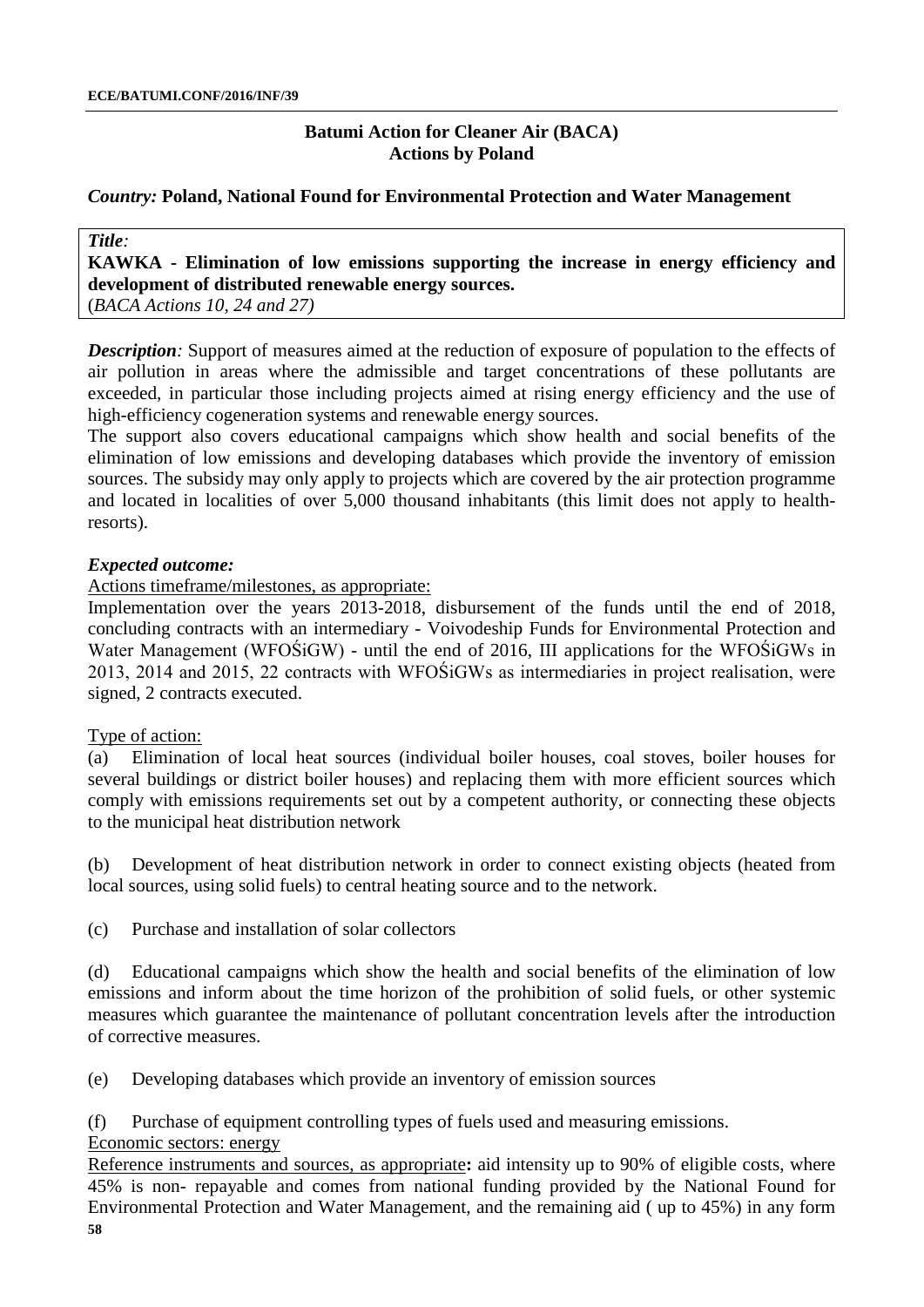## Batumi Action for Cleaner Air (BACA)
## Actions by Poland

***Country:*** **Poland, National Found for Environmental Protection and Water Management**

***Title:***
**KAWKA - Elimination of low emissions supporting the increase in energy efficiency and development of distributed renewable energy sources.**
(*BACA Actions 10, 24 and 27)*

***Description:*** Support of measures aimed at the reduction of exposure of population to the effects of air pollution in areas where the admissible and target concentrations of these pollutants are exceeded, in particular those including projects aimed at rising energy efficiency and the use of high-efficiency cogeneration systems and renewable energy sources.
The support also covers educational campaigns which show health and social benefits of the elimination of low emissions and developing databases which provide the inventory of emission sources. The subsidy may only apply to projects which are covered by the air protection programme and located in localities of over 5,000 thousand inhabitants (this limit does not apply to health-resorts).

***Expected outcome:***

Actions timeframe/milestones, as appropriate:
Implementation over the years 2013-2018, disbursement of the funds until the end of 2018, concluding contracts with an intermediary - Voivodeship Funds for Environmental Protection and Water Management (WFOŚiGW) - until the end of 2016, III applications for the WFOŚiGWs in 2013, 2014 and 2015, 22 contracts with WFOŚiGWs as intermediaries in project realisation, were signed, 2 contracts executed.

Type of action:

(a) Elimination of local heat sources (individual boiler houses, coal stoves, boiler houses for several buildings or district boiler houses) and replacing them with more efficient sources which comply with emissions requirements set out by a competent authority, or connecting these objects to the municipal heat distribution network

(b) Development of heat distribution network in order to connect existing objects (heated from local sources, using solid fuels) to central heating source and to the network.

(c) Purchase and installation of solar collectors

(d) Educational campaigns which show the health and social benefits of the elimination of low emissions and inform about the time horizon of the prohibition of solid fuels, or other systemic measures which guarantee the maintenance of pollutant concentration levels after the introduction of corrective measures.

(e) Developing databases which provide an inventory of emission sources

(f) Purchase of equipment controlling types of fuels used and measuring emissions.

Economic sectors: energy

Reference instruments and sources, as appropriate**:** aid intensity up to 90% of eligible costs, where 45% is non- repayable and comes from national funding provided by the National Found for Environmental Protection and Water Management, and the remaining aid ( up to 45%) in any form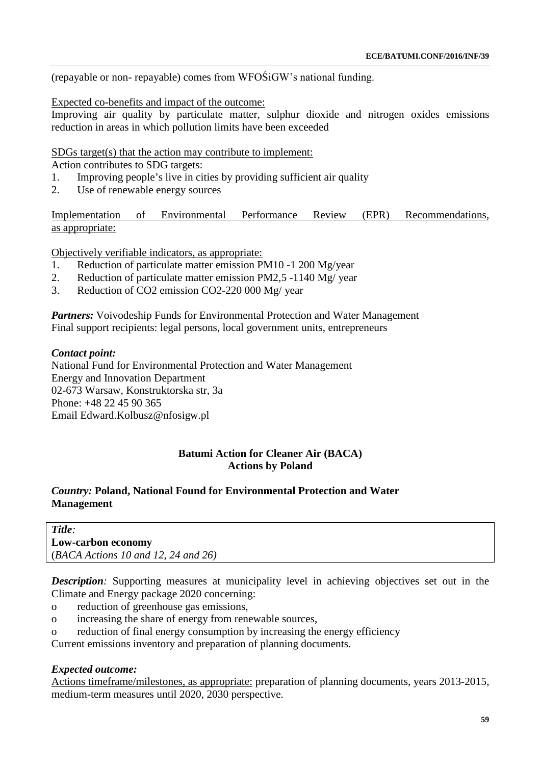(repayable or non- repayable) comes from WFOŚiGW's national funding.

Expected co-benefits and impact of the outcome:
Improving air quality by particulate matter, sulphur dioxide and nitrogen oxides emissions reduction in areas in which pollution limits have been exceeded

SDGs target(s) that the action may contribute to implement:
Action contributes to SDG targets:

1. Improving people's live in cities by providing sufficient air quality
2. Use of renewable energy sources

Implementation of Environmental Performance Review (EPR) Recommendations, as appropriate:

Objectively verifiable indicators, as appropriate:

1. Reduction of particulate matter emission PM10 -1 200 Mg/year
2. Reduction of particulate matter emission PM2,5 -1140 Mg/ year
3. Reduction of $CO_2$ emission $CO_2$-220 000 Mg/ year

***Partners:*** Voivodeship Funds for Environmental Protection and Water Management
Final support recipients: legal persons, local government units, entrepreneurs

***Contact point:***
National Fund for Environmental Protection and Water Management
Energy and Innovation Department
02-673 Warsaw, Konstruktorska str, 3a
Phone: +48 22 45 90 365
Email Edward.Kolbusz@nfosigw.pl

## Batumi Action for Cleaner Air (BACA)
## Actions by Poland

***Country:*** **Poland, National Found for Environmental Protection and Water Management**

***Title:***
**Low-carbon economy**
(*BACA Actions 10 and 12, 24 and 26)*

***Description:*** Supporting measures at municipality level in achieving objectives set out in the Climate and Energy package 2020 concerning:

- reduction of greenhouse gas emissions,
- increasing the share of energy from renewable sources,
- reduction of final energy consumption by increasing the energy efficiency

Current emissions inventory and preparation of planning documents.

***Expected outcome:***
Actions timeframe/milestones, as appropriate: preparation of planning documents, years 2013-2015, medium-term measures until 2020, 2030 perspective.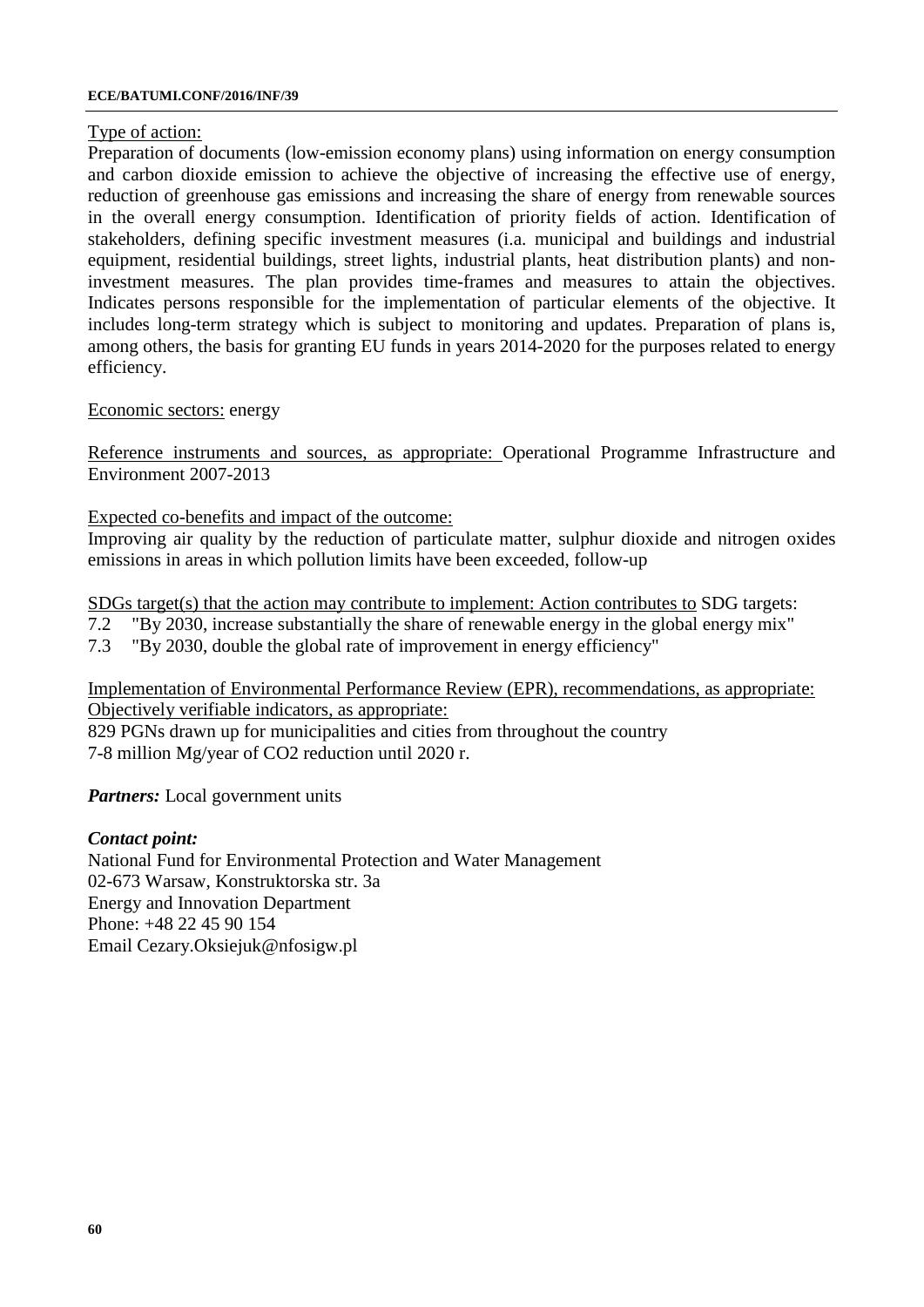Type of action:
Preparation of documents (low-emission economy plans) using information on energy consumption and carbon dioxide emission to achieve the objective of increasing the effective use of energy, reduction of greenhouse gas emissions and increasing the share of energy from renewable sources in the overall energy consumption. Identification of priority fields of action. Identification of stakeholders, defining specific investment measures (i.a. municipal and buildings and industrial equipment, residential buildings, street lights, industrial plants, heat distribution plants) and non-investment measures. The plan provides time-frames and measures to attain the objectives. Indicates persons responsible for the implementation of particular elements of the objective. It includes long-term strategy which is subject to monitoring and updates. Preparation of plans is, among others, the basis for granting EU funds in years 2014-2020 for the purposes related to energy efficiency.

Economic sectors: energy

Reference instruments and sources, as appropriate: Operational Programme Infrastructure and Environment 2007-2013

Expected co-benefits and impact of the outcome:
Improving air quality by the reduction of particulate matter, sulphur dioxide and nitrogen oxides emissions in areas in which pollution limits have been exceeded, follow-up

SDGs target(s) that the action may contribute to implement: Action contributes to SDG targets:
7.2 "By 2030, increase substantially the share of renewable energy in the global energy mix"
7.3 "By 2030, double the global rate of improvement in energy efficiency"

Implementation of Environmental Performance Review (EPR), recommendations, as appropriate:
Objectively verifiable indicators, as appropriate:
829 PGNs drawn up for municipalities and cities from throughout the country
7-8 million Mg/year of $CO_2$ reduction until 2020 r.

***Partners:*** Local government units

***Contact point:***
National Fund for Environmental Protection and Water Management
02-673 Warsaw, Konstruktorska str. 3a
Energy and Innovation Department
Phone: +48 22 45 90 154
Email Cezary.Oksiejuk@nfosigw.pl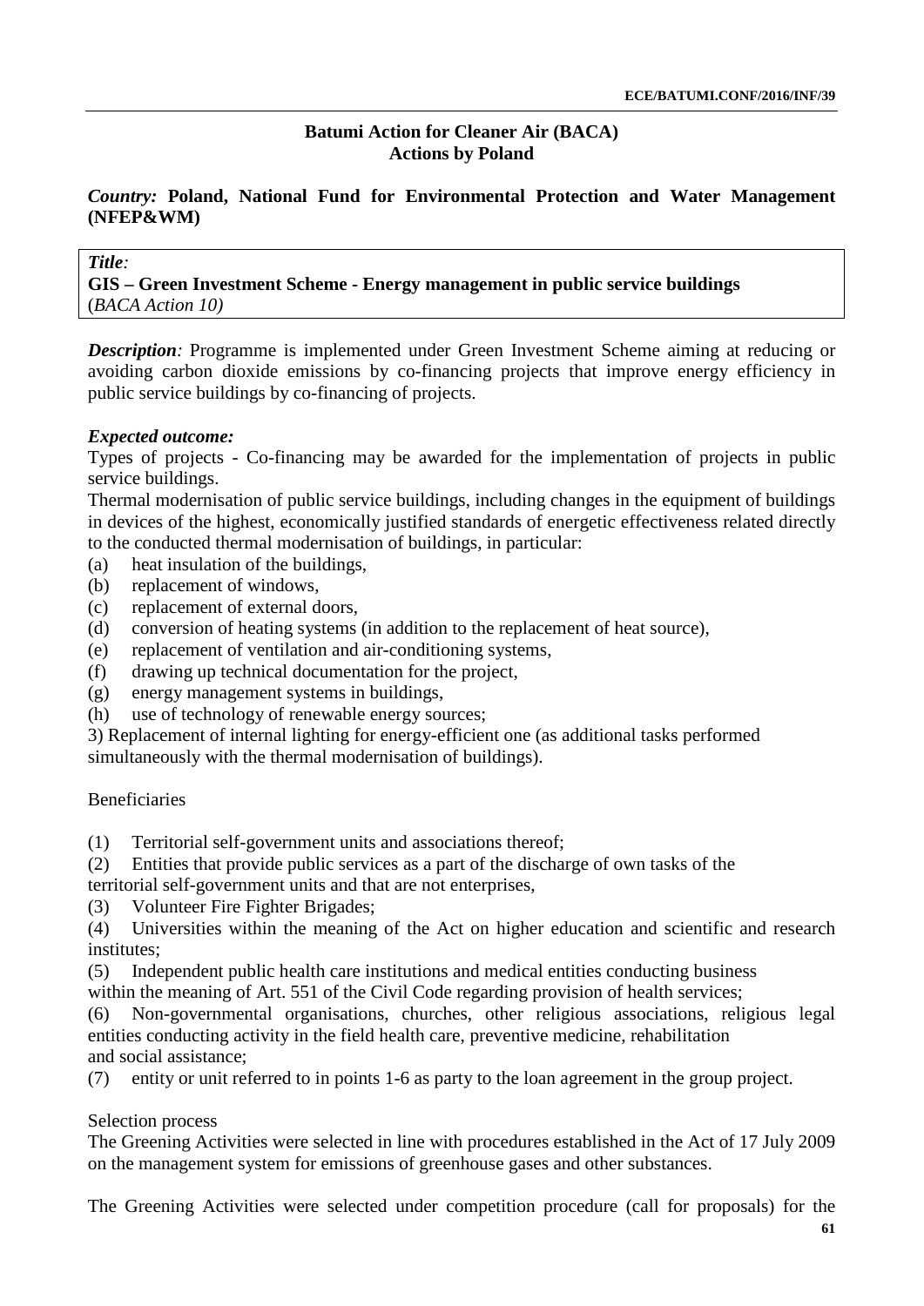## Batumi Action for Cleaner Air (BACA)
## Actions by Poland

***Country:*** **Poland, National Fund for Environmental Protection and Water Management (NFEP&WM)**

***Title:***
**GIS – Green Investment Scheme - Energy management in public service buildings**
(*BACA Action 10)*

***Description:*** Programme is implemented under Green Investment Scheme aiming at reducing or avoiding carbon dioxide emissions by co-financing projects that improve energy efficiency in public service buildings by co-financing of projects.

***Expected outcome:***
Types of projects - Co-financing may be awarded for the implementation of projects in public service buildings.
Thermal modernisation of public service buildings, including changes in the equipment of buildings in devices of the highest, economically justified standards of energetic effectiveness related directly to the conducted thermal modernisation of buildings, in particular:

(a) heat insulation of the buildings,
(b) replacement of windows,
(c) replacement of external doors,
(d) conversion of heating systems (in addition to the replacement of heat source),
(e) replacement of ventilation and air-conditioning systems,
(f) drawing up technical documentation for the project,
(g) energy management systems in buildings,
(h) use of technology of renewable energy sources;

3) Replacement of internal lighting for energy-efficient one (as additional tasks performed simultaneously with the thermal modernisation of buildings).

Beneficiaries

(1) Territorial self-government units and associations thereof;
(2) Entities that provide public services as a part of the discharge of own tasks of the territorial self-government units and that are not enterprises,
(3) Volunteer Fire Fighter Brigades;
(4) Universities within the meaning of the Act on higher education and scientific and research institutes;
(5) Independent public health care institutions and medical entities conducting business within the meaning of Art. 551 of the Civil Code regarding provision of health services;
(6) Non-governmental organisations, churches, other religious associations, religious legal entities conducting activity in the field health care, preventive medicine, rehabilitation and social assistance;
(7) entity or unit referred to in points 1-6 as party to the loan agreement in the group project.

Selection process
The Greening Activities were selected in line with procedures established in the Act of 17 July 2009 on the management system for emissions of greenhouse gases and other substances.

The Greening Activities were selected under competition procedure (call for proposals) for the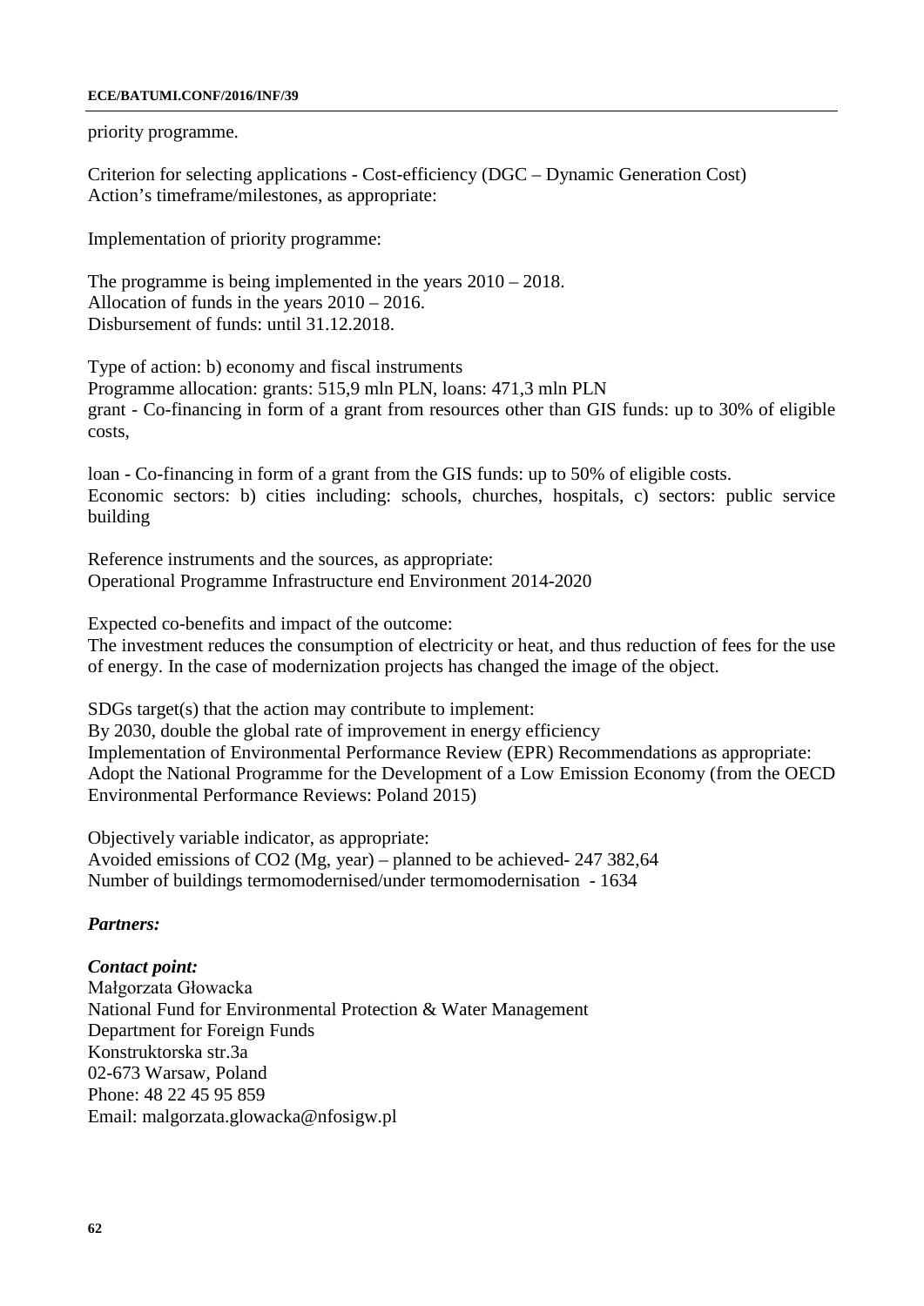priority programme.

Criterion for selecting applications - Cost-efficiency (DGC – Dynamic Generation Cost)
Action's timeframe/milestones, as appropriate:

Implementation of priority programme:

The programme is being implemented in the years 2010 – 2018.
Allocation of funds in the years 2010 – 2016.
Disbursement of funds: until 31.12.2018.

Type of action: b) economy and fiscal instruments
Programme allocation: grants: 515,9 mln PLN, loans: 471,3 mln PLN
grant - Co-financing in form of a grant from resources other than GIS funds: up to 30% of eligible costs,

loan - Co-financing in form of a grant from the GIS funds: up to 50% of eligible costs.
Economic sectors: b) cities including: schools, churches, hospitals, c) sectors: public service building

Reference instruments and the sources, as appropriate:
Operational Programme Infrastructure end Environment 2014-2020

Expected co-benefits and impact of the outcome:
The investment reduces the consumption of electricity or heat, and thus reduction of fees for the use of energy. In the case of modernization projects has changed the image of the object.

SDGs target(s) that the action may contribute to implement:
By 2030, double the global rate of improvement in energy efficiency
Implementation of Environmental Performance Review (EPR) Recommendations as appropriate:
Adopt the National Programme for the Development of a Low Emission Economy (from the OECD Environmental Performance Reviews: Poland 2015)

Objectively variable indicator, as appropriate:
Avoided emissions of $CO_2$ (Mg, year) – planned to be achieved- 247 382,64
Number of buildings termomodernised/under termomodernisation - 1634

***Partners:***

***Contact point:***
Małgorzata Głowacka
National Fund for Environmental Protection & Water Management
Department for Foreign Funds
Konstruktorska str.3a
02-673 Warsaw, Poland
Phone: 48 22 45 95 859
Email: malgorzata.glowacka@nfosigw.pl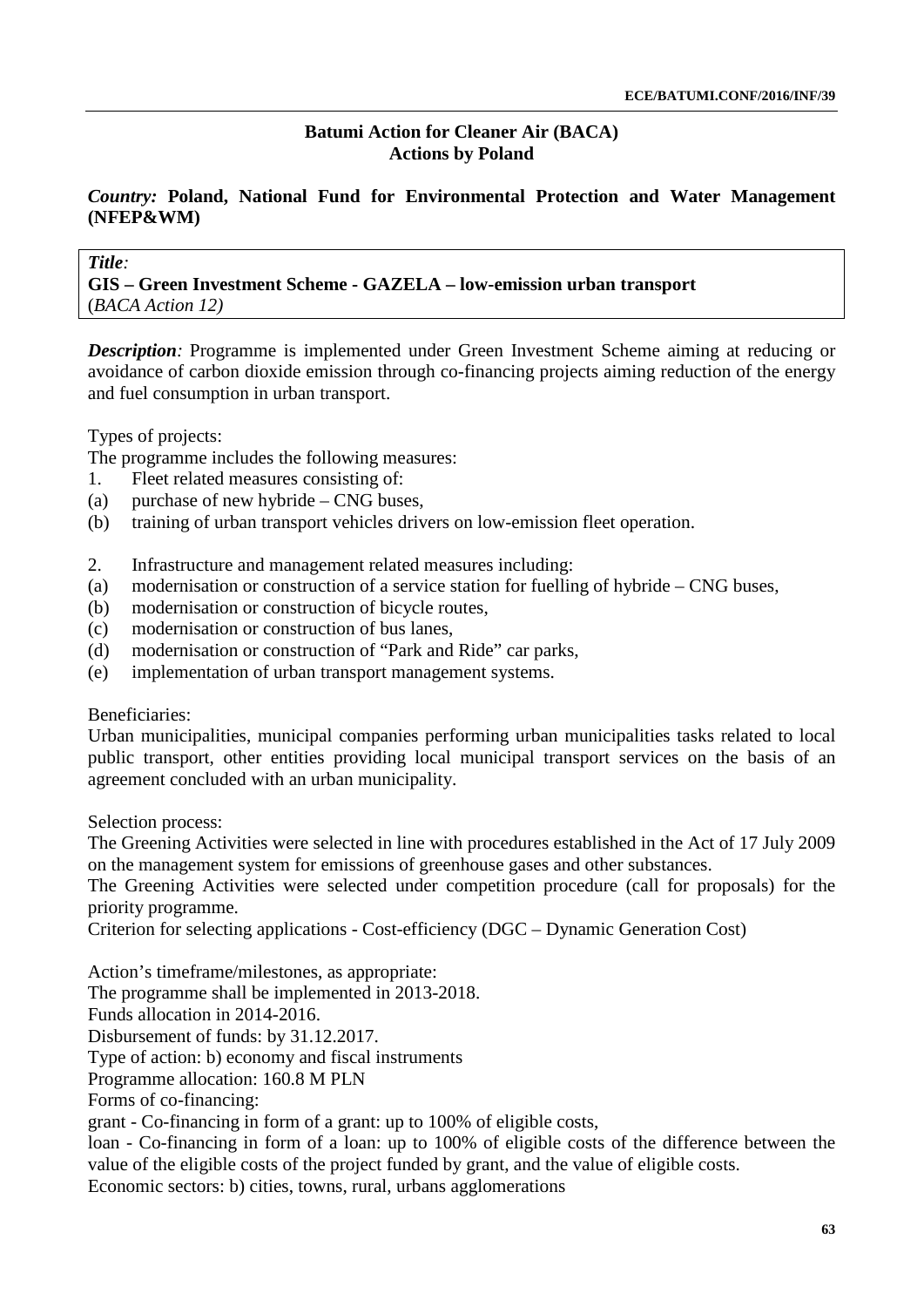**Batumi Action for Cleaner Air (BACA)**
**Actions by Poland**

***Country:*** **Poland, National Fund for Environmental Protection and Water Management (NFEP&WM)**

***Title:***
**GIS – Green Investment Scheme - GAZELA – low-emission urban transport**
(*BACA Action 12)*

***Description:*** Programme is implemented under Green Investment Scheme aiming at reducing or avoidance of carbon dioxide emission through co-financing projects aiming reduction of the energy and fuel consumption in urban transport.

Types of projects:

The programme includes the following measures:

1. Fleet related measures consisting of:
   (a) purchase of new hybride – CNG buses,
   (b) training of urban transport vehicles drivers on low-emission fleet operation.

2. Infrastructure and management related measures including:
   (a) modernisation or construction of a service station for fuelling of hybride – CNG buses,
   (b) modernisation or construction of bicycle routes,
   (c) modernisation or construction of bus lanes,
   (d) modernisation or construction of "Park and Ride" car parks,
   (e) implementation of urban transport management systems.

Beneficiaries:

Urban municipalities, municipal companies performing urban municipalities tasks related to local public transport, other entities providing local municipal transport services on the basis of an agreement concluded with an urban municipality.

Selection process:

The Greening Activities were selected in line with procedures established in the Act of 17 July 2009 on the management system for emissions of greenhouse gases and other substances.

The Greening Activities were selected under competition procedure (call for proposals) for the priority programme.

Criterion for selecting applications - Cost-efficiency (DGC – Dynamic Generation Cost)

Action's timeframe/milestones, as appropriate:

The programme shall be implemented in 2013-2018.

Funds allocation in 2014-2016.

Disbursement of funds: by 31.12.2017.

Type of action: b) economy and fiscal instruments

Programme allocation: 160.8 M PLN

Forms of co-financing:

grant - Co-financing in form of a grant: up to 100% of eligible costs,

loan - Co-financing in form of a loan: up to 100% of eligible costs of the difference between the value of the eligible costs of the project funded by grant, and the value of eligible costs.

Economic sectors: b) cities, towns, rural, urbans agglomerations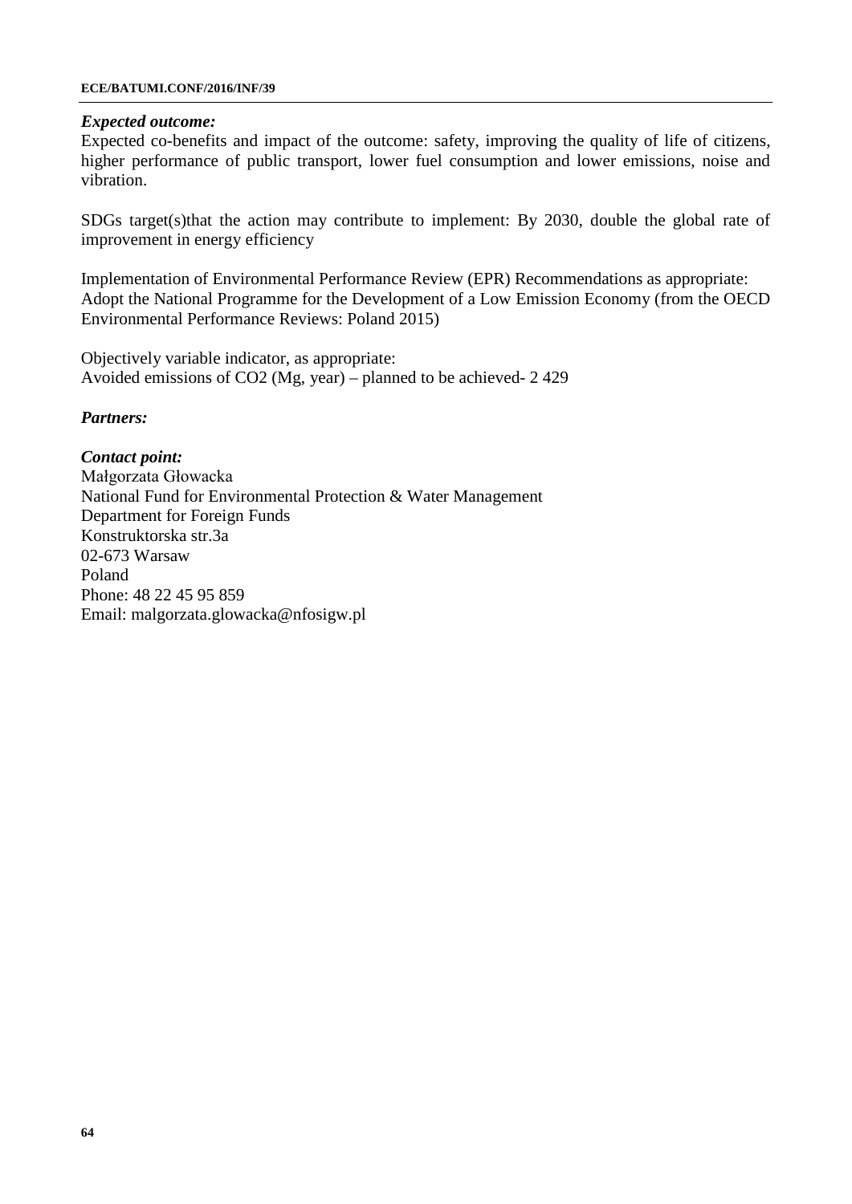***Expected outcome:***

Expected co-benefits and impact of the outcome: safety, improving the quality of life of citizens, higher performance of public transport, lower fuel consumption and lower emissions, noise and vibration.

SDGs target(s)that the action may contribute to implement: By 2030, double the global rate of improvement in energy efficiency

Implementation of Environmental Performance Review (EPR) Recommendations as appropriate:
Adopt the National Programme for the Development of a Low Emission Economy (from the OECD Environmental Performance Reviews: Poland 2015)

Objectively variable indicator, as appropriate:
Avoided emissions of $CO_2$ (Mg, year) – planned to be achieved- 2 429

***Partners:***

***Contact point:***

Małgorzata Głowacka
National Fund for Environmental Protection & Water Management
Department for Foreign Funds
Konstruktorska str.3a
02-673 Warsaw
Poland
Phone: 48 22 45 95 859
Email: malgorzata.glowacka@nfosigw.pl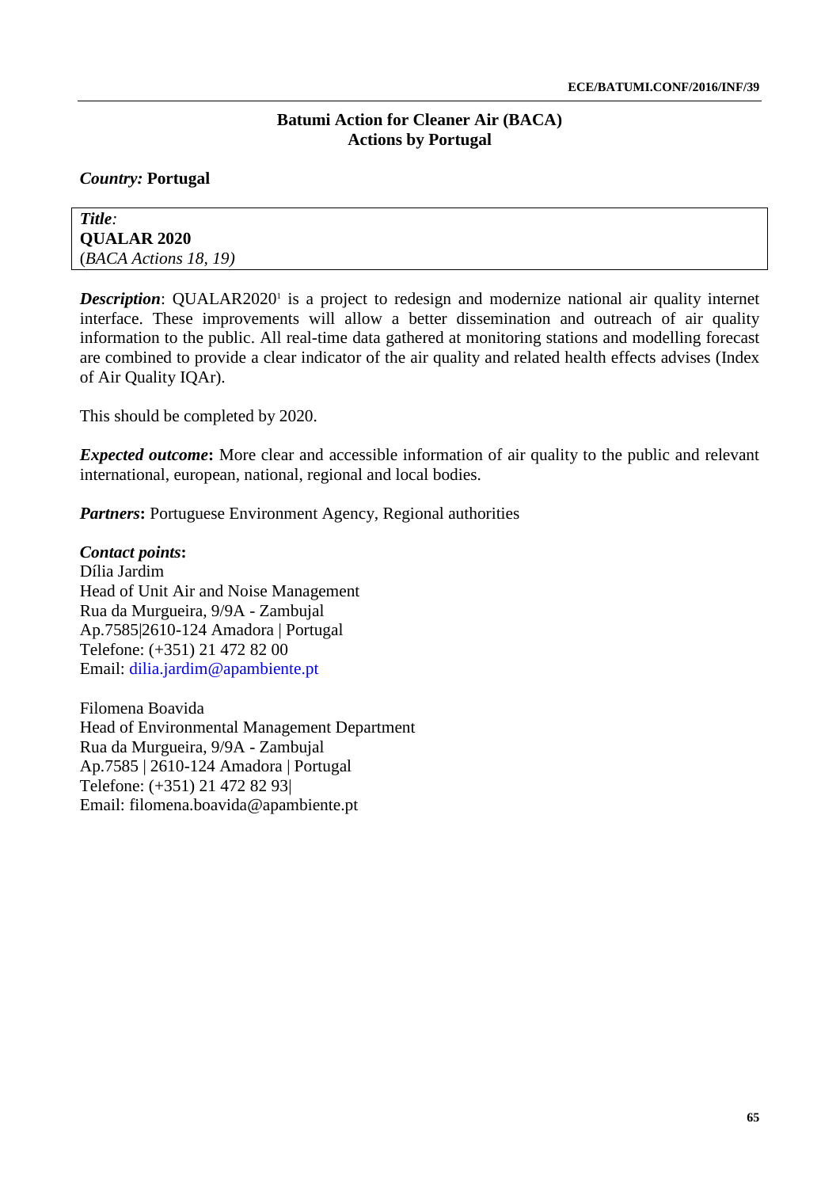## Batumi Action for Cleaner Air (BACA)
## Actions by Portugal

***Country:*** **Portugal**

| *Title:* **QUALAR 2020** (*BACA Actions 18, 19)* |
|---|

***Description***: QUALAR2020[1] is a project to redesign and modernize national air quality internet interface. These improvements will allow a better dissemination and outreach of air quality information to the public. All real-time data gathered at monitoring stations and modelling forecast are combined to provide a clear indicator of the air quality and related health effects advises (Index of Air Quality IQAr).

This should be completed by 2020.

***Expected outcome*:** More clear and accessible information of air quality to the public and relevant international, european, national, regional and local bodies.

***Partners*:** Portuguese Environment Agency, Regional authorities

***Contact points*:**
Dília Jardim
Head of Unit Air and Noise Management
Rua da Murgueira, 9/9A - Zambujal
Ap.7585|2610-124 Amadora | Portugal
Telefone: (+351) 21 472 82 00
Email: dilia.jardim@apambiente.pt

Filomena Boavida
Head of Environmental Management Department
Rua da Murgueira, 9/9A - Zambujal
Ap.7585 | 2610-124 Amadora | Portugal
Telefone: (+351) 21 472 82 93|
Email: filomena.boavida@apambiente.pt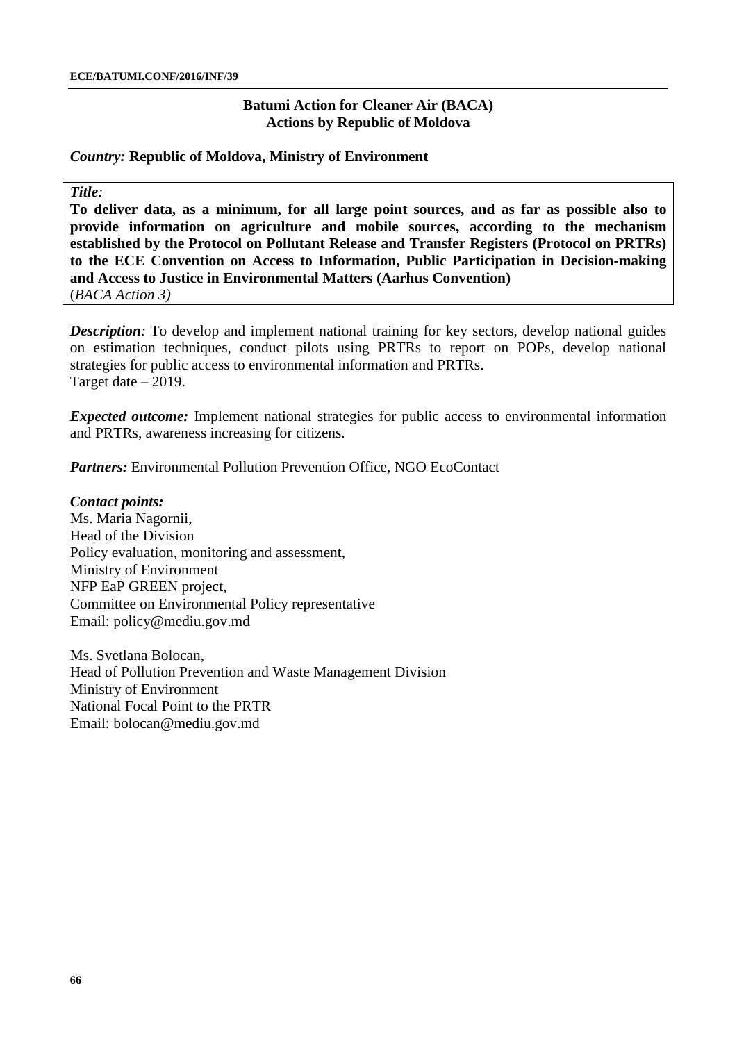## Batumi Action for Cleaner Air (BACA)
## Actions by Republic of Moldova

*Country:* **Republic of Moldova, Ministry of Environment**

*Title*:

**To deliver data, as a minimum, for all large point sources, and as far as possible also to provide information on agriculture and mobile sources, according to the mechanism established by the Protocol on Pollutant Release and Transfer Registers (Protocol on PRTRs) to the ECE Convention on Access to Information, Public Participation in Decision-making and Access to Justice in Environmental Matters (Aarhus Convention)**
(*BACA Action 3)*

***Description***: To develop and implement national training for key sectors, develop national guides on estimation techniques, conduct pilots using PRTRs to report on POPs, develop national strategies for public access to environmental information and PRTRs.
Target date – 2019.

***Expected outcome:*** Implement national strategies for public access to environmental information and PRTRs, awareness increasing for citizens.

***Partners:*** Environmental Pollution Prevention Office, NGO EcoContact

***Contact points:***
Ms. Maria Nagornii,
Head of the Division
Policy evaluation, monitoring and assessment,
Ministry of Environment
NFP EaP GREEN project,
Committee on Environmental Policy representative
Email: policy@mediu.gov.md

Ms. Svetlana Bolocan,
Head of Pollution Prevention and Waste Management Division
Ministry of Environment
National Focal Point to the PRTR
Email: bolocan@mediu.gov.md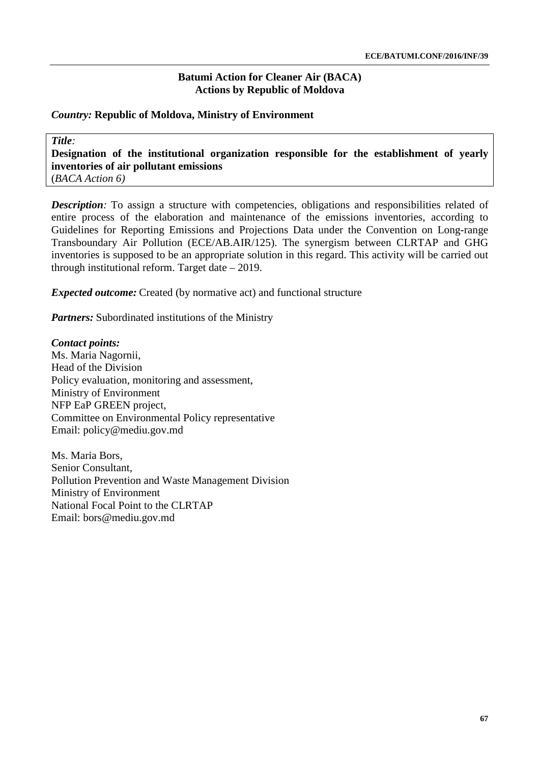## Batumi Action for Cleaner Air (BACA)
## Actions by Republic of Moldova

*Country:* **Republic of Moldova, Ministry of Environment**

*Title:*
**Designation of the institutional organization responsible for the establishment of yearly inventories of air pollutant emissions**
(*BACA Action 6)*

***Description****:* To assign a structure with competencies, obligations and responsibilities related of entire process of the elaboration and maintenance of the emissions inventories, according to Guidelines for Reporting Emissions and Projections Data under the Convention on Long-range Transboundary Air Pollution (ECE/AB.AIR/125). The synergism between CLRTAP and GHG inventories is supposed to be an appropriate solution in this regard. This activity will be carried out through institutional reform. Target date – 2019.

***Expected outcome:*** Created (by normative act) and functional structure

***Partners:*** Subordinated institutions of the Ministry

***Contact points:***
Ms. Maria Nagornii,
Head of the Division
Policy evaluation, monitoring and assessment,
Ministry of Environment
NFP EaP GREEN project,
Committee on Environmental Policy representative
Email: policy@mediu.gov.md

Ms. Maria Bors,
Senior Consultant,
Pollution Prevention and Waste Management Division
Ministry of Environment
National Focal Point to the CLRTAP
Email: bors@mediu.gov.md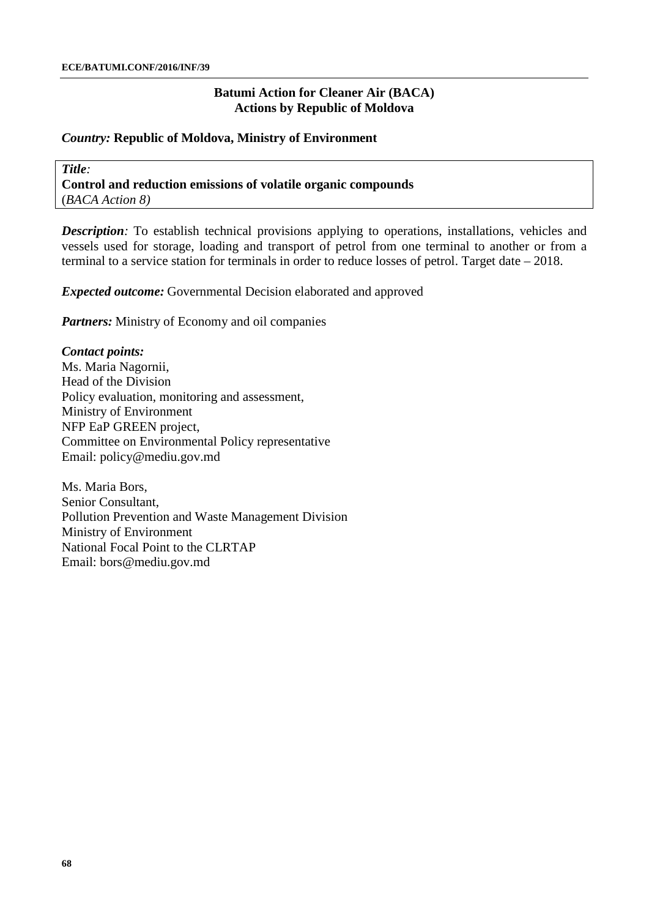## Batumi Action for Cleaner Air (BACA)
## Actions by Republic of Moldova

*Country:* **Republic of Moldova, Ministry of Environment**

*Title:*
**Control and reduction emissions of volatile organic compounds**
(*BACA Action 8)*

***Description**:* To establish technical provisions applying to operations, installations, vehicles and vessels used for storage, loading and transport of petrol from one terminal to another or from a terminal to a service station for terminals in order to reduce losses of petrol. Target date – 2018.

***Expected outcome:*** Governmental Decision elaborated and approved

***Partners:*** Ministry of Economy and oil companies

***Contact points:***
Ms. Maria Nagornii,
Head of the Division
Policy evaluation, monitoring and assessment,
Ministry of Environment
NFP EaP GREEN project,
Committee on Environmental Policy representative
Email: policy@mediu.gov.md

Ms. Maria Bors,
Senior Consultant,
Pollution Prevention and Waste Management Division
Ministry of Environment
National Focal Point to the CLRTAP
Email: bors@mediu.gov.md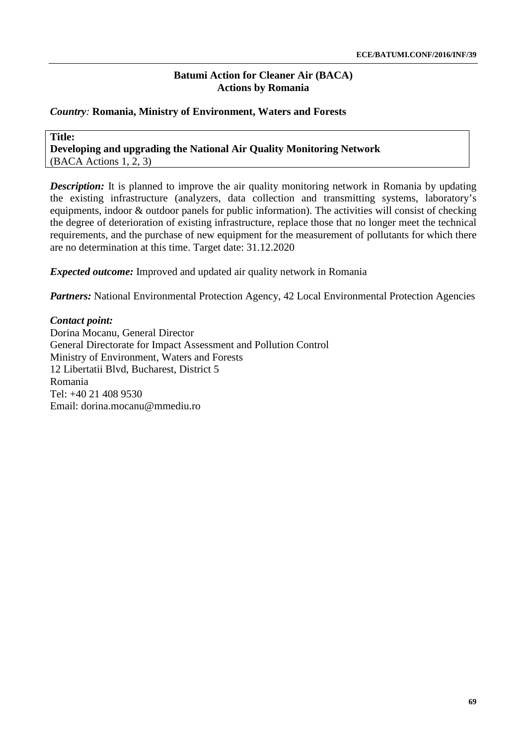## Batumi Action for Cleaner Air (BACA)
## Actions by Romania

*Country:* **Romania, Ministry of Environment, Waters and Forests**

**Title:**
**Developing and upgrading the National Air Quality Monitoring Network**
(BACA Actions 1, 2, 3)

***Description:*** It is planned to improve the air quality monitoring network in Romania by updating the existing infrastructure (analyzers, data collection and transmitting systems, laboratory's equipments, indoor & outdoor panels for public information). The activities will consist of checking the degree of deterioration of existing infrastructure, replace those that no longer meet the technical requirements, and the purchase of new equipment for the measurement of pollutants for which there are no determination at this time. Target date: 31.12.2020

***Expected outcome:*** Improved and updated air quality network in Romania

***Partners:*** National Environmental Protection Agency, 42 Local Environmental Protection Agencies

***Contact point:***
Dorina Mocanu, General Director
General Directorate for Impact Assessment and Pollution Control
Ministry of Environment, Waters and Forests
12 Libertatii Blvd, Bucharest, District 5
Romania
Tel: +40 21 408 9530
Email: dorina.mocanu@mmediu.ro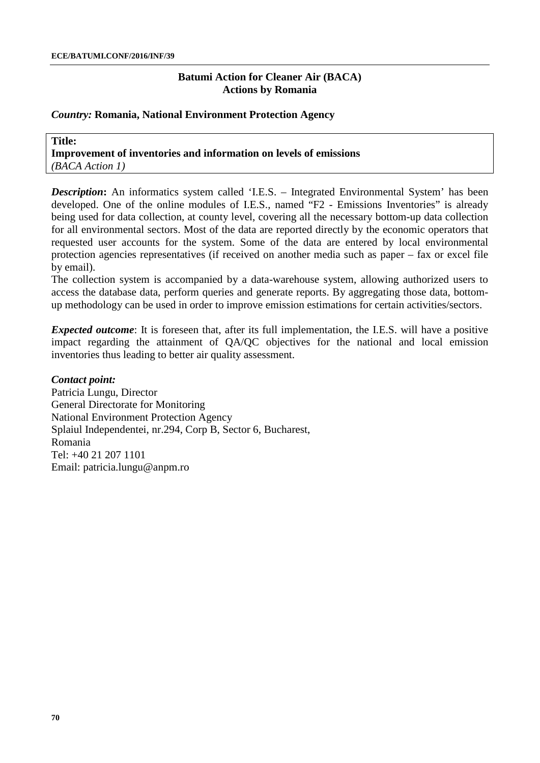## Batumi Action for Cleaner Air (BACA)
## Actions by Romania

*Country:* **Romania, National Environment Protection Agency**

**Title:**
**Improvement of inventories and information on levels of emissions**
*(BACA Action 1)*

***Description*:** An informatics system called 'I.E.S. – Integrated Environmental System' has been developed. One of the online modules of I.E.S., named "F2 - Emissions Inventories" is already being used for data collection, at county level, covering all the necessary bottom-up data collection for all environmental sectors. Most of the data are reported directly by the economic operators that requested user accounts for the system. Some of the data are entered by local environmental protection agencies representatives (if received on another media such as paper – fax or excel file by email).

The collection system is accompanied by a data-warehouse system, allowing authorized users to access the database data, perform queries and generate reports. By aggregating those data, bottom-up methodology can be used in order to improve emission estimations for certain activities/sectors.

***Expected outcome***: It is foreseen that, after its full implementation, the I.E.S. will have a positive impact regarding the attainment of QA/QC objectives for the national and local emission inventories thus leading to better air quality assessment.

***Contact point:***
Patricia Lungu, Director
General Directorate for Monitoring
National Environment Protection Agency
Splaiul Independentei, nr.294, Corp B, Sector 6, Bucharest,
Romania
Tel: +40 21 207 1101
Email: patricia.lungu@anpm.ro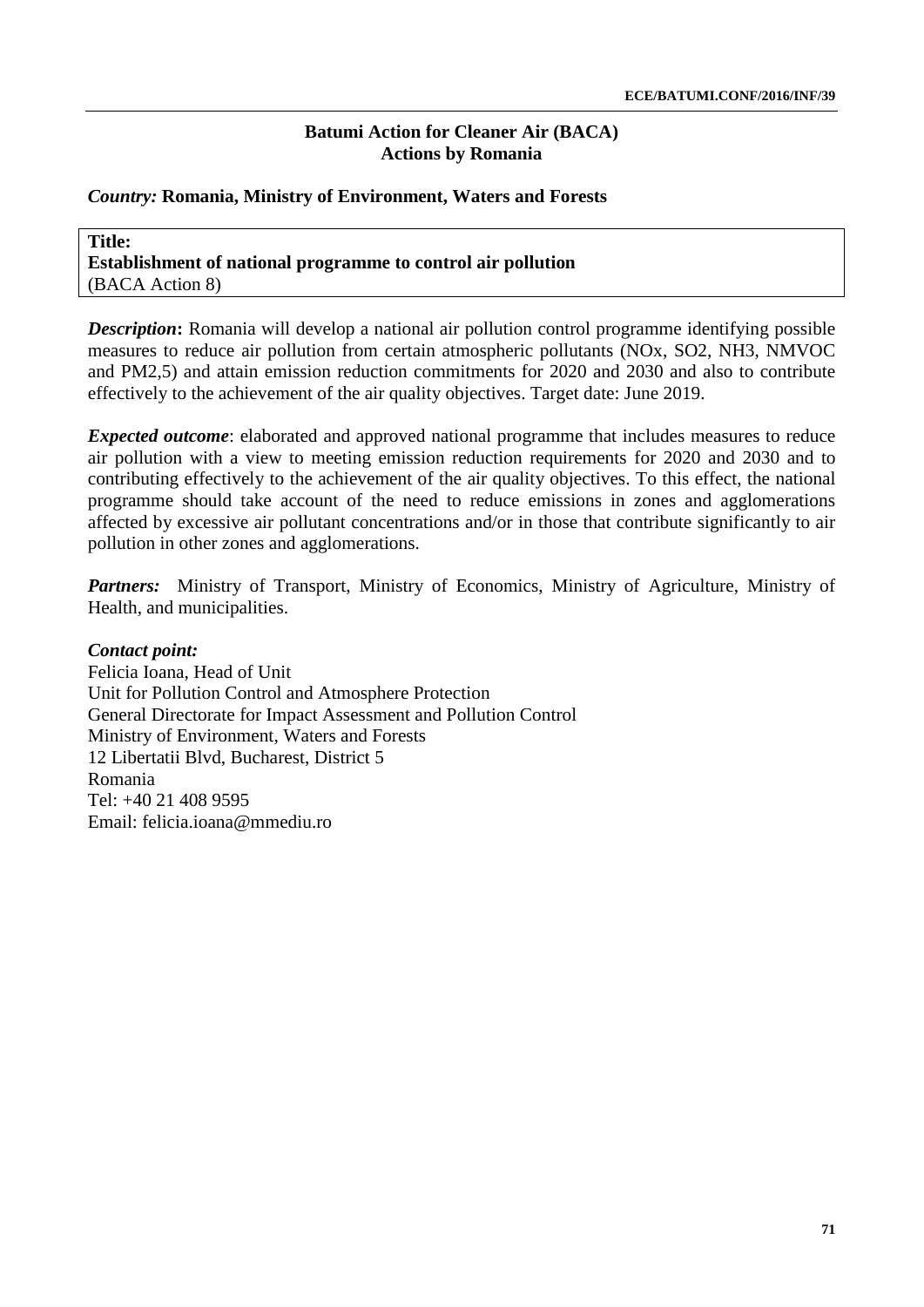**Batumi Action for Cleaner Air (BACA)**
**Actions by Romania**

***Country:*** **Romania, Ministry of Environment, Waters and Forests**

**Title:**
**Establishment of national programme to control air pollution**
(BACA Action 8)

***Description*:** Romania will develop a national air pollution control programme identifying possible measures to reduce air pollution from certain atmospheric pollutants ($NO_x$, $SO_2$, $NH_3$, NMVOC and $PM_{2,5}$) and attain emission reduction commitments for 2020 and 2030 and also to contribute effectively to the achievement of the air quality objectives. Target date: June 2019.

***Expected outcome***: elaborated and approved national programme that includes measures to reduce air pollution with a view to meeting emission reduction requirements for 2020 and 2030 and to contributing effectively to the achievement of the air quality objectives. To this effect, the national programme should take account of the need to reduce emissions in zones and agglomerations affected by excessive air pollutant concentrations and/or in those that contribute significantly to air pollution in other zones and agglomerations.

***Partners:*** Ministry of Transport, Ministry of Economics, Ministry of Agriculture, Ministry of Health, and municipalities.

***Contact point:***
Felicia Ioana, Head of Unit
Unit for Pollution Control and Atmosphere Protection
General Directorate for Impact Assessment and Pollution Control
Ministry of Environment, Waters and Forests
12 Libertatii Blvd, Bucharest, District 5
Romania
Tel: +40 21 408 9595
Email: felicia.ioana@mmediu.ro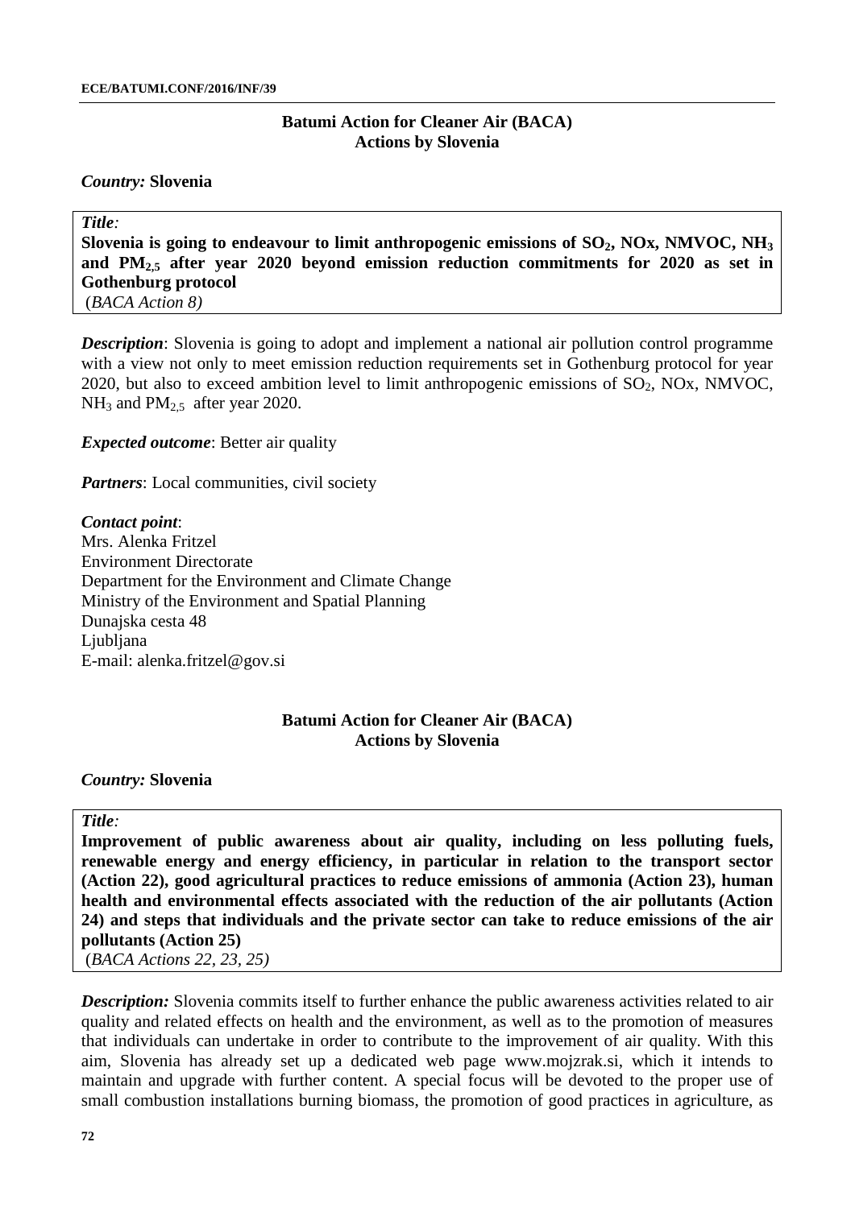## Batumi Action for Cleaner Air (BACA)
## Actions by Slovenia

***Country:*** **Slovenia**

***Title*:**

**Slovenia is going to endeavour to limit anthropogenic emissions of $SO_2$, NOx, NMVOC, $NH_3$ and $PM_{2,5}$ after year 2020 beyond emission reduction commitments for 2020 as set in Gothenburg protocol**

(*BACA Action 8)*

***Description***: Slovenia is going to adopt and implement a national air pollution control programme with a view not only to meet emission reduction requirements set in Gothenburg protocol for year 2020, but also to exceed ambition level to limit anthropogenic emissions of $SO_2$, NOx, NMVOC, $NH_3$ and $PM_{2,5}$ after year 2020.

***Expected outcome***: Better air quality

***Partners***: Local communities, civil society

***Contact point***:
Mrs. Alenka Fritzel
Environment Directorate
Department for the Environment and Climate Change
Ministry of the Environment and Spatial Planning
Dunajska cesta 48
Ljubljana
E-mail: alenka.fritzel@gov.si

## Batumi Action for Cleaner Air (BACA)
## Actions by Slovenia

***Country:*** **Slovenia**

***Title*:**

**Improvement of public awareness about air quality, including on less polluting fuels, renewable energy and energy efficiency, in particular in relation to the transport sector (Action 22), good agricultural practices to reduce emissions of ammonia (Action 23), human health and environmental effects associated with the reduction of the air pollutants (Action 24) and steps that individuals and the private sector can take to reduce emissions of the air pollutants (Action 25)**

(*BACA Actions 22, 23, 25)*

***Description:*** Slovenia commits itself to further enhance the public awareness activities related to air quality and related effects on health and the environment, as well as to the promotion of measures that individuals can undertake in order to contribute to the improvement of air quality. With this aim, Slovenia has already set up a dedicated web page www.mojzrak.si, which it intends to maintain and upgrade with further content. A special focus will be devoted to the proper use of small combustion installations burning biomass, the promotion of good practices in agriculture, as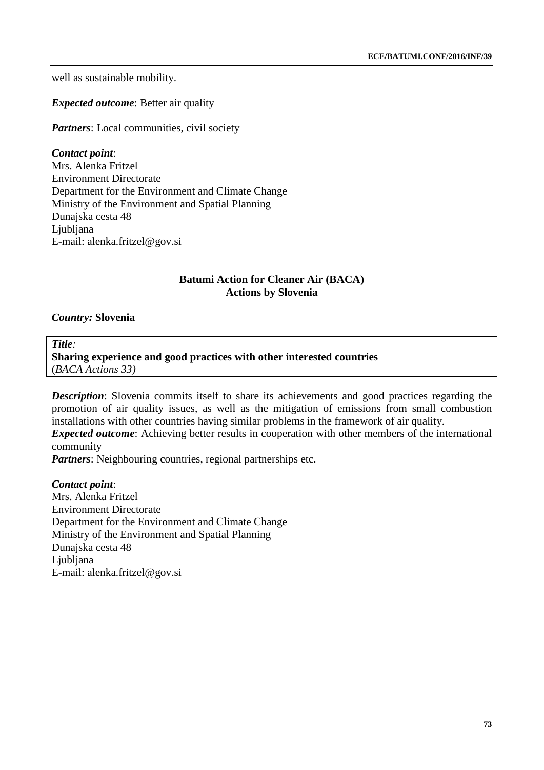well as sustainable mobility.

***Expected outcome***: Better air quality

***Partners***: Local communities, civil society

***Contact point***:
Mrs. Alenka Fritzel
Environment Directorate
Department for the Environment and Climate Change
Ministry of the Environment and Spatial Planning
Dunajska cesta 48
Ljubljana
E-mail: alenka.fritzel@gov.si

**Batumi Action for Cleaner Air (BACA)**
**Actions by Slovenia**

***Country:*** **Slovenia**

***Title:***
**Sharing experience and good practices with other interested countries**
(*BACA Actions 33)*

***Description***: Slovenia commits itself to share its achievements and good practices regarding the promotion of air quality issues, as well as the mitigation of emissions from small combustion installations with other countries having similar problems in the framework of air quality.
***Expected outcome***: Achieving better results in cooperation with other members of the international community
***Partners***: Neighbouring countries, regional partnerships etc.

***Contact point***:
Mrs. Alenka Fritzel
Environment Directorate
Department for the Environment and Climate Change
Ministry of the Environment and Spatial Planning
Dunajska cesta 48
Ljubljana
E-mail: alenka.fritzel@gov.si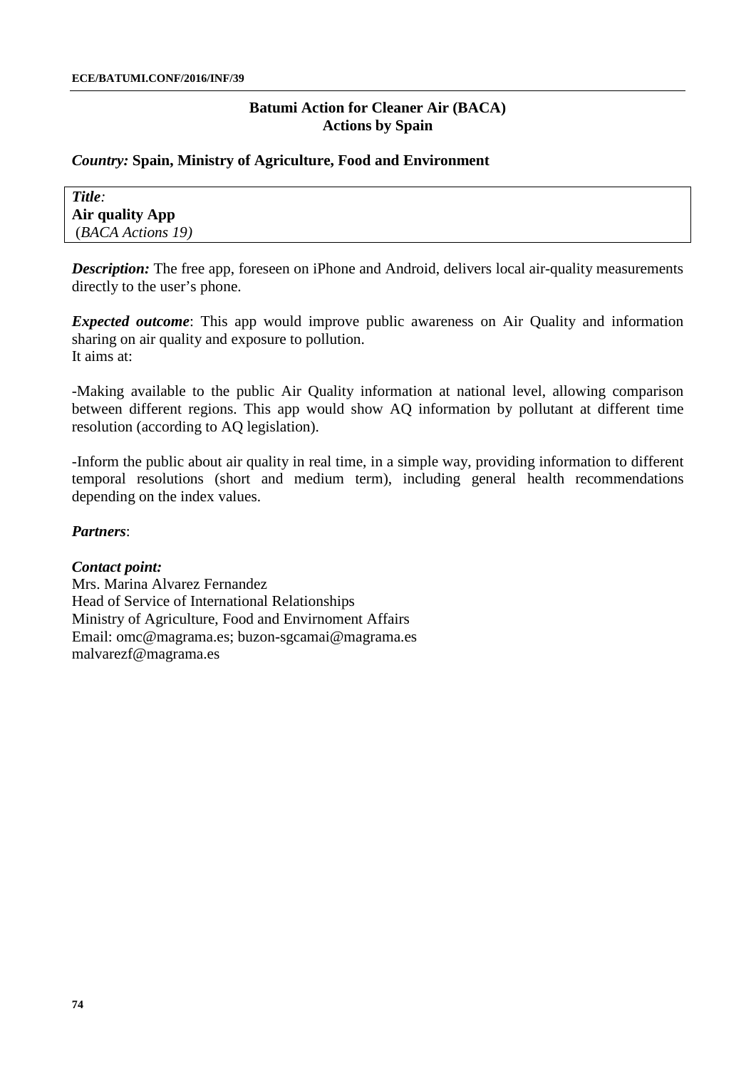**Batumi Action for Cleaner Air (BACA)**
**Actions by Spain**

***Country:*** **Spain, Ministry of Agriculture, Food and Environment**

| *Title*: **Air quality App** (*BACA Actions 19)* |
|---|

***Description:*** The free app, foreseen on iPhone and Android, delivers local air-quality measurements directly to the user's phone.

***Expected outcome***: This app would improve public awareness on Air Quality and information sharing on air quality and exposure to pollution.
It aims at:

-Making available to the public Air Quality information at national level, allowing comparison between different regions. This app would show AQ information by pollutant at different time resolution (according to AQ legislation).

-Inform the public about air quality in real time, in a simple way, providing information to different temporal resolutions (short and medium term), including general health recommendations depending on the index values.

***Partners***:

***Contact point:***
Mrs. Marina Alvarez Fernandez
Head of Service of International Relationships
Ministry of Agriculture, Food and Envirnoment Affairs
Email: omc@magrama.es; buzon-sgcamai@magrama.es
malvarezf@magrama.es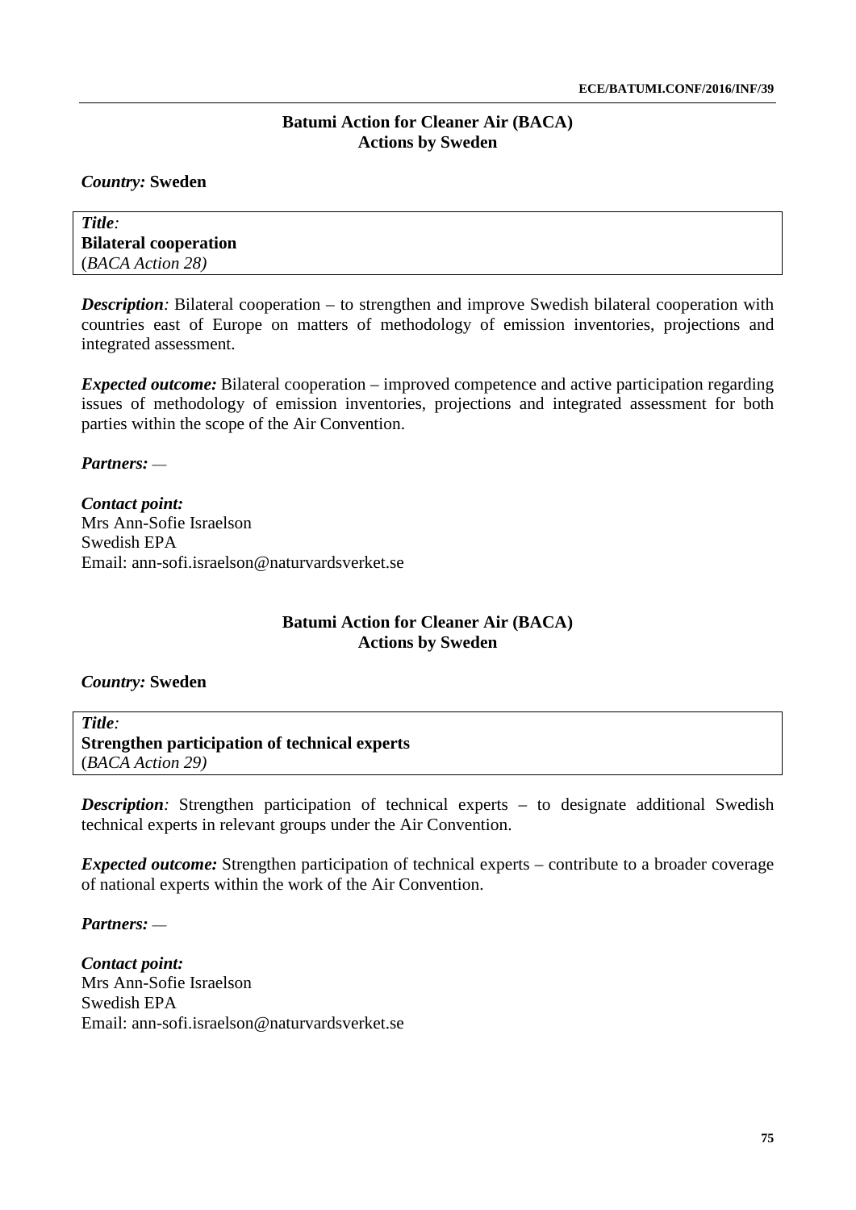## Batumi Action for Cleaner Air (BACA)
## Actions by Sweden

***Country:*** **Sweden**

| *Title*: **Bilateral cooperation** (*BACA Action 28)* |
|---|

***Description****:* Bilateral cooperation – to strengthen and improve Swedish bilateral cooperation with countries east of Europe on matters of methodology of emission inventories, projections and integrated assessment.

***Expected outcome:*** Bilateral cooperation – improved competence and active participation regarding issues of methodology of emission inventories, projections and integrated assessment for both parties within the scope of the Air Convention.

***Partners:*** —

***Contact point:***
Mrs Ann-Sofie Israelson
Swedish EPA
Email: ann-sofi.israelson@naturvardsverket.se

## Batumi Action for Cleaner Air (BACA)
## Actions by Sweden

***Country:*** **Sweden**

| *Title*: **Strengthen participation of technical experts** (*BACA Action 29)* |
|---|

***Description****:* Strengthen participation of technical experts – to designate additional Swedish technical experts in relevant groups under the Air Convention.

***Expected outcome:*** Strengthen participation of technical experts – contribute to a broader coverage of national experts within the work of the Air Convention.

***Partners:*** —

***Contact point:***
Mrs Ann-Sofie Israelson
Swedish EPA
Email: ann-sofi.israelson@naturvardsverket.se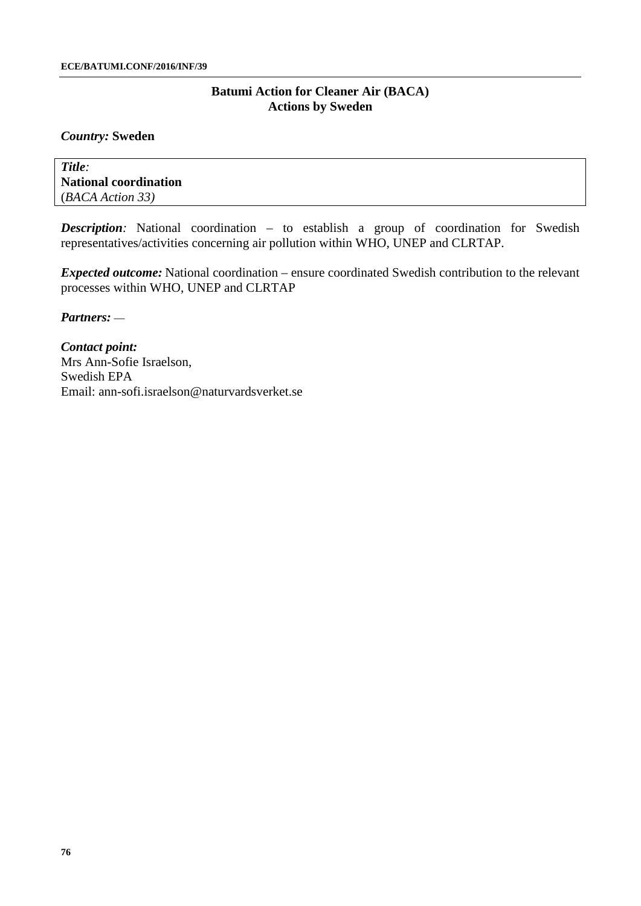**Batumi Action for Cleaner Air (BACA)**
**Actions by Sweden**

***Country:*** **Sweden**

| ***Title:*** **National coordination** (*BACA Action 33)* |
|---|

***Description:*** National coordination – to establish a group of coordination for Swedish representatives/activities concerning air pollution within WHO, UNEP and CLRTAP.

***Expected outcome:*** National coordination – ensure coordinated Swedish contribution to the relevant processes within WHO, UNEP and CLRTAP

***Partners:*** —

***Contact point:***
Mrs Ann-Sofie Israelson,
Swedish EPA
Email: ann-sofi.israelson@naturvardsverket.se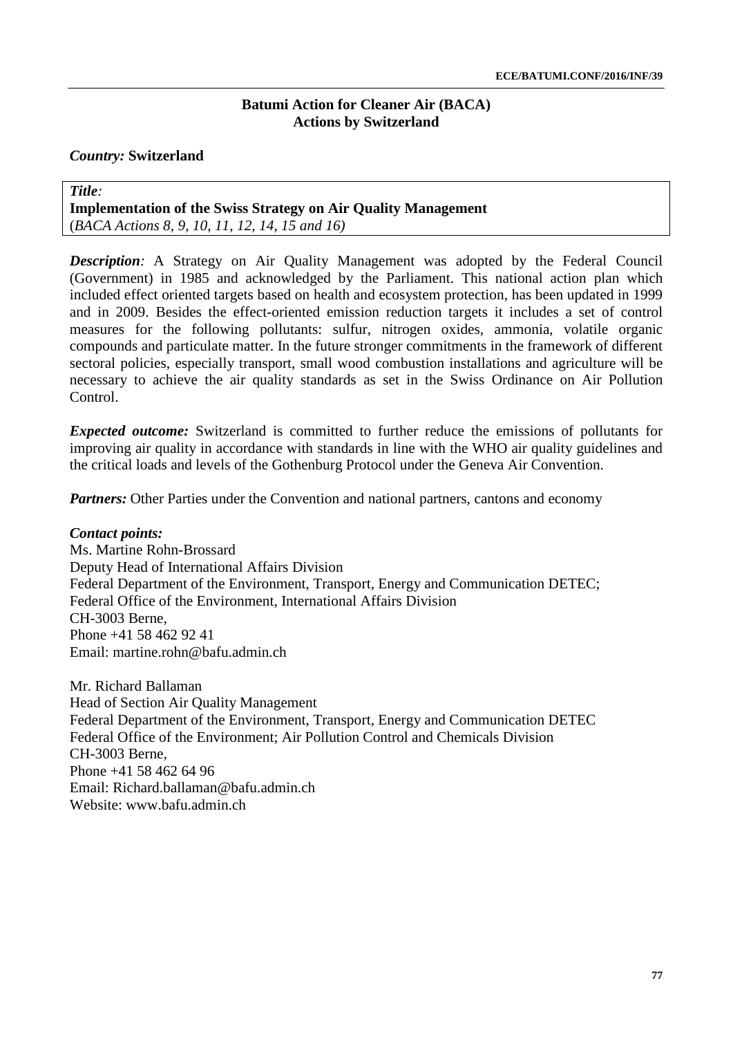## Batumi Action for Cleaner Air (BACA)
## Actions by Switzerland

***Country:*** **Switzerland**

***Title:***
**Implementation of the Swiss Strategy on Air Quality Management**
(*BACA Actions 8, 9, 10, 11, 12, 14, 15 and 16)*

***Description:*** A Strategy on Air Quality Management was adopted by the Federal Council (Government) in 1985 and acknowledged by the Parliament. This national action plan which included effect oriented targets based on health and ecosystem protection, has been updated in 1999 and in 2009. Besides the effect-oriented emission reduction targets it includes a set of control measures for the following pollutants: sulfur, nitrogen oxides, ammonia, volatile organic compounds and particulate matter. In the future stronger commitments in the framework of different sectoral policies, especially transport, small wood combustion installations and agriculture will be necessary to achieve the air quality standards as set in the Swiss Ordinance on Air Pollution Control.

***Expected outcome:*** Switzerland is committed to further reduce the emissions of pollutants for improving air quality in accordance with standards in line with the WHO air quality guidelines and the critical loads and levels of the Gothenburg Protocol under the Geneva Air Convention.

***Partners:*** Other Parties under the Convention and national partners, cantons and economy

***Contact points:***

Ms. Martine Rohn-Brossard
Deputy Head of International Affairs Division
Federal Department of the Environment, Transport, Energy and Communication DETEC;
Federal Office of the Environment, International Affairs Division
CH-3003 Berne,
Phone +41 58 462 92 41
Email: martine.rohn@bafu.admin.ch

Mr. Richard Ballaman
Head of Section Air Quality Management
Federal Department of the Environment, Transport, Energy and Communication DETEC
Federal Office of the Environment; Air Pollution Control and Chemicals Division
CH-3003 Berne,
Phone +41 58 462 64 96
Email: Richard.ballaman@bafu.admin.ch
Website: www.bafu.admin.ch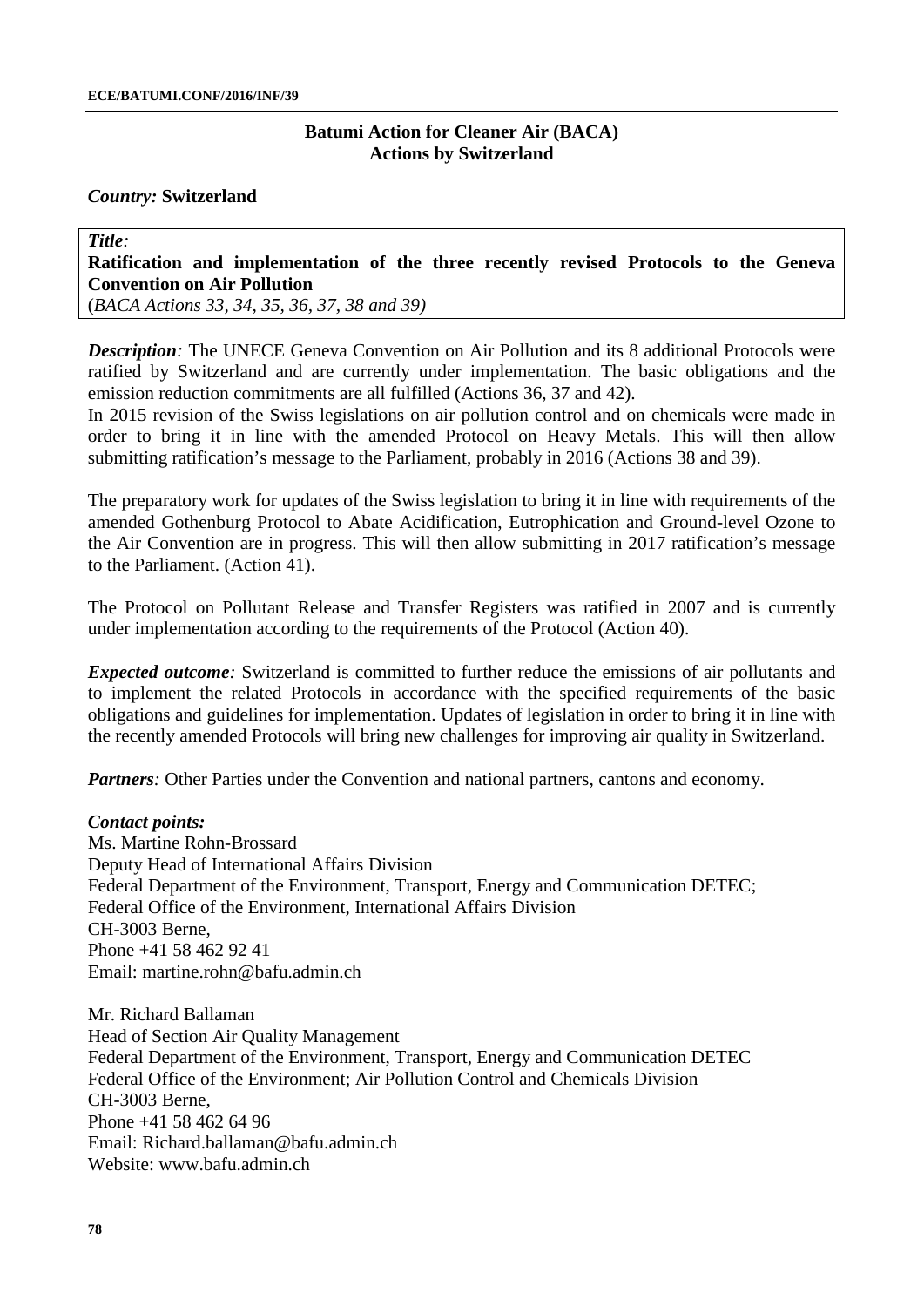## Batumi Action for Cleaner Air (BACA)
## Actions by Switzerland

***Country:*** **Switzerland**

***Title:***
**Ratification and implementation of the three recently revised Protocols to the Geneva Convention on Air Pollution**
(*BACA Actions 33, 34, 35, 36, 37, 38 and 39)*

***Description:*** The UNECE Geneva Convention on Air Pollution and its 8 additional Protocols were ratified by Switzerland and are currently under implementation. The basic obligations and the emission reduction commitments are all fulfilled (Actions 36, 37 and 42).
In 2015 revision of the Swiss legislations on air pollution control and on chemicals were made in order to bring it in line with the amended Protocol on Heavy Metals. This will then allow submitting ratification's message to the Parliament, probably in 2016 (Actions 38 and 39).

The preparatory work for updates of the Swiss legislation to bring it in line with requirements of the amended Gothenburg Protocol to Abate Acidification, Eutrophication and Ground-level Ozone to the Air Convention are in progress. This will then allow submitting in 2017 ratification's message to the Parliament. (Action 41).

The Protocol on Pollutant Release and Transfer Registers was ratified in 2007 and is currently under implementation according to the requirements of the Protocol (Action 40).

***Expected outcome:*** Switzerland is committed to further reduce the emissions of air pollutants and to implement the related Protocols in accordance with the specified requirements of the basic obligations and guidelines for implementation. Updates of legislation in order to bring it in line with the recently amended Protocols will bring new challenges for improving air quality in Switzerland.

***Partners:*** Other Parties under the Convention and national partners, cantons and economy.

***Contact points:***
Ms. Martine Rohn-Brossard
Deputy Head of International Affairs Division
Federal Department of the Environment, Transport, Energy and Communication DETEC;
Federal Office of the Environment, International Affairs Division
CH-3003 Berne,
Phone +41 58 462 92 41
Email: martine.rohn@bafu.admin.ch

Mr. Richard Ballaman
Head of Section Air Quality Management
Federal Department of the Environment, Transport, Energy and Communication DETEC
Federal Office of the Environment; Air Pollution Control and Chemicals Division
CH-3003 Berne,
Phone +41 58 462 64 96
Email: Richard.ballaman@bafu.admin.ch
Website: www.bafu.admin.ch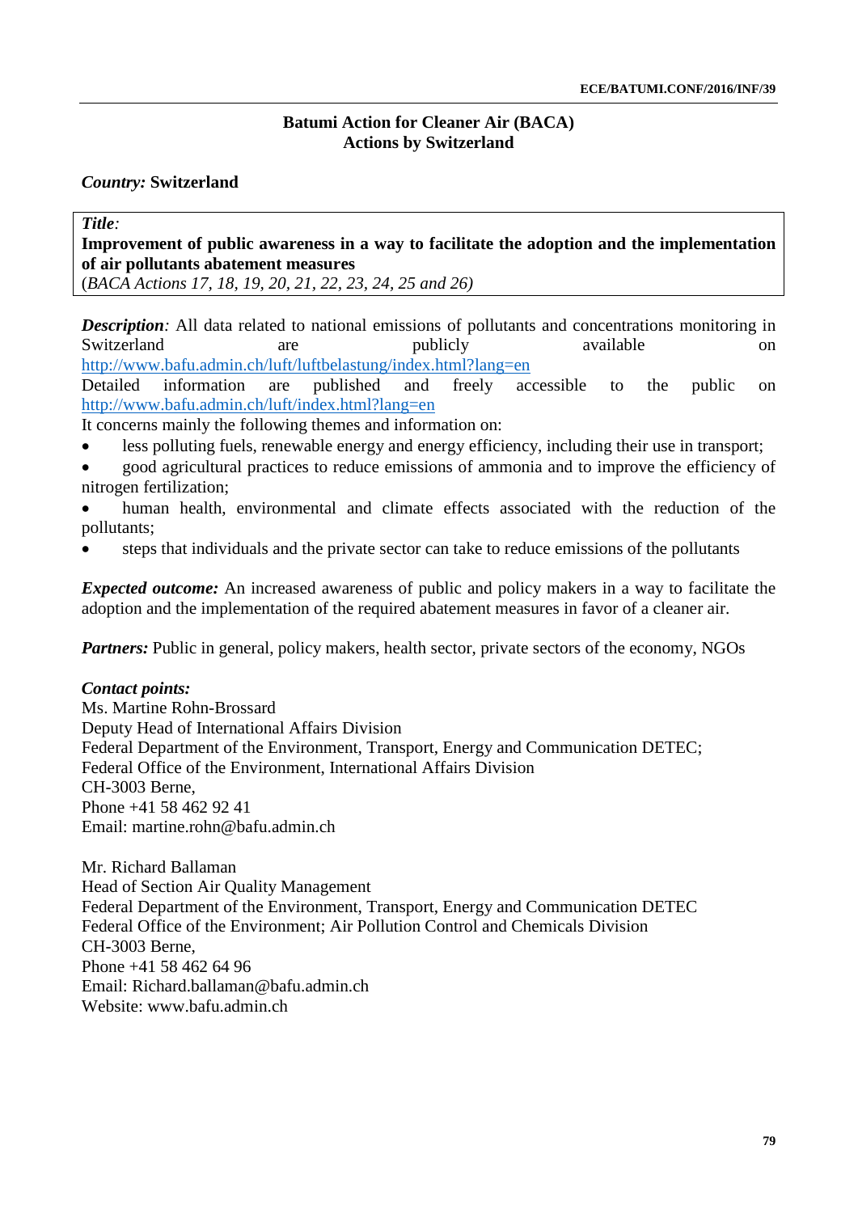**Batumi Action for Cleaner Air (BACA)**
**Actions by Switzerland**

***Country:*** **Switzerland**

***Title:***
**Improvement of public awareness in a way to facilitate the adoption and the implementation of air pollutants abatement measures**
(*BACA Actions 17, 18, 19, 20, 21, 22, 23, 24, 25 and 26)*

***Description:*** All data related to national emissions of pollutants and concentrations monitoring in Switzerland are publicly available on http://www.bafu.admin.ch/luft/luftbelastung/index.html?lang=en
Detailed information are published and freely accessible to the public on http://www.bafu.admin.ch/luft/index.html?lang=en
It concerns mainly the following themes and information on:

- less polluting fuels, renewable energy and energy efficiency, including their use in transport;
- good agricultural practices to reduce emissions of ammonia and to improve the efficiency of nitrogen fertilization;
- human health, environmental and climate effects associated with the reduction of the pollutants;
- steps that individuals and the private sector can take to reduce emissions of the pollutants

***Expected outcome:*** An increased awareness of public and policy makers in a way to facilitate the adoption and the implementation of the required abatement measures in favor of a cleaner air.

***Partners:*** Public in general, policy makers, health sector, private sectors of the economy, NGOs

***Contact points:***
Ms. Martine Rohn-Brossard
Deputy Head of International Affairs Division
Federal Department of the Environment, Transport, Energy and Communication DETEC;
Federal Office of the Environment, International Affairs Division
CH-3003 Berne,
Phone +41 58 462 92 41
Email: martine.rohn@bafu.admin.ch

Mr. Richard Ballaman
Head of Section Air Quality Management
Federal Department of the Environment, Transport, Energy and Communication DETEC
Federal Office of the Environment; Air Pollution Control and Chemicals Division
CH-3003 Berne,
Phone +41 58 462 64 96
Email: Richard.ballaman@bafu.admin.ch
Website: www.bafu.admin.ch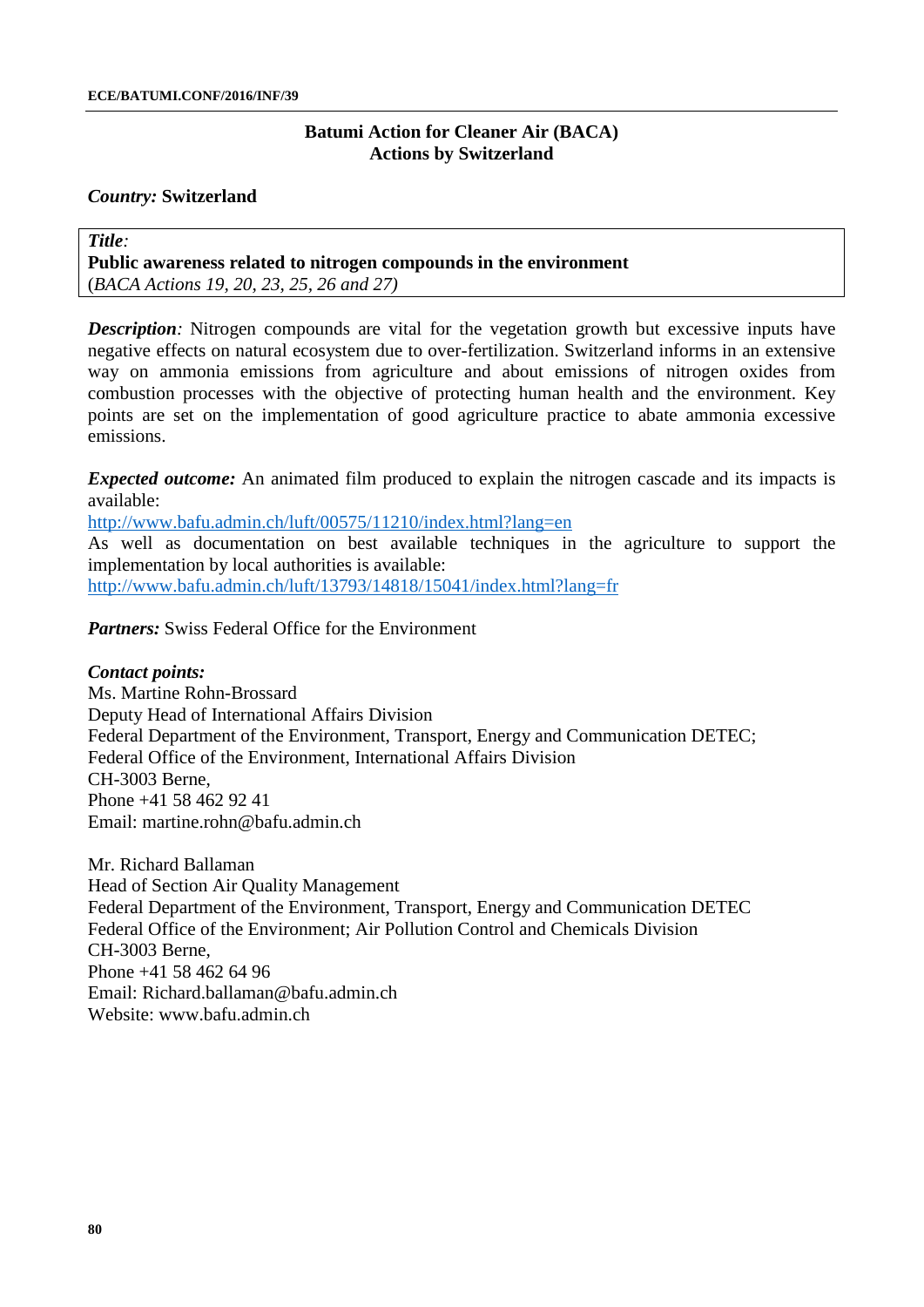## Batumi Action for Cleaner Air (BACA)
## Actions by Switzerland

***Country:*** **Switzerland**

*Title*:
**Public awareness related to nitrogen compounds in the environment**
(*BACA Actions 19, 20, 23, 25, 26 and 27)*

***Description****:* Nitrogen compounds are vital for the vegetation growth but excessive inputs have negative effects on natural ecosystem due to over-fertilization. Switzerland informs in an extensive way on ammonia emissions from agriculture and about emissions of nitrogen oxides from combustion processes with the objective of protecting human health and the environment. Key points are set on the implementation of good agriculture practice to abate ammonia excessive emissions.

***Expected outcome:*** An animated film produced to explain the nitrogen cascade and its impacts is available:
http://www.bafu.admin.ch/luft/00575/11210/index.html?lang=en
As well as documentation on best available techniques in the agriculture to support the implementation by local authorities is available:
http://www.bafu.admin.ch/luft/13793/14818/15041/index.html?lang=fr

***Partners:*** Swiss Federal Office for the Environment

***Contact points:***
Ms. Martine Rohn-Brossard
Deputy Head of International Affairs Division
Federal Department of the Environment, Transport, Energy and Communication DETEC;
Federal Office of the Environment, International Affairs Division
CH-3003 Berne,
Phone +41 58 462 92 41
Email: martine.rohn@bafu.admin.ch

Mr. Richard Ballaman
Head of Section Air Quality Management
Federal Department of the Environment, Transport, Energy and Communication DETEC
Federal Office of the Environment; Air Pollution Control and Chemicals Division
CH-3003 Berne,
Phone +41 58 462 64 96
Email: Richard.ballaman@bafu.admin.ch
Website: www.bafu.admin.ch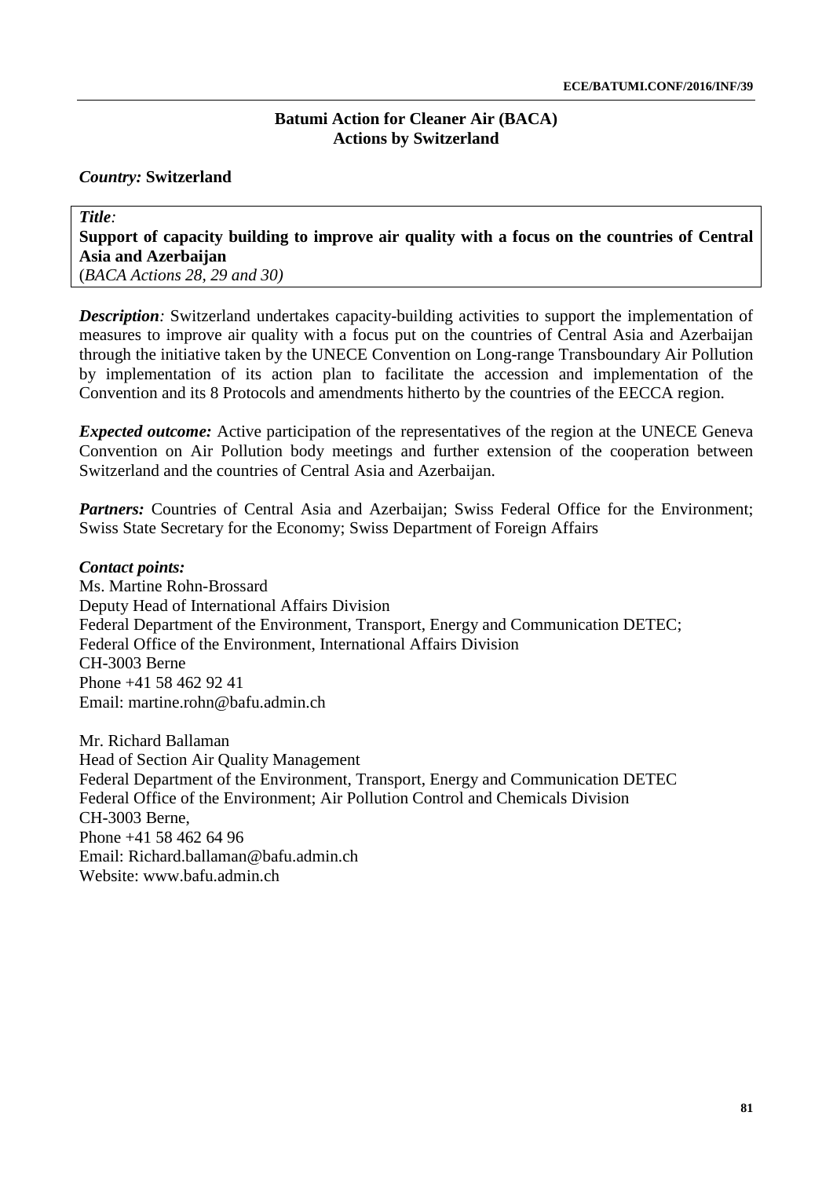## Batumi Action for Cleaner Air (BACA)
## Actions by Switzerland

***Country:*** **Switzerland**

***Title:***
**Support of capacity building to improve air quality with a focus on the countries of Central Asia and Azerbaijan**
(*BACA Actions 28, 29 and 30)*

***Description:*** Switzerland undertakes capacity-building activities to support the implementation of measures to improve air quality with a focus put on the countries of Central Asia and Azerbaijan through the initiative taken by the UNECE Convention on Long-range Transboundary Air Pollution by implementation of its action plan to facilitate the accession and implementation of the Convention and its 8 Protocols and amendments hitherto by the countries of the EECCA region.

***Expected outcome:*** Active participation of the representatives of the region at the UNECE Geneva Convention on Air Pollution body meetings and further extension of the cooperation between Switzerland and the countries of Central Asia and Azerbaijan.

***Partners:*** Countries of Central Asia and Azerbaijan; Swiss Federal Office for the Environment; Swiss State Secretary for the Economy; Swiss Department of Foreign Affairs

***Contact points:***
Ms. Martine Rohn-Brossard
Deputy Head of International Affairs Division
Federal Department of the Environment, Transport, Energy and Communication DETEC;
Federal Office of the Environment, International Affairs Division
CH-3003 Berne
Phone +41 58 462 92 41
Email: martine.rohn@bafu.admin.ch

Mr. Richard Ballaman
Head of Section Air Quality Management
Federal Department of the Environment, Transport, Energy and Communication DETEC
Federal Office of the Environment; Air Pollution Control and Chemicals Division
CH-3003 Berne,
Phone +41 58 462 64 96
Email: Richard.ballaman@bafu.admin.ch
Website: www.bafu.admin.ch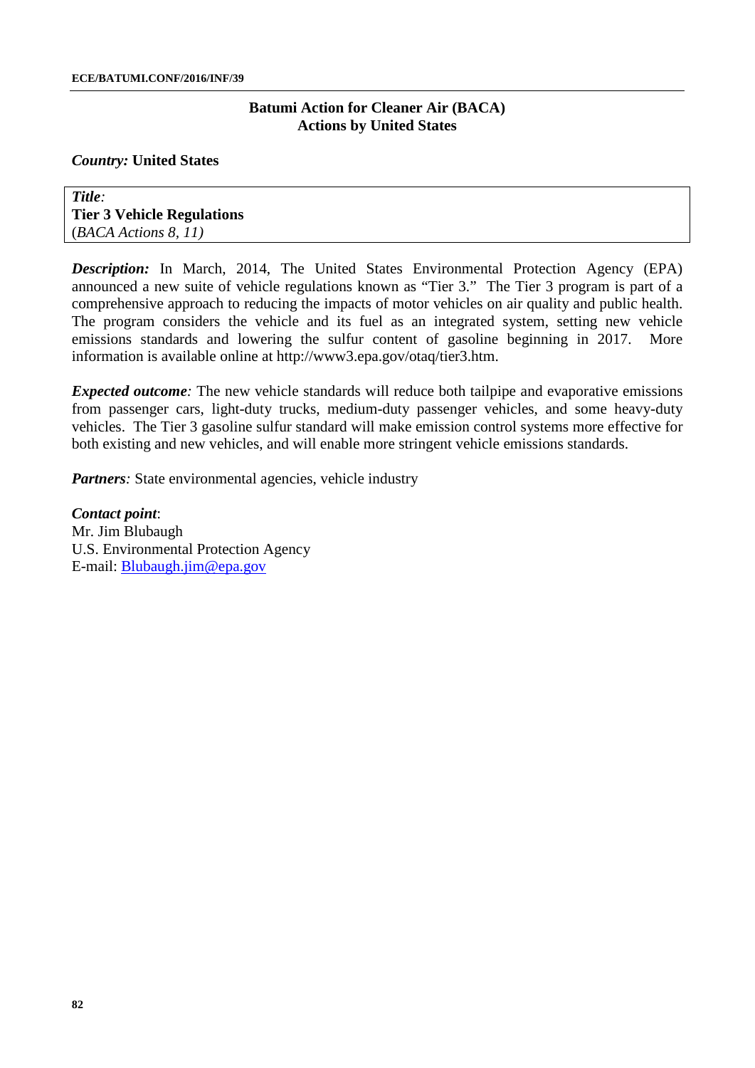## Batumi Action for Cleaner Air (BACA)
## Actions by United States

***Country:*** **United States**

| *Title*: **Tier 3 Vehicle Regulations** (*BACA Actions 8, 11)* |
|---|

***Description:*** In March, 2014, The United States Environmental Protection Agency (EPA) announced a new suite of vehicle regulations known as "Tier 3." The Tier 3 program is part of a comprehensive approach to reducing the impacts of motor vehicles on air quality and public health. The program considers the vehicle and its fuel as an integrated system, setting new vehicle emissions standards and lowering the sulfur content of gasoline beginning in 2017. More information is available online at http://www3.epa.gov/otaq/tier3.htm.

***Expected outcome**:* The new vehicle standards will reduce both tailpipe and evaporative emissions from passenger cars, light-duty trucks, medium-duty passenger vehicles, and some heavy-duty vehicles. The Tier 3 gasoline sulfur standard will make emission control systems more effective for both existing and new vehicles, and will enable more stringent vehicle emissions standards.

***Partners**:* State environmental agencies, vehicle industry

***Contact point***:
Mr. Jim Blubaugh
U.S. Environmental Protection Agency
E-mail: Blubaugh.jim@epa.gov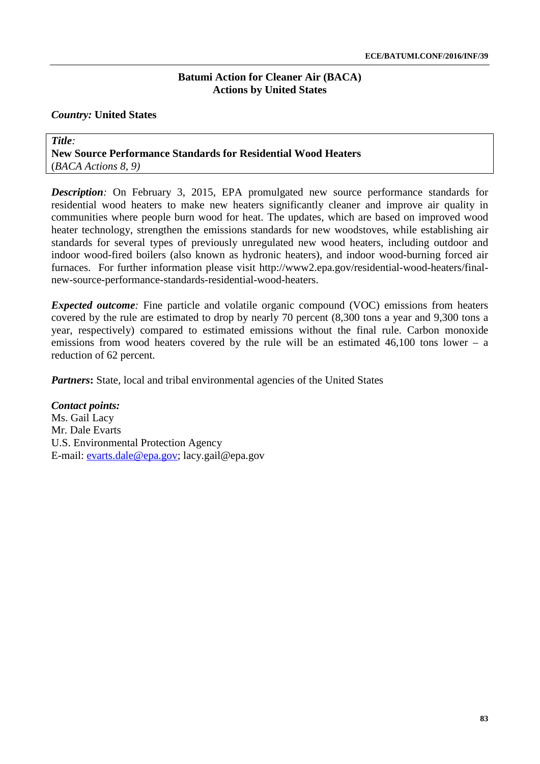**Batumi Action for Cleaner Air (BACA)**
**Actions by United States**

***Country:*** **United States**

***Title:***
**New Source Performance Standards for Residential Wood Heaters**
(*BACA Actions 8, 9)*

***Description:*** On February 3, 2015, EPA promulgated new source performance standards for residential wood heaters to make new heaters significantly cleaner and improve air quality in communities where people burn wood for heat. The updates, which are based on improved wood heater technology, strengthen the emissions standards for new woodstoves, while establishing air standards for several types of previously unregulated new wood heaters, including outdoor and indoor wood-fired boilers (also known as hydronic heaters), and indoor wood-burning forced air furnaces. For further information please visit http://www2.epa.gov/residential-wood-heaters/final-new-source-performance-standards-residential-wood-heaters.

***Expected outcome:*** Fine particle and volatile organic compound (VOC) emissions from heaters covered by the rule are estimated to drop by nearly 70 percent (8,300 tons a year and 9,300 tons a year, respectively) compared to estimated emissions without the final rule. Carbon monoxide emissions from wood heaters covered by the rule will be an estimated 46,100 tons lower – a reduction of 62 percent.

***Partners*****:** State, local and tribal environmental agencies of the United States

***Contact points:***
Ms. Gail Lacy
Mr. Dale Evarts
U.S. Environmental Protection Agency
E-mail: evarts.dale@epa.gov; lacy.gail@epa.gov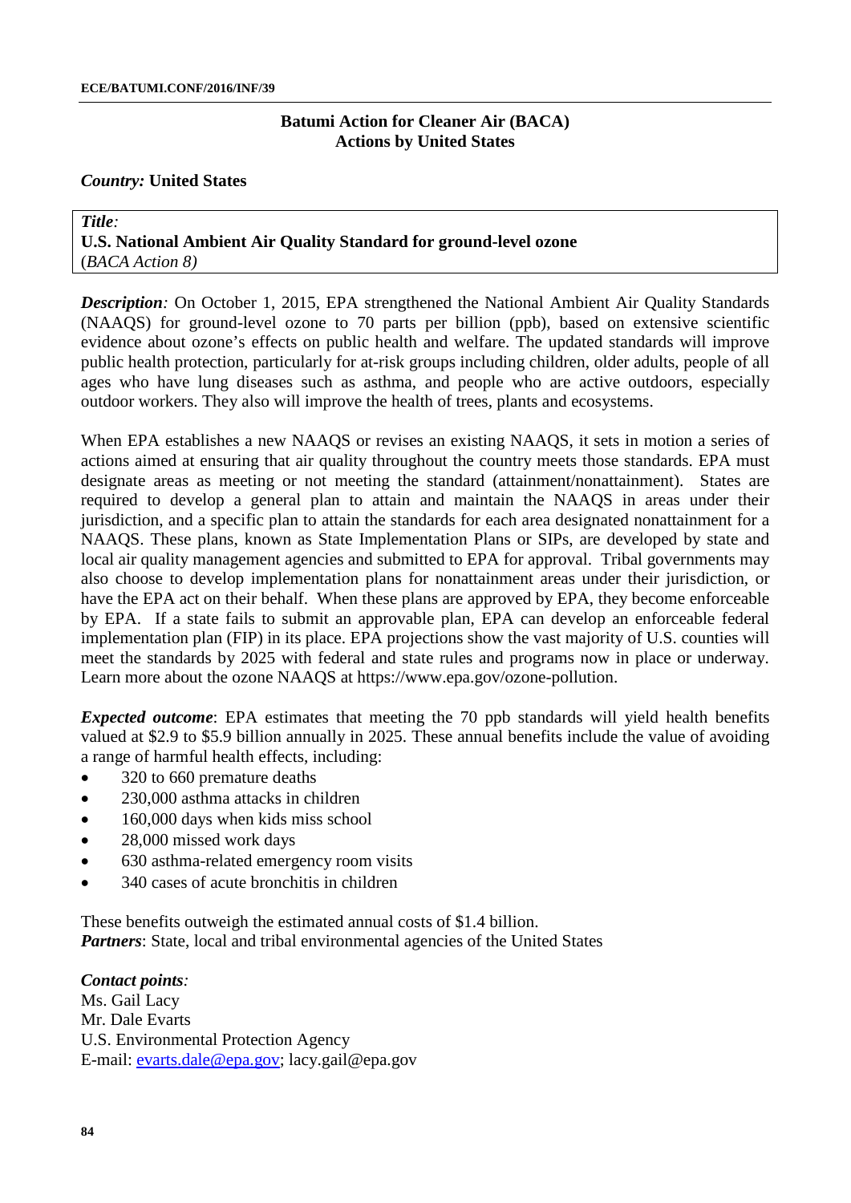## Batumi Action for Cleaner Air (BACA)
## Actions by United States

***Country:*** **United States**

***Title:***
**U.S. National Ambient Air Quality Standard for ground-level ozone**
(*BACA Action 8)*

***Description:*** On October 1, 2015, EPA strengthened the National Ambient Air Quality Standards (NAAQS) for ground-level ozone to 70 parts per billion (ppb), based on extensive scientific evidence about ozone's effects on public health and welfare. The updated standards will improve public health protection, particularly for at-risk groups including children, older adults, people of all ages who have lung diseases such as asthma, and people who are active outdoors, especially outdoor workers. They also will improve the health of trees, plants and ecosystems.

When EPA establishes a new NAAQS or revises an existing NAAQS, it sets in motion a series of actions aimed at ensuring that air quality throughout the country meets those standards. EPA must designate areas as meeting or not meeting the standard (attainment/nonattainment). States are required to develop a general plan to attain and maintain the NAAQS in areas under their jurisdiction, and a specific plan to attain the standards for each area designated nonattainment for a NAAQS. These plans, known as State Implementation Plans or SIPs, are developed by state and local air quality management agencies and submitted to EPA for approval. Tribal governments may also choose to develop implementation plans for nonattainment areas under their jurisdiction, or have the EPA act on their behalf. When these plans are approved by EPA, they become enforceable by EPA. If a state fails to submit an approvable plan, EPA can develop an enforceable federal implementation plan (FIP) in its place. EPA projections show the vast majority of U.S. counties will meet the standards by 2025 with federal and state rules and programs now in place or underway. Learn more about the ozone NAAQS at https://www.epa.gov/ozone-pollution.

***Expected outcome***: EPA estimates that meeting the 70 ppb standards will yield health benefits valued at $2.9 to $5.9 billion annually in 2025. These annual benefits include the value of avoiding a range of harmful health effects, including:

- 320 to 660 premature deaths
- 230,000 asthma attacks in children
- 160,000 days when kids miss school
- 28,000 missed work days
- 630 asthma-related emergency room visits
- 340 cases of acute bronchitis in children

These benefits outweigh the estimated annual costs of $1.4 billion.
***Partners***: State, local and tribal environmental agencies of the United States

***Contact points:***
Ms. Gail Lacy
Mr. Dale Evarts
U.S. Environmental Protection Agency
E-mail: evarts.dale@epa.gov; lacy.gail@epa.gov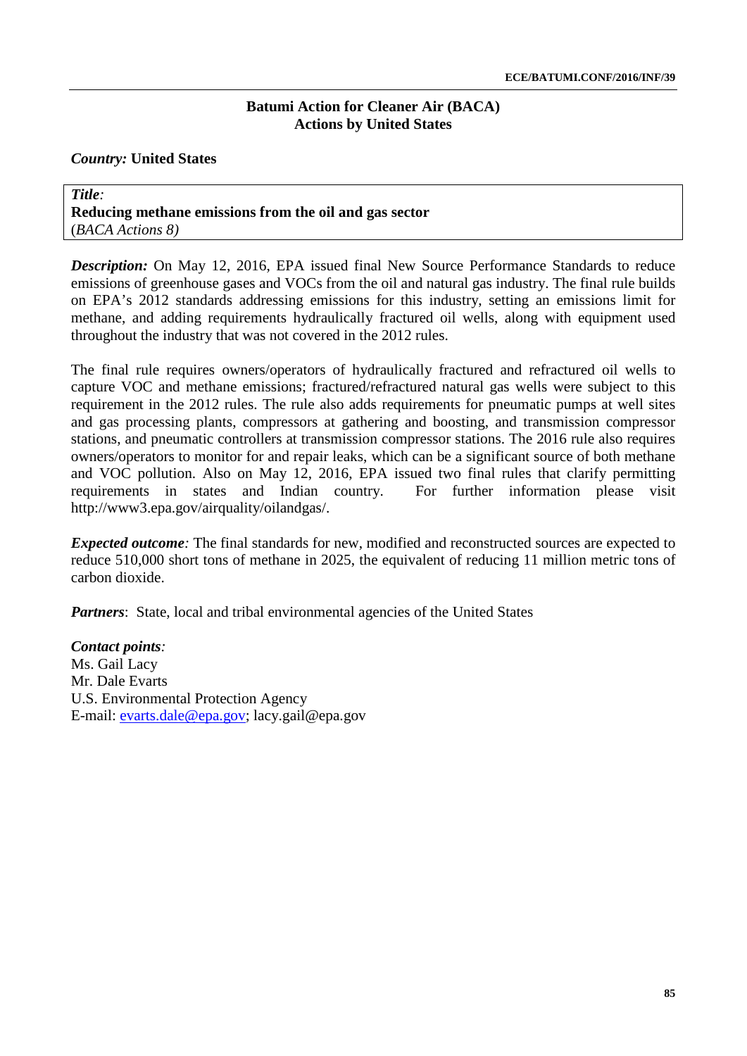**Batumi Action for Cleaner Air (BACA)**
**Actions by United States**

***Country:*** **United States**

***Title:***
**Reducing methane emissions from the oil and gas sector**
(*BACA Actions 8)*

***Description:*** On May 12, 2016, EPA issued final New Source Performance Standards to reduce emissions of greenhouse gases and VOCs from the oil and natural gas industry. The final rule builds on EPA's 2012 standards addressing emissions for this industry, setting an emissions limit for methane, and adding requirements hydraulically fractured oil wells, along with equipment used throughout the industry that was not covered in the 2012 rules.

The final rule requires owners/operators of hydraulically fractured and refractured oil wells to capture VOC and methane emissions; fractured/refractured natural gas wells were subject to this requirement in the 2012 rules. The rule also adds requirements for pneumatic pumps at well sites and gas processing plants, compressors at gathering and boosting, and transmission compressor stations, and pneumatic controllers at transmission compressor stations. The 2016 rule also requires owners/operators to monitor for and repair leaks, which can be a significant source of both methane and VOC pollution. Also on May 12, 2016, EPA issued two final rules that clarify permitting requirements in states and Indian country. For further information please visit http://www3.epa.gov/airquality/oilandgas/.

***Expected outcome:*** The final standards for new, modified and reconstructed sources are expected to reduce 510,000 short tons of methane in 2025, the equivalent of reducing 11 million metric tons of carbon dioxide.

***Partners***: State, local and tribal environmental agencies of the United States

***Contact points:***
Ms. Gail Lacy
Mr. Dale Evarts
U.S. Environmental Protection Agency
E-mail: evarts.dale@epa.gov; lacy.gail@epa.gov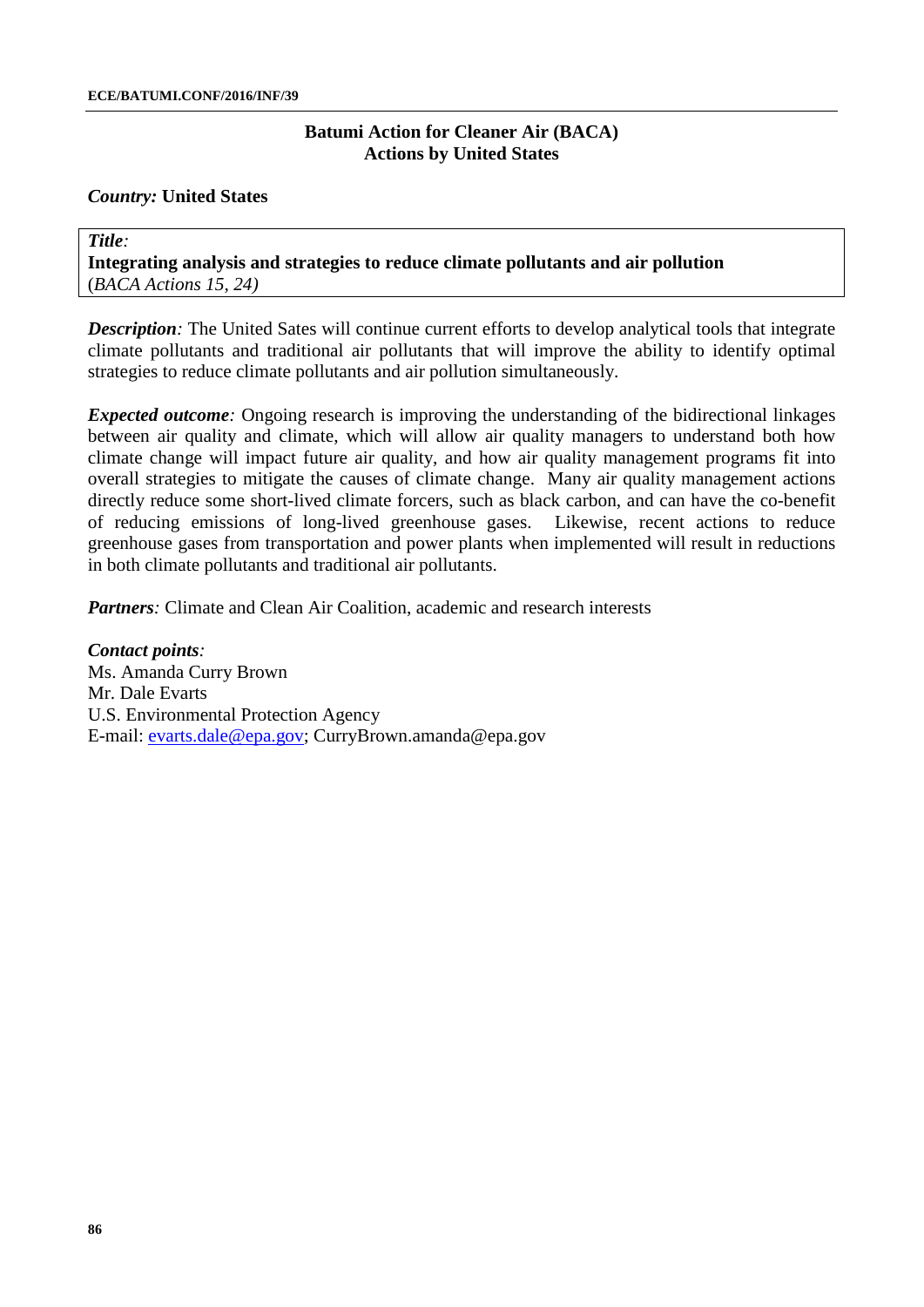## Batumi Action for Cleaner Air (BACA)
## Actions by United States

***Country:*** **United States**

*Title:*
**Integrating analysis and strategies to reduce climate pollutants and air pollution**
(*BACA Actions 15, 24)*

***Description****:* The United Sates will continue current efforts to develop analytical tools that integrate climate pollutants and traditional air pollutants that will improve the ability to identify optimal strategies to reduce climate pollutants and air pollution simultaneously.

***Expected outcome****:* Ongoing research is improving the understanding of the bidirectional linkages between air quality and climate, which will allow air quality managers to understand both how climate change will impact future air quality, and how air quality management programs fit into overall strategies to mitigate the causes of climate change. Many air quality management actions directly reduce some short-lived climate forcers, such as black carbon, and can have the co-benefit of reducing emissions of long-lived greenhouse gases. Likewise, recent actions to reduce greenhouse gases from transportation and power plants when implemented will result in reductions in both climate pollutants and traditional air pollutants.

***Partners****:* Climate and Clean Air Coalition, academic and research interests

***Contact points****:*
Ms. Amanda Curry Brown
Mr. Dale Evarts
U.S. Environmental Protection Agency
E-mail: evarts.dale@epa.gov; CurryBrown.amanda@epa.gov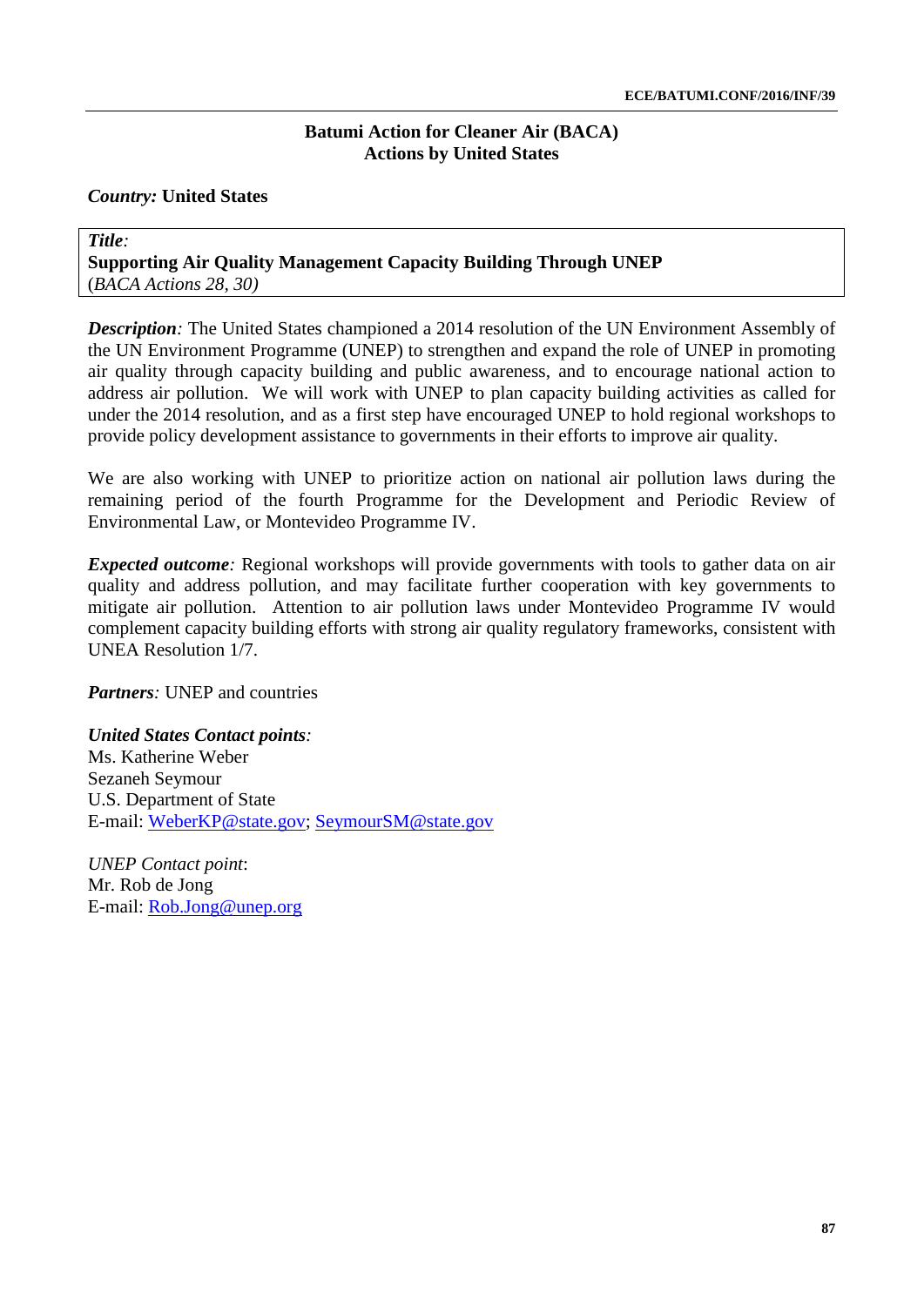**Batumi Action for Cleaner Air (BACA)**
**Actions by United States**

***Country:*** **United States**

| *Title*: **Supporting Air Quality Management Capacity Building Through UNEP** (*BACA Actions 28, 30)* |
|---|

***Description****:* The United States championed a 2014 resolution of the UN Environment Assembly of the UN Environment Programme (UNEP) to strengthen and expand the role of UNEP in promoting air quality through capacity building and public awareness, and to encourage national action to address air pollution. We will work with UNEP to plan capacity building activities as called for under the 2014 resolution, and as a first step have encouraged UNEP to hold regional workshops to provide policy development assistance to governments in their efforts to improve air quality.

We are also working with UNEP to prioritize action on national air pollution laws during the remaining period of the fourth Programme for the Development and Periodic Review of Environmental Law, or Montevideo Programme IV.

***Expected outcome****:* Regional workshops will provide governments with tools to gather data on air quality and address pollution, and may facilitate further cooperation with key governments to mitigate air pollution. Attention to air pollution laws under Montevideo Programme IV would complement capacity building efforts with strong air quality regulatory frameworks, consistent with UNEA Resolution 1/7.

***Partners****:* UNEP and countries

***United States Contact points****:*
Ms. Katherine Weber
Sezaneh Seymour
U.S. Department of State
E-mail: WeberKP@state.gov; SeymourSM@state.gov

*UNEP Contact point*:
Mr. Rob de Jong
E-mail: Rob.Jong@unep.org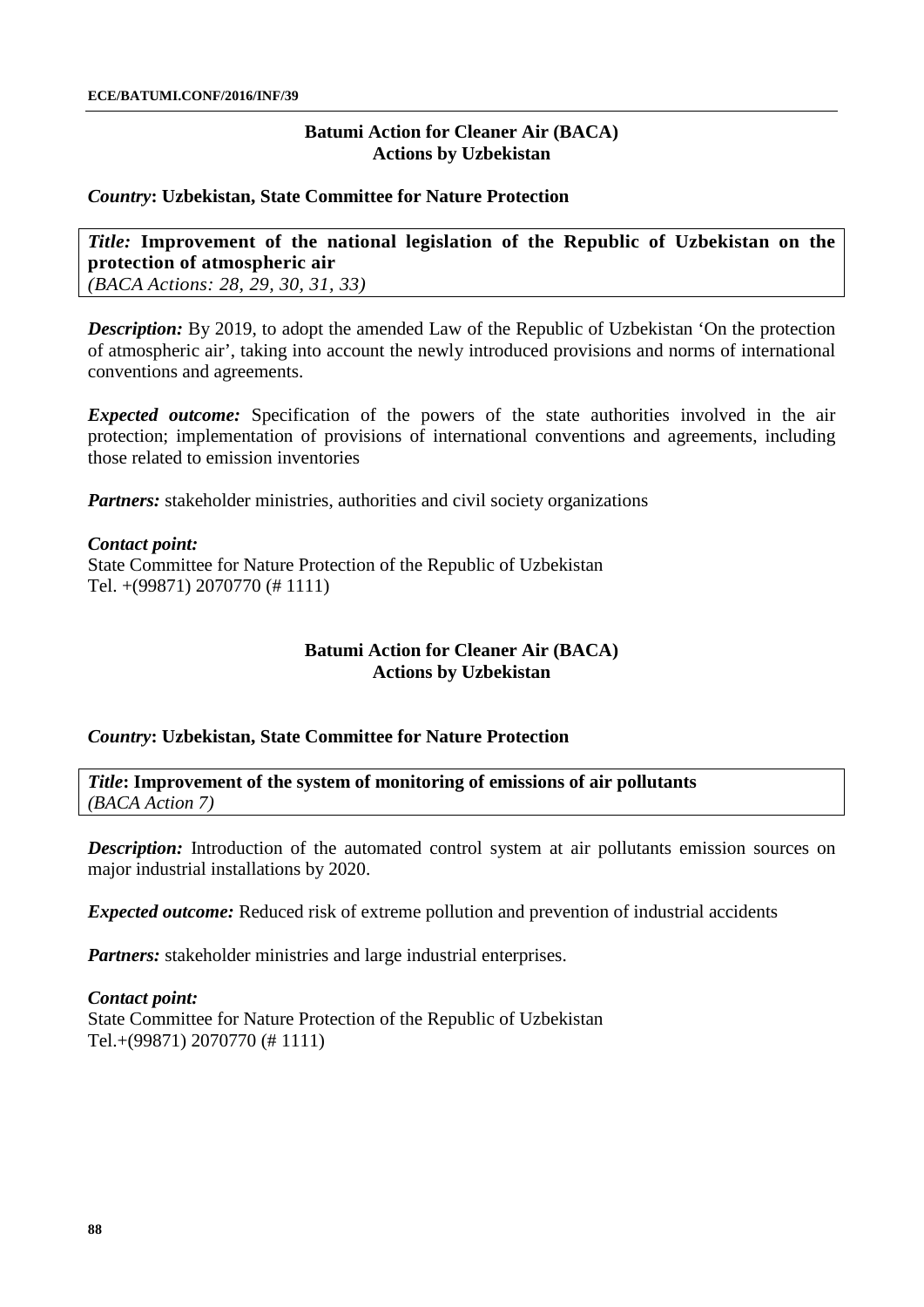## Batumi Action for Cleaner Air (BACA)
## Actions by Uzbekistan

***Country*: Uzbekistan, State Committee for Nature Protection**

*Title:* **Improvement of the national legislation of the Republic of Uzbekistan on the protection of atmospheric air**
*(BACA Actions: 28, 29, 30, 31, 33)*

***Description:*** By 2019, to adopt the amended Law of the Republic of Uzbekistan 'On the protection of atmospheric air', taking into account the newly introduced provisions and norms of international conventions and agreements.

***Expected outcome:*** Specification of the powers of the state authorities involved in the air protection; implementation of provisions of international conventions and agreements, including those related to emission inventories

***Partners:*** stakeholder ministries, authorities and civil society organizations

***Contact point:***
State Committee for Nature Protection of the Republic of Uzbekistan
Tel. +(99871) 2070770 (# 1111)

## Batumi Action for Cleaner Air (BACA)
## Actions by Uzbekistan

***Country*: Uzbekistan, State Committee for Nature Protection**

***Title*: Improvement of the system of monitoring of emissions of air pollutants**
*(BACA Action 7)*

***Description:*** Introduction of the automated control system at air pollutants emission sources on major industrial installations by 2020.

***Expected outcome:*** Reduced risk of extreme pollution and prevention of industrial accidents

***Partners:*** stakeholder ministries and large industrial enterprises.

***Contact point:***
State Committee for Nature Protection of the Republic of Uzbekistan
Tel.+(99871) 2070770 (# 1111)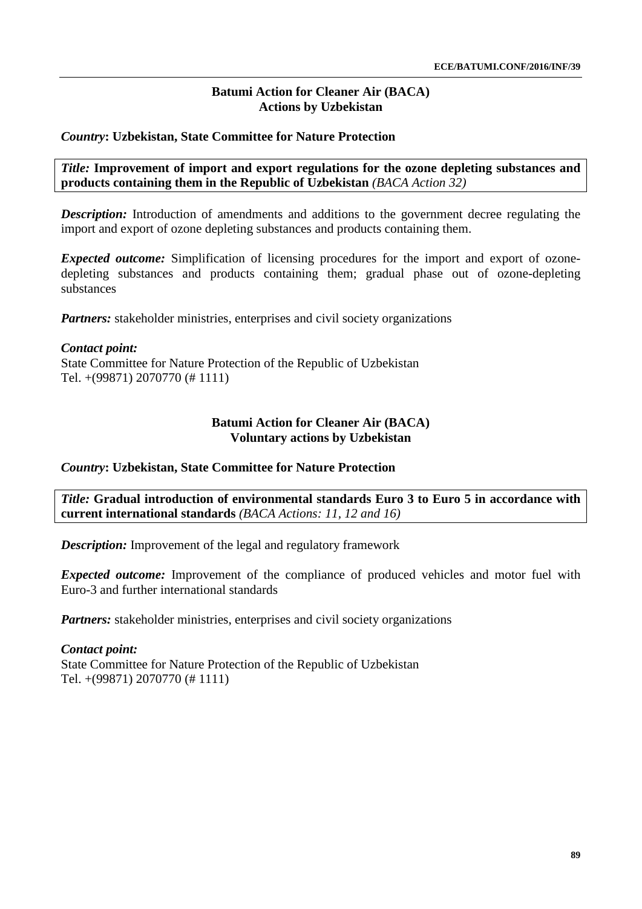## Batumi Action for Cleaner Air (BACA)
## Actions by Uzbekistan

***Country*: Uzbekistan, State Committee for Nature Protection**

*Title:* **Improvement of import and export regulations for the ozone depleting substances and products containing them in the Republic of Uzbekistan** *(BACA Action 32)*

***Description:*** Introduction of amendments and additions to the government decree regulating the import and export of ozone depleting substances and products containing them.

***Expected outcome:*** Simplification of licensing procedures for the import and export of ozone-depleting substances and products containing them; gradual phase out of ozone-depleting substances

***Partners:*** stakeholder ministries, enterprises and civil society organizations

***Contact point:***
State Committee for Nature Protection of the Republic of Uzbekistan
Tel. +(99871) 2070770 (# 1111)

## Batumi Action for Cleaner Air (BACA)
## Voluntary actions by Uzbekistan

***Country*: Uzbekistan, State Committee for Nature Protection**

*Title:* **Gradual introduction of environmental standards Euro 3 to Euro 5 in accordance with current international standards** *(BACA Actions: 11, 12 and 16)*

***Description:*** Improvement of the legal and regulatory framework

***Expected outcome:*** Improvement of the compliance of produced vehicles and motor fuel with Euro-3 and further international standards

***Partners:*** stakeholder ministries, enterprises and civil society organizations

***Contact point:***
State Committee for Nature Protection of the Republic of Uzbekistan
Tel. +(99871) 2070770 (# 1111)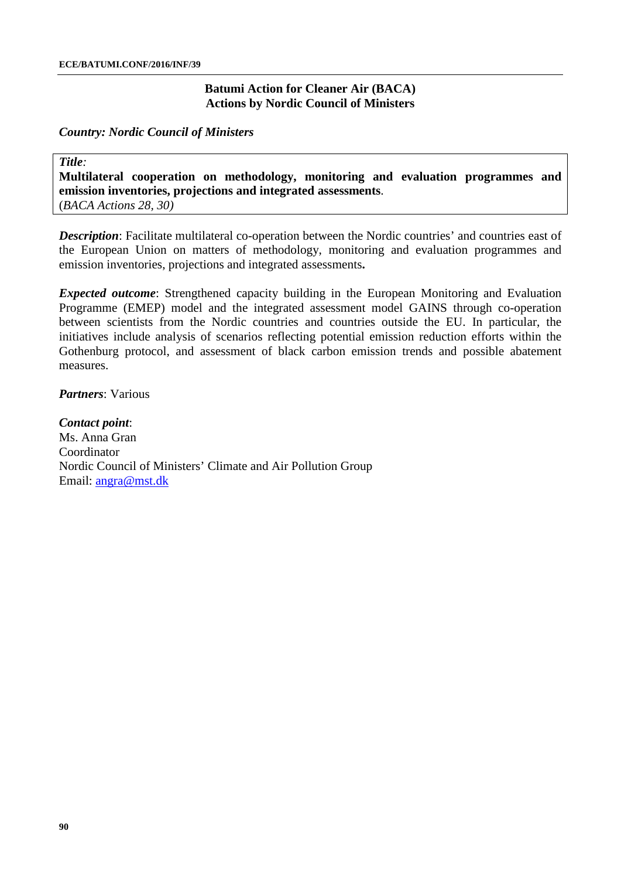## Batumi Action for Cleaner Air (BACA)
## Actions by Nordic Council of Ministers

***Country: Nordic Council of Ministers***

***Title**:*
**Multilateral cooperation on methodology, monitoring and evaluation programmes and emission inventories, projections and integrated assessments**.
(*BACA Actions 28, 30)*

***Description***: Facilitate multilateral co-operation between the Nordic countries' and countries east of the European Union on matters of methodology, monitoring and evaluation programmes and emission inventories, projections and integrated assessments**.**

***Expected outcome***: Strengthened capacity building in the European Monitoring and Evaluation Programme (EMEP) model and the integrated assessment model GAINS through co-operation between scientists from the Nordic countries and countries outside the EU. In particular, the initiatives include analysis of scenarios reflecting potential emission reduction efforts within the Gothenburg protocol, and assessment of black carbon emission trends and possible abatement measures.

***Partners***: Various

***Contact point***:
Ms. Anna Gran
Coordinator
Nordic Council of Ministers' Climate and Air Pollution Group
Email: angra@mst.dk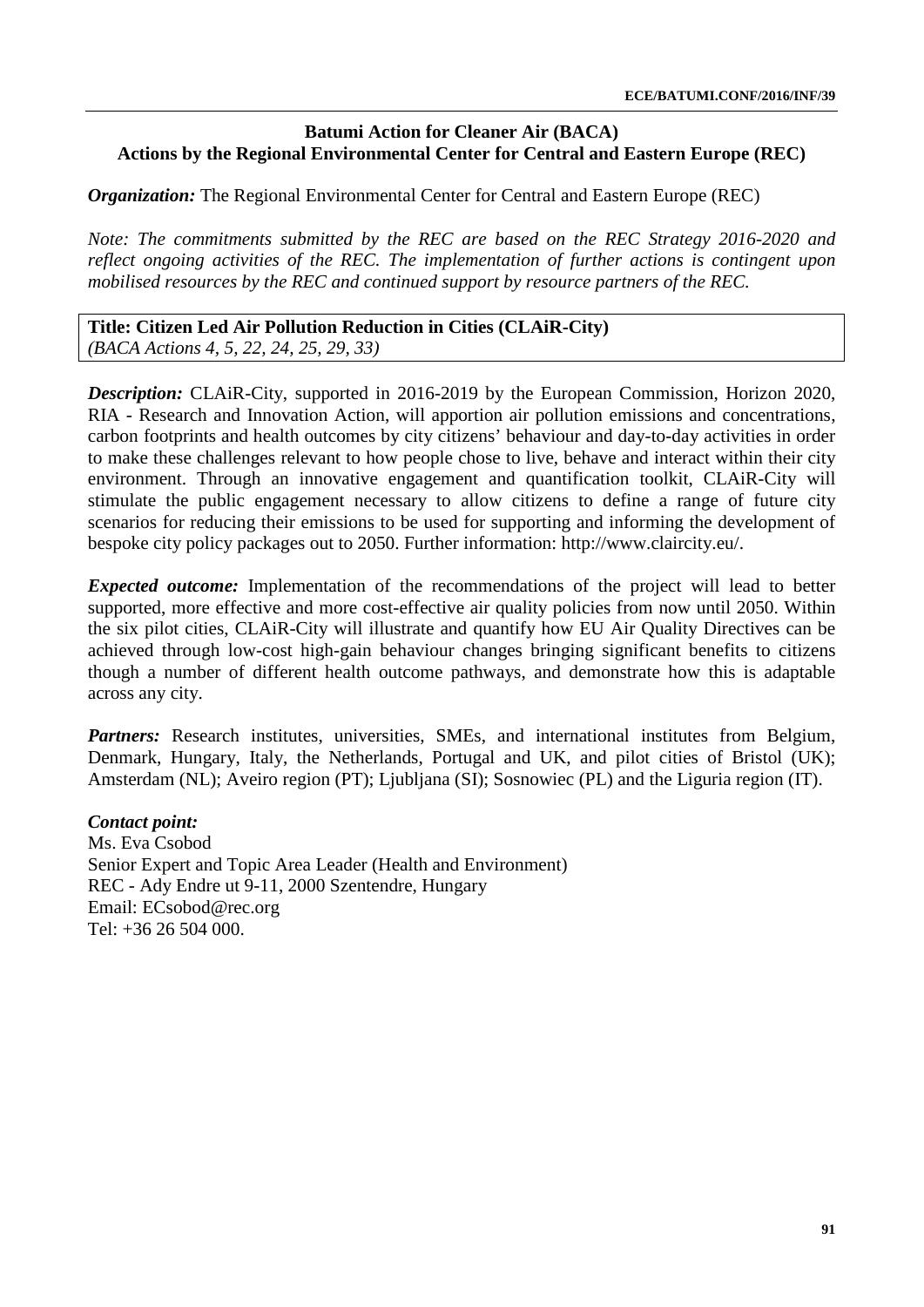## Batumi Action for Cleaner Air (BACA)
## Actions by the Regional Environmental Center for Central and Eastern Europe (REC)

***Organization:*** The Regional Environmental Center for Central and Eastern Europe (REC)

*Note: The commitments submitted by the REC are based on the REC Strategy 2016-2020 and reflect ongoing activities of the REC. The implementation of further actions is contingent upon mobilised resources by the REC and continued support by resource partners of the REC.*

**Title: Citizen Led Air Pollution Reduction in Cities (CLAiR-City)**
*(BACA Actions 4, 5, 22, 24, 25, 29, 33)*

***Description:*** CLAiR-City, supported in 2016-2019 by the European Commission, Horizon 2020, RIA - Research and Innovation Action, will apportion air pollution emissions and concentrations, carbon footprints and health outcomes by city citizens' behaviour and day-to-day activities in order to make these challenges relevant to how people chose to live, behave and interact within their city environment. Through an innovative engagement and quantification toolkit, CLAiR-City will stimulate the public engagement necessary to allow citizens to define a range of future city scenarios for reducing their emissions to be used for supporting and informing the development of bespoke city policy packages out to 2050. Further information: http://www.claircity.eu/.

***Expected outcome:*** Implementation of the recommendations of the project will lead to better supported, more effective and more cost-effective air quality policies from now until 2050. Within the six pilot cities, CLAiR-City will illustrate and quantify how EU Air Quality Directives can be achieved through low-cost high-gain behaviour changes bringing significant benefits to citizens though a number of different health outcome pathways, and demonstrate how this is adaptable across any city.

***Partners:*** Research institutes, universities, SMEs, and international institutes from Belgium, Denmark, Hungary, Italy, the Netherlands, Portugal and UK, and pilot cities of Bristol (UK); Amsterdam (NL); Aveiro region (PT); Ljubljana (SI); Sosnowiec (PL) and the Liguria region (IT).

***Contact point:***
Ms. Eva Csobod
Senior Expert and Topic Area Leader (Health and Environment)
REC - Ady Endre ut 9-11, 2000 Szentendre, Hungary
Email: ECsobod@rec.org
Tel: +36 26 504 000.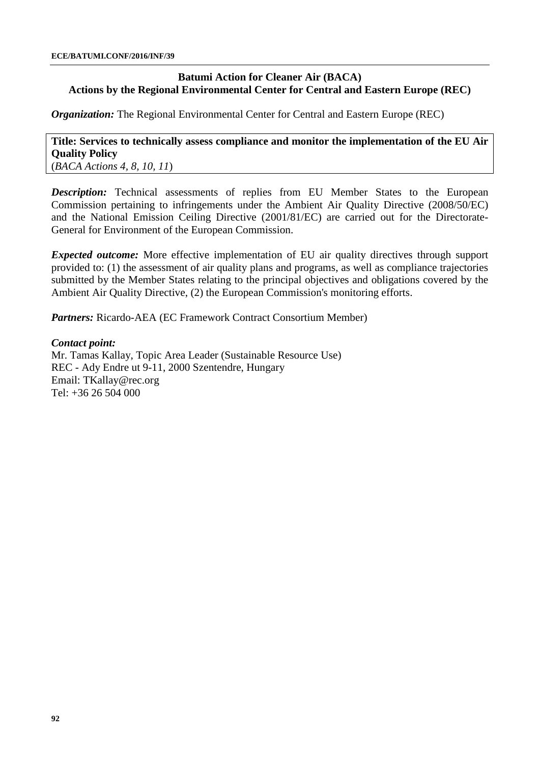## Batumi Action for Cleaner Air (BACA)
## Actions by the Regional Environmental Center for Central and Eastern Europe (REC)

***Organization:*** The Regional Environmental Center for Central and Eastern Europe (REC)

**Title: Services to technically assess compliance and monitor the implementation of the EU Air Quality Policy**
(*BACA Actions 4, 8, 10, 11*)

***Description:*** Technical assessments of replies from EU Member States to the European Commission pertaining to infringements under the Ambient Air Quality Directive (2008/50/EC) and the National Emission Ceiling Directive (2001/81/EC) are carried out for the Directorate-General for Environment of the European Commission.

***Expected outcome:*** More effective implementation of EU air quality directives through support provided to: (1) the assessment of air quality plans and programs, as well as compliance trajectories submitted by the Member States relating to the principal objectives and obligations covered by the Ambient Air Quality Directive, (2) the European Commission's monitoring efforts.

***Partners:*** Ricardo-AEA (EC Framework Contract Consortium Member)

***Contact point:***
Mr. Tamas Kallay, Topic Area Leader (Sustainable Resource Use)
REC - Ady Endre ut 9-11, 2000 Szentendre, Hungary
Email: TKallay@rec.org
Tel: +36 26 504 000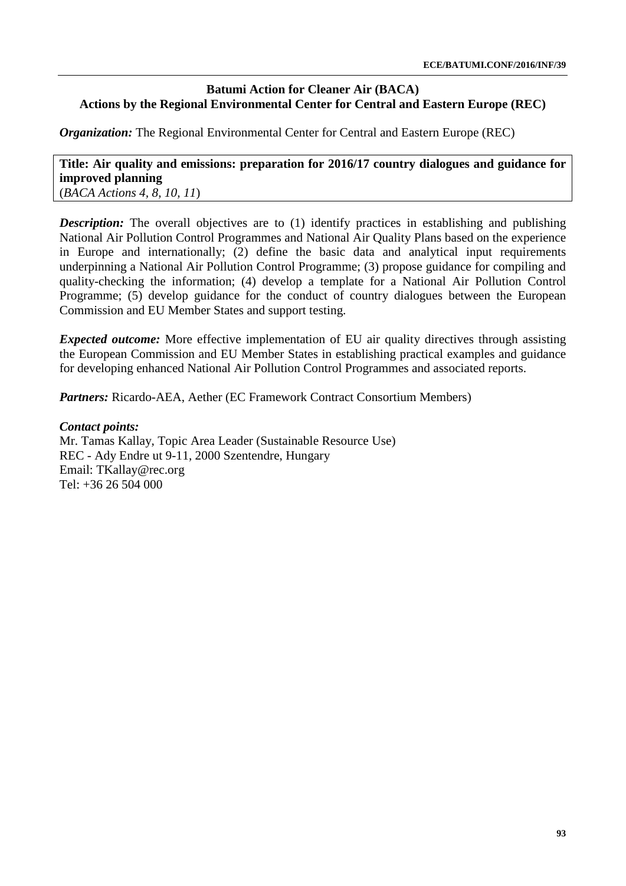**Batumi Action for Cleaner Air (BACA)**
**Actions by the Regional Environmental Center for Central and Eastern Europe (REC)**

***Organization:*** The Regional Environmental Center for Central and Eastern Europe (REC)

**Title: Air quality and emissions: preparation for 2016/17 country dialogues and guidance for improved planning**
(*BACA Actions 4, 8, 10, 11*)

***Description:*** The overall objectives are to (1) identify practices in establishing and publishing National Air Pollution Control Programmes and National Air Quality Plans based on the experience in Europe and internationally; (2) define the basic data and analytical input requirements underpinning a National Air Pollution Control Programme; (3) propose guidance for compiling and quality-checking the information; (4) develop a template for a National Air Pollution Control Programme; (5) develop guidance for the conduct of country dialogues between the European Commission and EU Member States and support testing.

***Expected outcome:*** More effective implementation of EU air quality directives through assisting the European Commission and EU Member States in establishing practical examples and guidance for developing enhanced National Air Pollution Control Programmes and associated reports.

***Partners:*** Ricardo-AEA, Aether (EC Framework Contract Consortium Members)

***Contact points:***
Mr. Tamas Kallay, Topic Area Leader (Sustainable Resource Use)
REC - Ady Endre ut 9-11, 2000 Szentendre, Hungary
Email: TKallay@rec.org
Tel: +36 26 504 000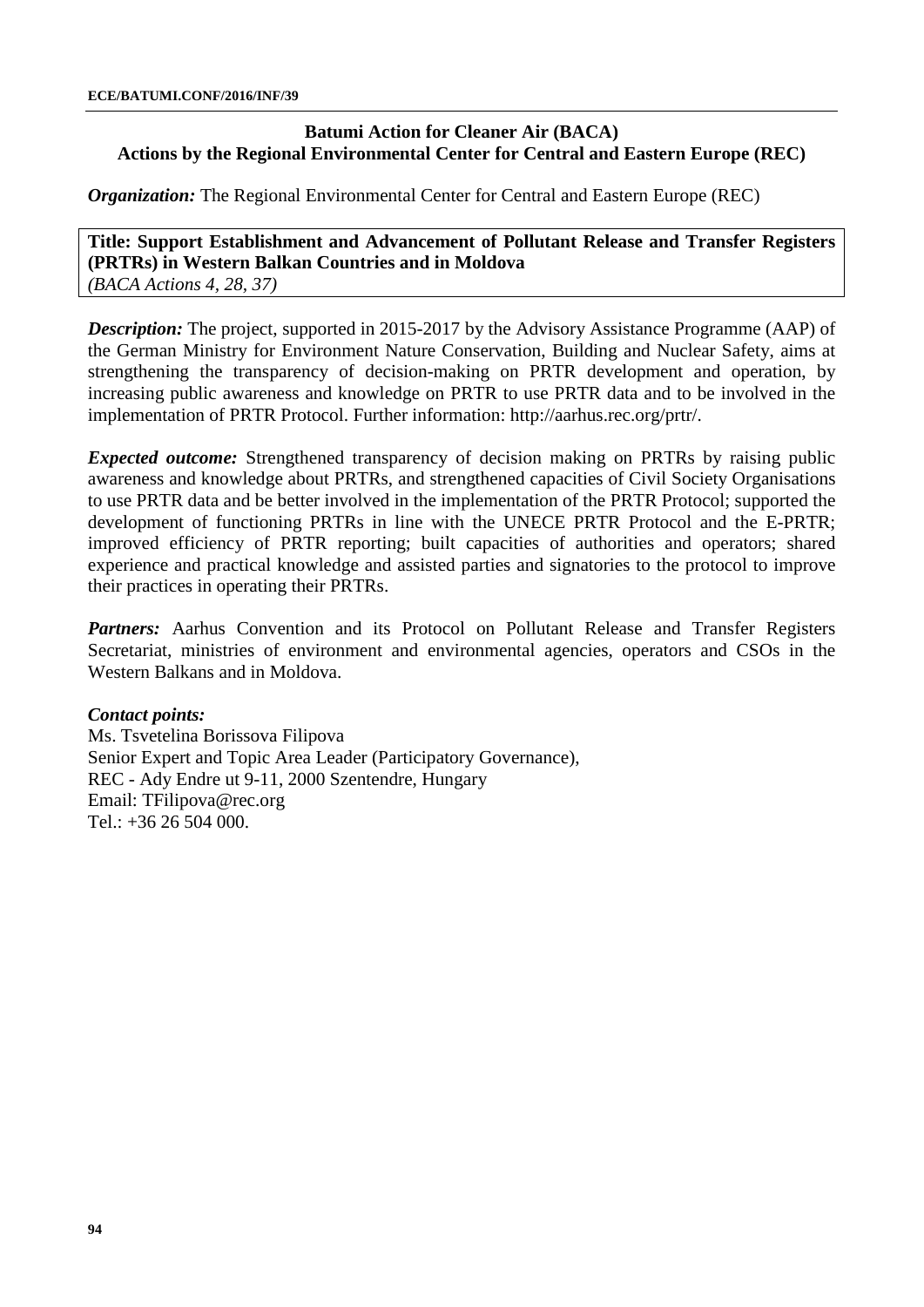## Batumi Action for Cleaner Air (BACA)
## Actions by the Regional Environmental Center for Central and Eastern Europe (REC)

***Organization:*** The Regional Environmental Center for Central and Eastern Europe (REC)

**Title: Support Establishment and Advancement of Pollutant Release and Transfer Registers (PRTRs) in Western Balkan Countries and in Moldova**
*(BACA Actions 4, 28, 37)*

***Description:*** The project, supported in 2015-2017 by the Advisory Assistance Programme (AAP) of the German Ministry for Environment Nature Conservation, Building and Nuclear Safety, aims at strengthening the transparency of decision-making on PRTR development and operation, by increasing public awareness and knowledge on PRTR to use PRTR data and to be involved in the implementation of PRTR Protocol. Further information: http://aarhus.rec.org/prtr/.

***Expected outcome:*** Strengthened transparency of decision making on PRTRs by raising public awareness and knowledge about PRTRs, and strengthened capacities of Civil Society Organisations to use PRTR data and be better involved in the implementation of the PRTR Protocol; supported the development of functioning PRTRs in line with the UNECE PRTR Protocol and the E-PRTR; improved efficiency of PRTR reporting; built capacities of authorities and operators; shared experience and practical knowledge and assisted parties and signatories to the protocol to improve their practices in operating their PRTRs.

***Partners:*** Aarhus Convention and its Protocol on Pollutant Release and Transfer Registers Secretariat, ministries of environment and environmental agencies, operators and CSOs in the Western Balkans and in Moldova.

***Contact points:***
Ms. Tsvetelina Borissova Filipova
Senior Expert and Topic Area Leader (Participatory Governance),
REC - Ady Endre ut 9-11, 2000 Szentendre, Hungary
Email: TFilipova@rec.org
Tel.: +36 26 504 000.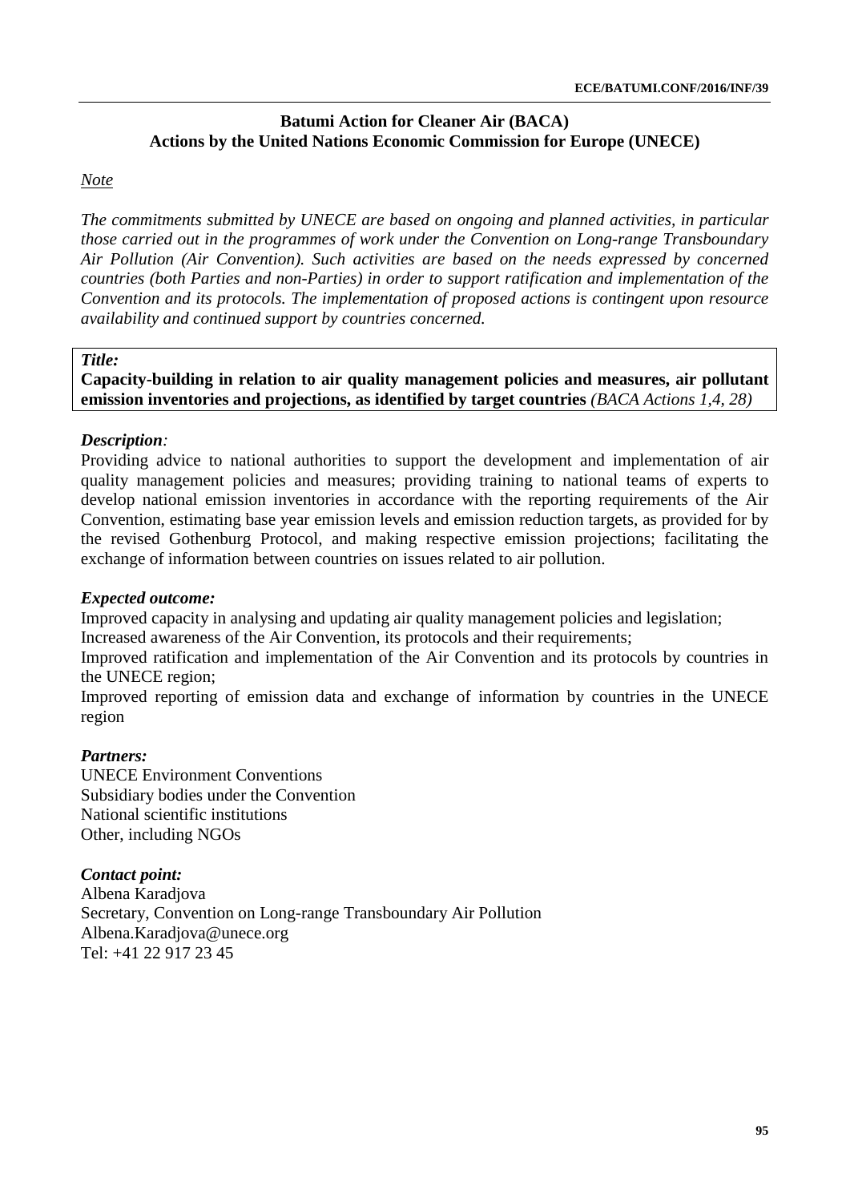## Batumi Action for Cleaner Air (BACA)
## Actions by the United Nations Economic Commission for Europe (UNECE)

*Note*

*The commitments submitted by UNECE are based on ongoing and planned activities, in particular those carried out in the programmes of work under the Convention on Long-range Transboundary Air Pollution (Air Convention). Such activities are based on the needs expressed by concerned countries (both Parties and non-Parties) in order to support ratification and implementation of the Convention and its protocols. The implementation of proposed actions is contingent upon resource availability and continued support by countries concerned.*

***Title:***

**Capacity-building in relation to air quality management policies and measures, air pollutant emission inventories and projections, as identified by target countries** *(BACA Actions 1,4, 28)*

***Description:***

Providing advice to national authorities to support the development and implementation of air quality management policies and measures; providing training to national teams of experts to develop national emission inventories in accordance with the reporting requirements of the Air Convention, estimating base year emission levels and emission reduction targets, as provided for by the revised Gothenburg Protocol, and making respective emission projections; facilitating the exchange of information between countries on issues related to air pollution.

***Expected outcome:***

Improved capacity in analysing and updating air quality management policies and legislation;
Increased awareness of the Air Convention, its protocols and their requirements;
Improved ratification and implementation of the Air Convention and its protocols by countries in the UNECE region;
Improved reporting of emission data and exchange of information by countries in the UNECE region

***Partners:***

UNECE Environment Conventions
Subsidiary bodies under the Convention
National scientific institutions
Other, including NGOs

***Contact point:***

Albena Karadjova
Secretary, Convention on Long-range Transboundary Air Pollution
Albena.Karadjova@unece.org
Tel: +41 22 917 23 45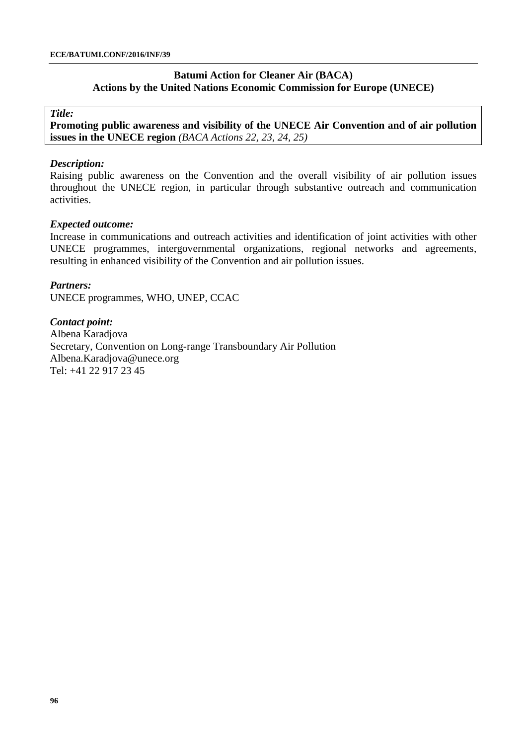**Batumi Action for Cleaner Air (BACA)**
**Actions by the United Nations Economic Commission for Europe (UNECE)**

*Title:*
**Promoting public awareness and visibility of the UNECE Air Convention and of air pollution issues in the UNECE region** *(BACA Actions 22, 23, 24, 25)*

***Description:***
Raising public awareness on the Convention and the overall visibility of air pollution issues throughout the UNECE region, in particular through substantive outreach and communication activities.

***Expected outcome:***
Increase in communications and outreach activities and identification of joint activities with other UNECE programmes, intergovernmental organizations, regional networks and agreements, resulting in enhanced visibility of the Convention and air pollution issues.

***Partners:***
UNECE programmes, WHO, UNEP, CCAC

***Contact point:***
Albena Karadjova
Secretary, Convention on Long-range Transboundary Air Pollution
Albena.Karadjova@unece.org
Tel: +41 22 917 23 45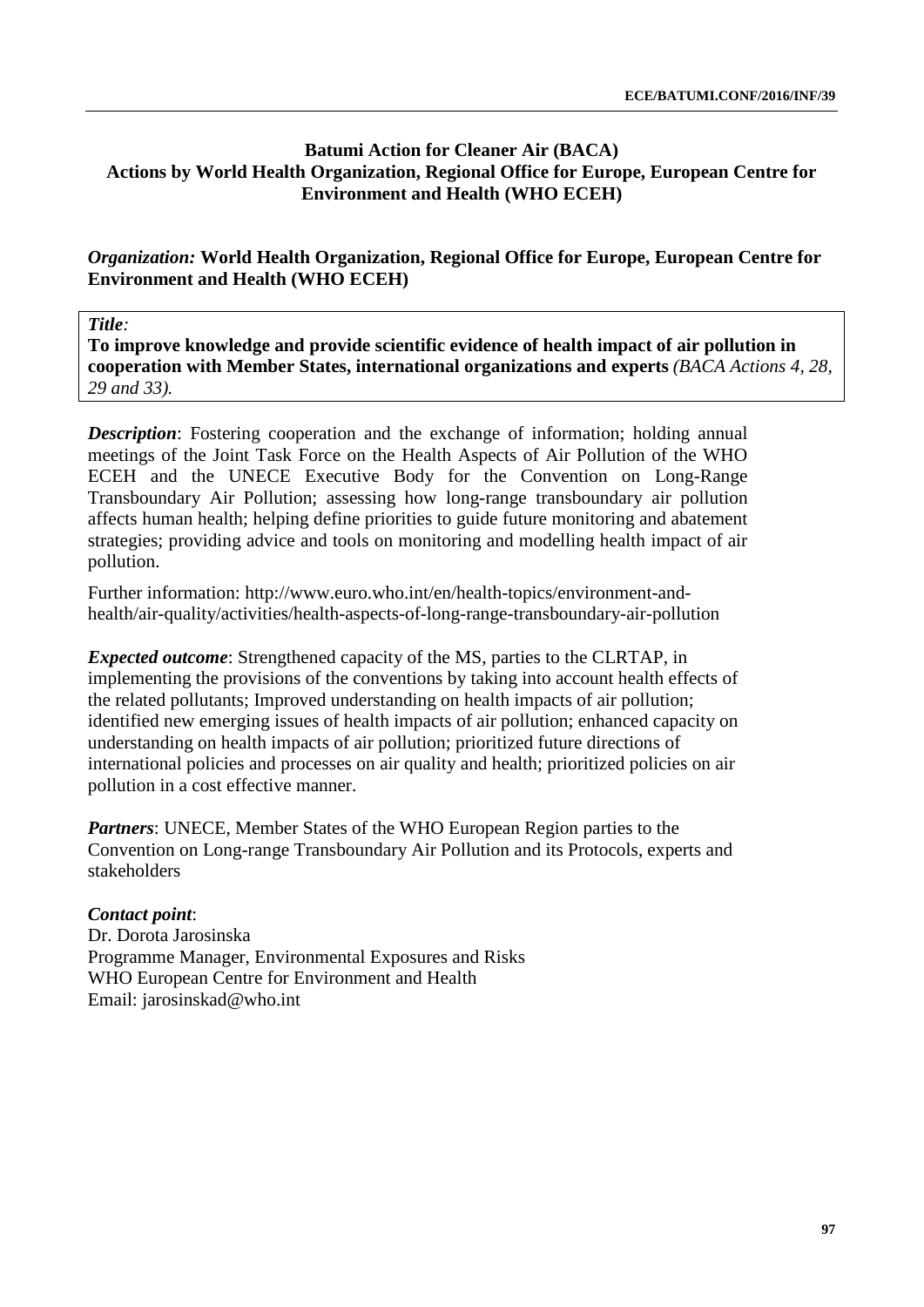**Batumi Action for Cleaner Air (BACA)**
**Actions by World Health Organization, Regional Office for Europe, European Centre for Environment and Health (WHO ECEH)**

***Organization:*** **World Health Organization, Regional Office for Europe, European Centre for Environment and Health (WHO ECEH)**

***Title:***
**To improve knowledge and provide scientific evidence of health impact of air pollution in cooperation with Member States, international organizations and experts** *(BACA Actions 4, 28, 29 and 33).*

***Description***: Fostering cooperation and the exchange of information; holding annual meetings of the Joint Task Force on the Health Aspects of Air Pollution of the WHO ECEH and the UNECE Executive Body for the Convention on Long-Range Transboundary Air Pollution; assessing how long-range transboundary air pollution affects human health; helping define priorities to guide future monitoring and abatement strategies; providing advice and tools on monitoring and modelling health impact of air pollution.

Further information: http://www.euro.who.int/en/health-topics/environment-and-health/air-quality/activities/health-aspects-of-long-range-transboundary-air-pollution

***Expected outcome***: Strengthened capacity of the MS, parties to the CLRTAP, in implementing the provisions of the conventions by taking into account health effects of the related pollutants; Improved understanding on health impacts of air pollution; identified new emerging issues of health impacts of air pollution; enhanced capacity on understanding on health impacts of air pollution; prioritized future directions of international policies and processes on air quality and health; prioritized policies on air pollution in a cost effective manner.

***Partners***: UNECE, Member States of the WHO European Region parties to the Convention on Long-range Transboundary Air Pollution and its Protocols, experts and stakeholders

***Contact point***:
Dr. Dorota Jarosinska
Programme Manager, Environmental Exposures and Risks
WHO European Centre for Environment and Health
Email: jarosinskad@who.int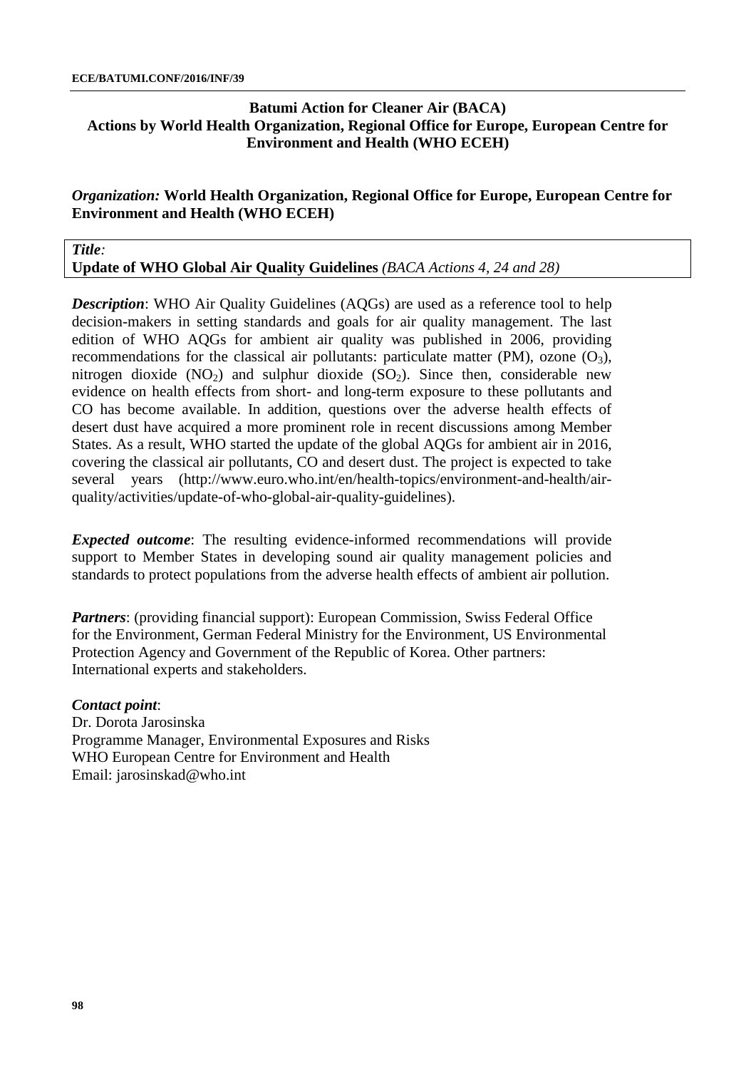## Batumi Action for Cleaner Air (BACA)
## Actions by World Health Organization, Regional Office for Europe, European Centre for Environment and Health (WHO ECEH)

*Organization:* **World Health Organization, Regional Office for Europe, European Centre for Environment and Health (WHO ECEH)**

***Title:***
**Update of WHO Global Air Quality Guidelines** *(BACA Actions 4, 24 and 28)*

***Description***: WHO Air Quality Guidelines (AQGs) are used as a reference tool to help decision-makers in setting standards and goals for air quality management. The last edition of WHO AQGs for ambient air quality was published in 2006, providing recommendations for the classical air pollutants: particulate matter (PM), ozone ($O_3$), nitrogen dioxide ($NO_2$) and sulphur dioxide ($SO_2$). Since then, considerable new evidence on health effects from short- and long-term exposure to these pollutants and CO has become available. In addition, questions over the adverse health effects of desert dust have acquired a more prominent role in recent discussions among Member States. As a result, WHO started the update of the global AQGs for ambient air in 2016, covering the classical air pollutants, CO and desert dust. The project is expected to take several years (http://www.euro.who.int/en/health-topics/environment-and-health/air-quality/activities/update-of-who-global-air-quality-guidelines).

***Expected outcome***: The resulting evidence-informed recommendations will provide support to Member States in developing sound air quality management policies and standards to protect populations from the adverse health effects of ambient air pollution.

***Partners***: (providing financial support): European Commission, Swiss Federal Office for the Environment, German Federal Ministry for the Environment, US Environmental Protection Agency and Government of the Republic of Korea. Other partners: International experts and stakeholders.

***Contact point***:
Dr. Dorota Jarosinska
Programme Manager, Environmental Exposures and Risks
WHO European Centre for Environment and Health
Email: jarosinskad@who.int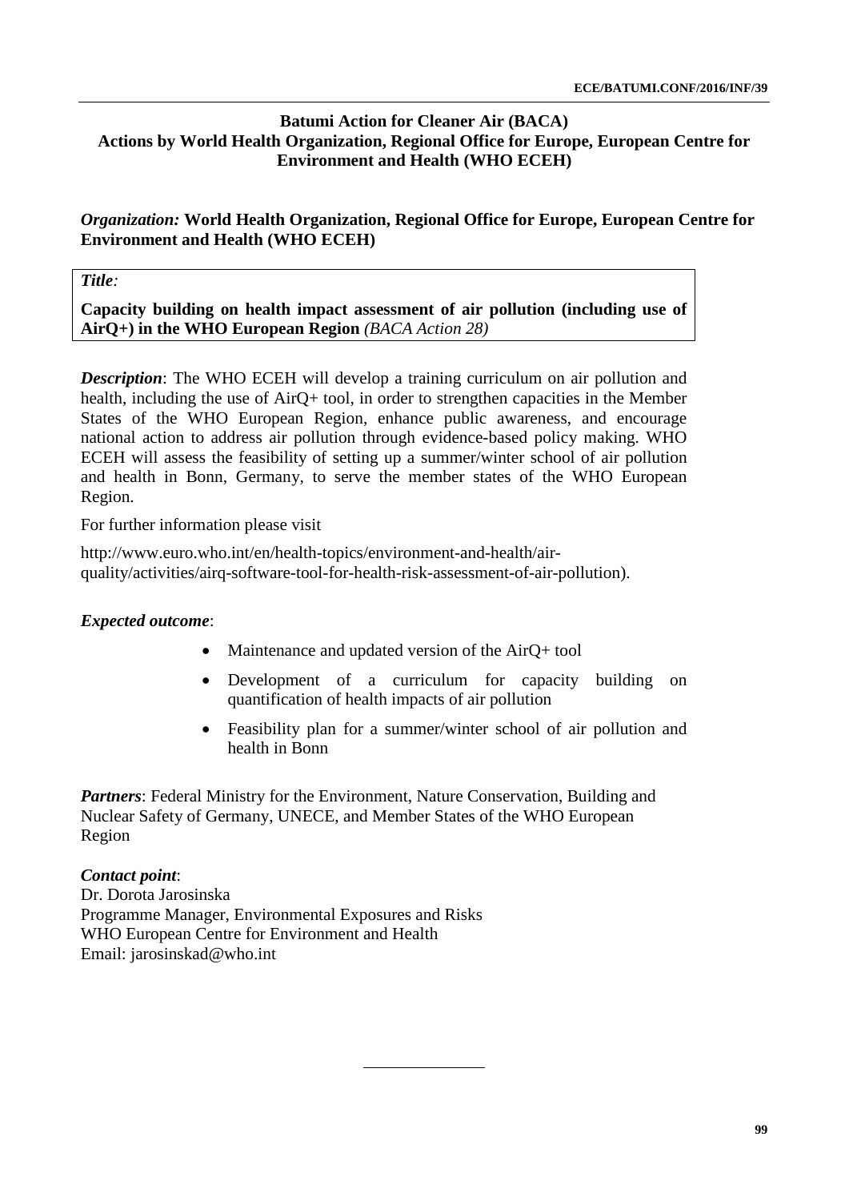## Batumi Action for Cleaner Air (BACA)
## Actions by World Health Organization, Regional Office for Europe, European Centre for Environment and Health (WHO ECEH)

*Organization:* **World Health Organization, Regional Office for Europe, European Centre for Environment and Health (WHO ECEH)**

*Title:*

**Capacity building on health impact assessment of air pollution (including use of AirQ+) in the WHO European Region** *(BACA Action 28)*

***Description***: The WHO ECEH will develop a training curriculum on air pollution and health, including the use of AirQ+ tool, in order to strengthen capacities in the Member States of the WHO European Region, enhance public awareness, and encourage national action to address air pollution through evidence-based policy making. WHO ECEH will assess the feasibility of setting up a summer/winter school of air pollution and health in Bonn, Germany, to serve the member states of the WHO European Region.

For further information please visit

http://www.euro.who.int/en/health-topics/environment-and-health/air-quality/activities/airq-software-tool-for-health-risk-assessment-of-air-pollution).

***Expected outcome***:

- Maintenance and updated version of the AirQ+ tool
- Development of a curriculum for capacity building on quantification of health impacts of air pollution
- Feasibility plan for a summer/winter school of air pollution and health in Bonn

***Partners***: Federal Ministry for the Environment, Nature Conservation, Building and Nuclear Safety of Germany, UNECE, and Member States of the WHO European Region

***Contact point***:
Dr. Dorota Jarosinska
Programme Manager, Environmental Exposures and Risks
WHO European Centre for Environment and Health
Email: jarosinskad@who.int